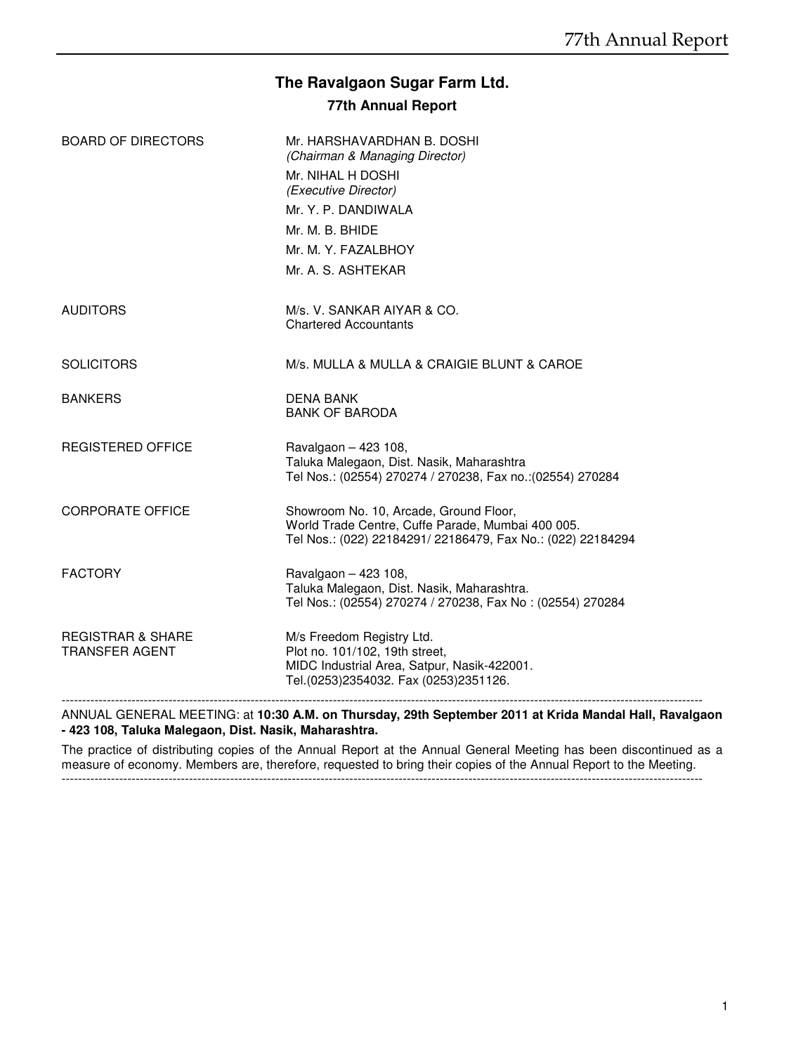# The Ravalgaon Sugar Farm Ltd.

## 77th Annual Report

| | |
|---|---|
| BOARD OF DIRECTORS | Mr. HARSHAVARDHAN B. DOSHI *(Chairman & Managing Director)*<br>Mr. NIHAL H DOSHI *(Executive Director)*<br>Mr. Y. P. DANDIWALA<br>Mr. M. B. BHIDE<br>Mr. M. Y. FAZALBHOY<br>Mr. A. S. ASHTEKAR |
| AUDITORS | M/s. V. SANKAR AIYAR & CO.<br>Chartered Accountants |
| SOLICITORS | M/s. MULLA & MULLA & CRAIGIE BLUNT & CAROE |
| BANKERS | DENA BANK<br>BANK OF BARODA |
| REGISTERED OFFICE | Ravalgaon – 423 108,<br>Taluka Malegaon, Dist. Nasik, Maharashtra<br>Tel Nos.: (02554) 270274 / 270238, Fax no.:(02554) 270284 |
| CORPORATE OFFICE | Showroom No. 10, Arcade, Ground Floor,<br>World Trade Centre, Cuffe Parade, Mumbai 400 005.<br>Tel Nos.: (022) 22184291/ 22186479, Fax No.: (022) 22184294 |
| FACTORY | Ravalgaon – 423 108,<br>Taluka Malegaon, Dist. Nasik, Maharashtra.<br>Tel Nos.: (02554) 270274 / 270238, Fax No : (02554) 270284 |
| REGISTRAR & SHARE TRANSFER AGENT | M/s Freedom Registry Ltd.<br>Plot no. 101/102, 19th street,<br>MIDC Industrial Area, Satpur, Nasik-422001.<br>Tel.(0253)2354032. Fax (0253)2351126. |

---

ANNUAL GENERAL MEETING: at **10:30 A.M. on Thursday, 29th September 2011 at Krida Mandal Hall, Ravalgaon - 423 108, Taluka Malegaon, Dist. Nasik, Maharashtra.**

The practice of distributing copies of the Annual Report at the Annual General Meeting has been discontinued as a measure of economy. Members are, therefore, requested to bring their copies of the Annual Report to the Meeting.

---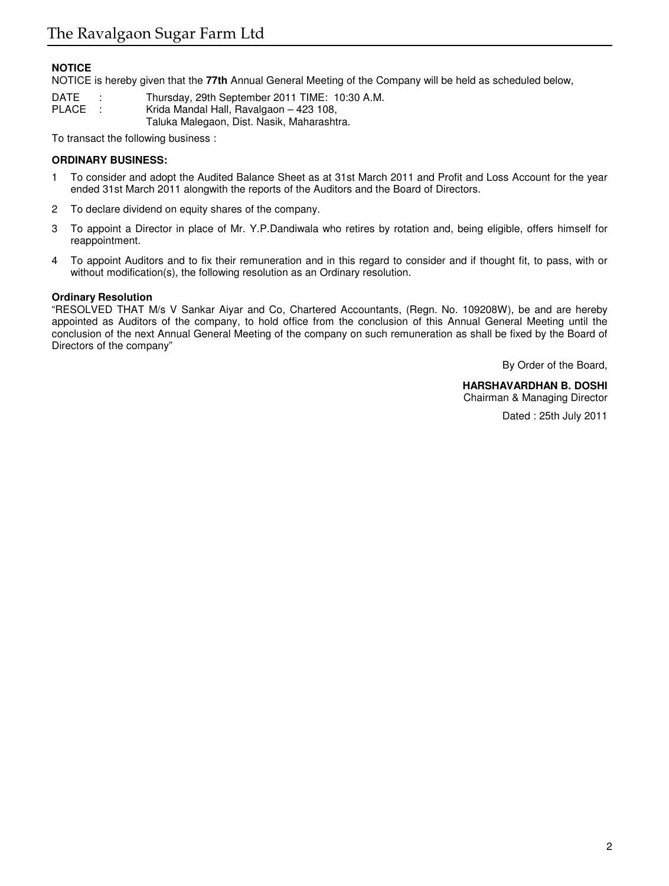**NOTICE**

NOTICE is hereby given that the **77th** Annual General Meeting of the Company will be held as scheduled below,

DATE : Thursday, 29th September 2011 TIME: 10:30 A.M.
PLACE : Krida Mandal Hall, Ravalgaon – 423 108,
Taluka Malegaon, Dist. Nasik, Maharashtra.

To transact the following business :

**ORDINARY BUSINESS:**

1 To consider and adopt the Audited Balance Sheet as at 31st March 2011 and Profit and Loss Account for the year ended 31st March 2011 alongwith the reports of the Auditors and the Board of Directors.

2 To declare dividend on equity shares of the company.

3 To appoint a Director in place of Mr. Y.P.Dandiwala who retires by rotation and, being eligible, offers himself for reappointment.

4 To appoint Auditors and to fix their remuneration and in this regard to consider and if thought fit, to pass, with or without modification(s), the following resolution as an Ordinary resolution.

**Ordinary Resolution**

"RESOLVED THAT M/s V Sankar Aiyar and Co, Chartered Accountants, (Regn. No. 109208W), be and are hereby appointed as Auditors of the company, to hold office from the conclusion of this Annual General Meeting until the conclusion of the next Annual General Meeting of the company on such remuneration as shall be fixed by the Board of Directors of the company"

By Order of the Board,

**HARSHAVARDHAN B. DOSHI**
Chairman & Managing Director

Dated : 25th July 2011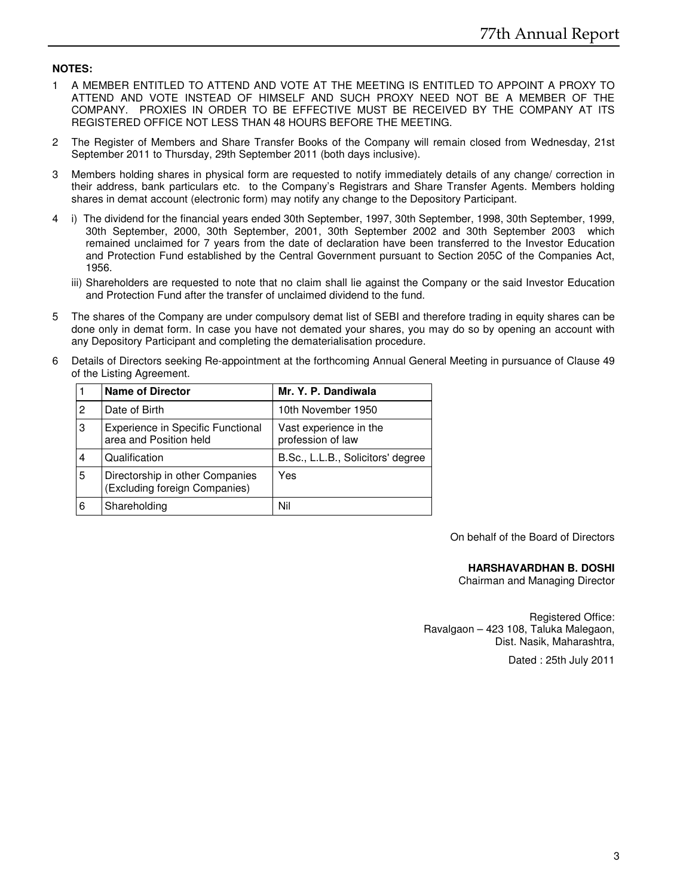**NOTES:**

1. A MEMBER ENTITLED TO ATTEND AND VOTE AT THE MEETING IS ENTITLED TO APPOINT A PROXY TO ATTEND AND VOTE INSTEAD OF HIMSELF AND SUCH PROXY NEED NOT BE A MEMBER OF THE COMPANY. PROXIES IN ORDER TO BE EFFECTIVE MUST BE RECEIVED BY THE COMPANY AT ITS REGISTERED OFFICE NOT LESS THAN 48 HOURS BEFORE THE MEETING.

2. The Register of Members and Share Transfer Books of the Company will remain closed from Wednesday, 21st September 2011 to Thursday, 29th September 2011 (both days inclusive).

3. Members holding shares in physical form are requested to notify immediately details of any change/ correction in their address, bank particulars etc. to the Company's Registrars and Share Transfer Agents. Members holding shares in demat account (electronic form) may notify any change to the Depository Participant.

4. i) The dividend for the financial years ended 30th September, 1997, 30th September, 1998, 30th September, 1999, 30th September, 2000, 30th September, 2001, 30th September 2002 and 30th September 2003 which remained unclaimed for 7 years from the date of declaration have been transferred to the Investor Education and Protection Fund established by the Central Government pursuant to Section 205C of the Companies Act, 1956.

   iii) Shareholders are requested to note that no claim shall lie against the Company or the said Investor Education and Protection Fund after the transfer of unclaimed dividend to the fund.

5. The shares of the Company are under compulsory demat list of SEBI and therefore trading in equity shares can be done only in demat form. In case you have not demated your shares, you may do so by opening an account with any Depository Participant and completing the dematerialisation procedure.

6. Details of Directors seeking Re-appointment at the forthcoming Annual General Meeting in pursuance of Clause 49 of the Listing Agreement.

| 1 | **Name of Director** | **Mr. Y. P. Dandiwala** |
|---|---|---|
| 2 | Date of Birth | 10th November 1950 |
| 3 | Experience in Specific Functional area and Position held | Vast experience in the profession of law |
| 4 | Qualification | B.Sc., L.L.B., Solicitors' degree |
| 5 | Directorship in other Companies (Excluding foreign Companies) | Yes |
| 6 | Shareholding | Nil |

On behalf of the Board of Directors

**HARSHAVARDHAN B. DOSHI**
Chairman and Managing Director

Registered Office:
Ravalgaon – 423 108, Taluka Malegaon,
Dist. Nasik, Maharashtra,

Dated : 25th July 2011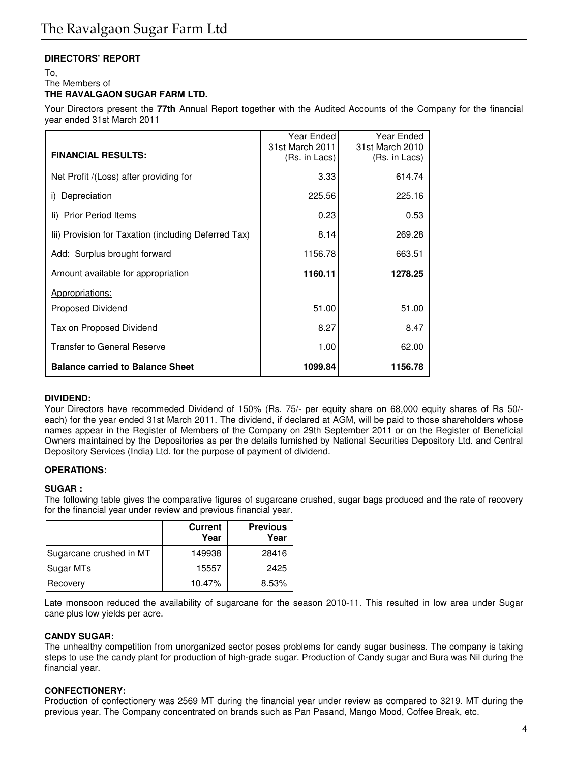## DIRECTORS' REPORT

To,
The Members of
**THE RAVALGAON SUGAR FARM LTD.**

Your Directors present the **77th** Annual Report together with the Audited Accounts of the Company for the financial year ended 31st March 2011

| **FINANCIAL RESULTS:** | Year Ended 31st March 2011 (Rs. in Lacs) | Year Ended 31st March 2010 (Rs. in Lacs) |
|---|---|---|
| Net Profit /(Loss) after providing for | 3.33 | 614.74 |
| i) Depreciation | 225.56 | 225.16 |
| Ii) Prior Period Items | 0.23 | 0.53 |
| Iii) Provision for Taxation (including Deferred Tax) | 8.14 | 269.28 |
| Add: Surplus brought forward | 1156.78 | 663.51 |
| Amount available for appropriation | **1160.11** | **1278.25** |
| Appropriations: | | |
| Proposed Dividend | 51.00 | 51.00 |
| Tax on Proposed Dividend | 8.27 | 8.47 |
| Transfer to General Reserve | 1.00 | 62.00 |
| **Balance carried to Balance Sheet** | **1099.84** | **1156.78** |

### DIVIDEND:

Your Directors have recommeded Dividend of 150% (Rs. 75/- per equity share on 68,000 equity shares of Rs 50/- each) for the year ended 31st March 2011. The dividend, if declared at AGM, will be paid to those shareholders whose names appear in the Register of Members of the Company on 29th September 2011 or on the Register of Beneficial Owners maintained by the Depositories as per the details furnished by National Securities Depository Ltd. and Central Depository Services (India) Ltd. for the purpose of payment of dividend.

### OPERATIONS:

### SUGAR :

The following table gives the comparative figures of sugarcane crushed, sugar bags produced and the rate of recovery for the financial year under review and previous financial year.

| | **Current Year** | **Previous Year** |
|---|---|---|
| Sugarcane crushed in MT | 149938 | 28416 |
| Sugar MTs | 15557 | 2425 |
| Recovery | 10.47% | 8.53% |

Late monsoon reduced the availability of sugarcane for the season 2010-11. This resulted in low area under Sugar cane plus low yields per acre.

### CANDY SUGAR:

The unhealthy competition from unorganized sector poses problems for candy sugar business. The company is taking steps to use the candy plant for production of high-grade sugar. Production of Candy sugar and Bura was Nil during the financial year.

### CONFECTIONERY:

Production of confectionery was 2569 MT during the financial year under review as compared to 3219. MT during the previous year. The Company concentrated on brands such as Pan Pasand, Mango Mood, Coffee Break, etc.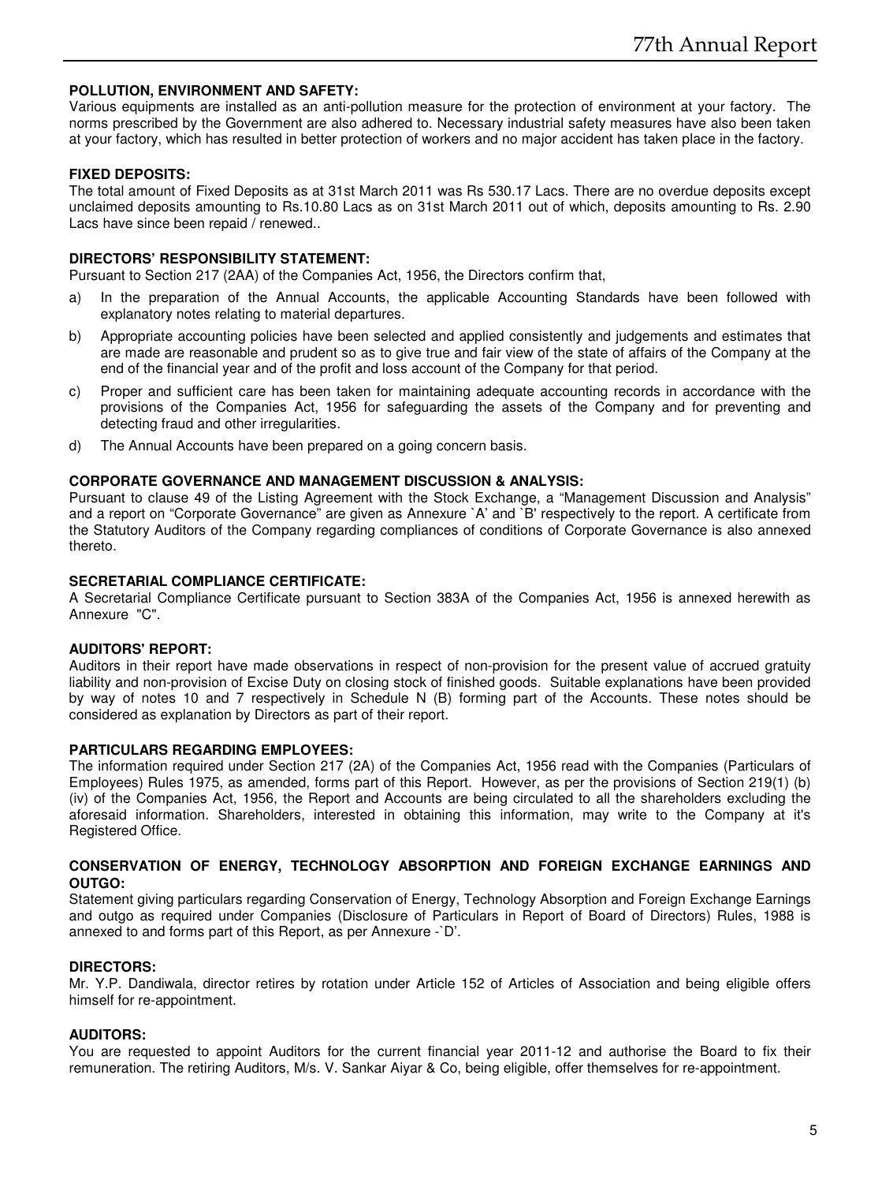**POLLUTION, ENVIRONMENT AND SAFETY:**

Various equipments are installed as an anti-pollution measure for the protection of environment at your factory. The norms prescribed by the Government are also adhered to. Necessary industrial safety measures have also been taken at your factory, which has resulted in better protection of workers and no major accident has taken place in the factory.

**FIXED DEPOSITS:**

The total amount of Fixed Deposits as at 31st March 2011 was Rs 530.17 Lacs. There are no overdue deposits except unclaimed deposits amounting to Rs.10.80 Lacs as on 31st March 2011 out of which, deposits amounting to Rs. 2.90 Lacs have since been repaid / renewed..

**DIRECTORS' RESPONSIBILITY STATEMENT:**

Pursuant to Section 217 (2AA) of the Companies Act, 1956, the Directors confirm that,

a) In the preparation of the Annual Accounts, the applicable Accounting Standards have been followed with explanatory notes relating to material departures.

b) Appropriate accounting policies have been selected and applied consistently and judgements and estimates that are made are reasonable and prudent so as to give true and fair view of the state of affairs of the Company at the end of the financial year and of the profit and loss account of the Company for that period.

c) Proper and sufficient care has been taken for maintaining adequate accounting records in accordance with the provisions of the Companies Act, 1956 for safeguarding the assets of the Company and for preventing and detecting fraud and other irregularities.

d) The Annual Accounts have been prepared on a going concern basis.

**CORPORATE GOVERNANCE AND MANAGEMENT DISCUSSION & ANALYSIS:**

Pursuant to clause 49 of the Listing Agreement with the Stock Exchange, a "Management Discussion and Analysis" and a report on "Corporate Governance" are given as Annexure `A' and `B' respectively to the report. A certificate from the Statutory Auditors of the Company regarding compliances of conditions of Corporate Governance is also annexed thereto.

**SECRETARIAL COMPLIANCE CERTIFICATE:**

A Secretarial Compliance Certificate pursuant to Section 383A of the Companies Act, 1956 is annexed herewith as Annexure "C".

**AUDITORS' REPORT:**

Auditors in their report have made observations in respect of non-provision for the present value of accrued gratuity liability and non-provision of Excise Duty on closing stock of finished goods. Suitable explanations have been provided by way of notes 10 and 7 respectively in Schedule N (B) forming part of the Accounts. These notes should be considered as explanation by Directors as part of their report.

**PARTICULARS REGARDING EMPLOYEES:**

The information required under Section 217 (2A) of the Companies Act, 1956 read with the Companies (Particulars of Employees) Rules 1975, as amended, forms part of this Report. However, as per the provisions of Section 219(1) (b) (iv) of the Companies Act, 1956, the Report and Accounts are being circulated to all the shareholders excluding the aforesaid information. Shareholders, interested in obtaining this information, may write to the Company at it's Registered Office.

**CONSERVATION OF ENERGY, TECHNOLOGY ABSORPTION AND FOREIGN EXCHANGE EARNINGS AND OUTGO:**

Statement giving particulars regarding Conservation of Energy, Technology Absorption and Foreign Exchange Earnings and outgo as required under Companies (Disclosure of Particulars in Report of Board of Directors) Rules, 1988 is annexed to and forms part of this Report, as per Annexure -`D'.

**DIRECTORS:**

Mr. Y.P. Dandiwala, director retires by rotation under Article 152 of Articles of Association and being eligible offers himself for re-appointment.

**AUDITORS:**

You are requested to appoint Auditors for the current financial year 2011-12 and authorise the Board to fix their remuneration. The retiring Auditors, M/s. V. Sankar Aiyar & Co, being eligible, offer themselves for re-appointment.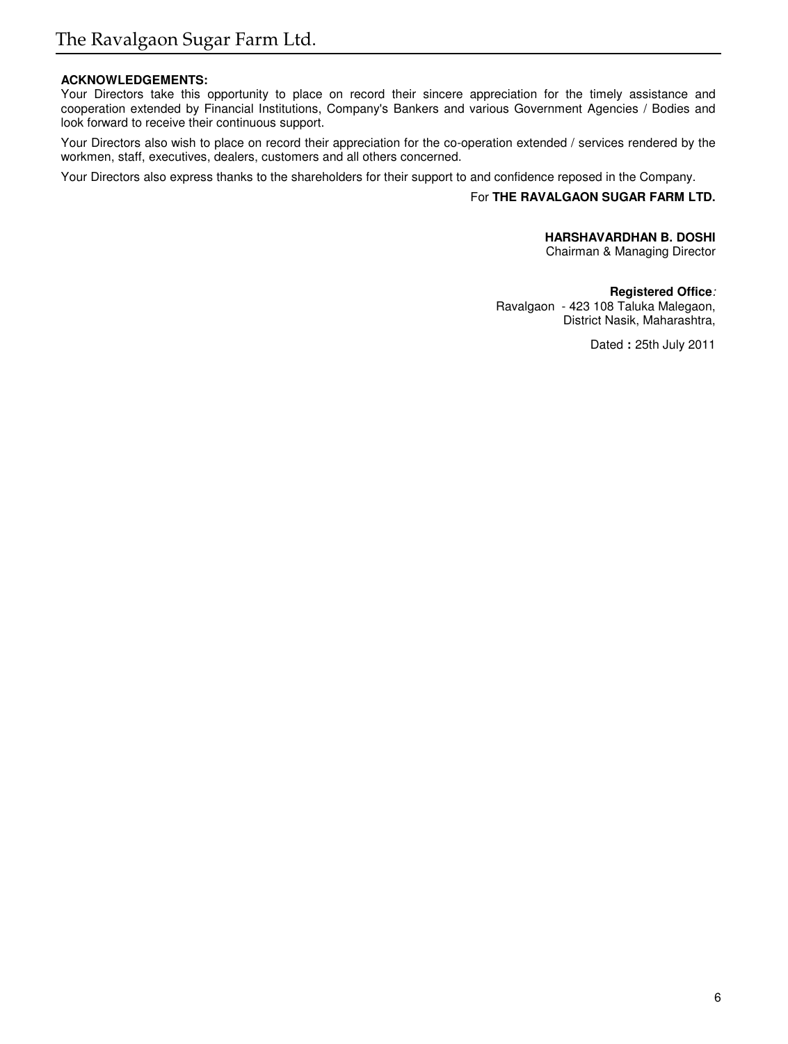**ACKNOWLEDGEMENTS:**

Your Directors take this opportunity to place on record their sincere appreciation for the timely assistance and cooperation extended by Financial Institutions, Company's Bankers and various Government Agencies / Bodies and look forward to receive their continuous support.

Your Directors also wish to place on record their appreciation for the co-operation extended / services rendered by the workmen, staff, executives, dealers, customers and all others concerned.

Your Directors also express thanks to the shareholders for their support to and confidence reposed in the Company.

For **THE RAVALGAON SUGAR FARM LTD.**

**HARSHAVARDHAN B. DOSHI**
Chairman & Managing Director

**Registered Office**:
Ravalgaon - 423 108 Taluka Malegaon,
District Nasik, Maharashtra,

Dated **:** 25th July 2011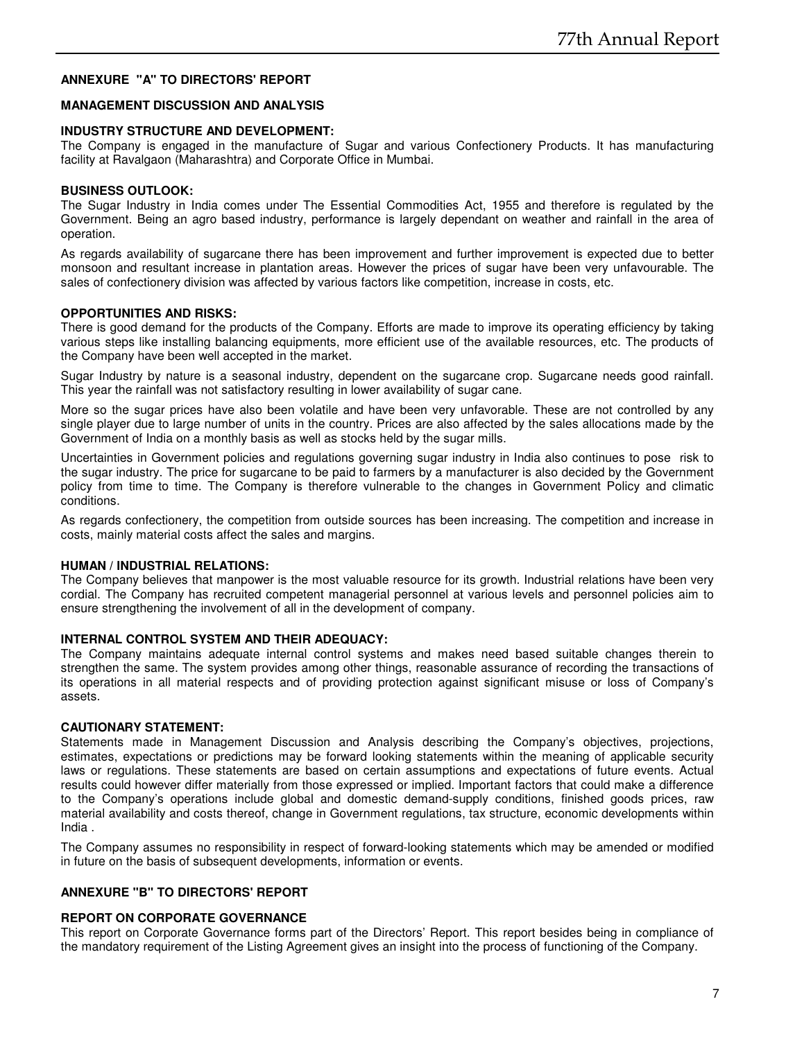## ANNEXURE "A" TO DIRECTORS' REPORT

## MANAGEMENT DISCUSSION AND ANALYSIS

### INDUSTRY STRUCTURE AND DEVELOPMENT:

The Company is engaged in the manufacture of Sugar and various Confectionery Products. It has manufacturing facility at Ravalgaon (Maharashtra) and Corporate Office in Mumbai.

### BUSINESS OUTLOOK:

The Sugar Industry in India comes under The Essential Commodities Act, 1955 and therefore is regulated by the Government. Being an agro based industry, performance is largely dependant on weather and rainfall in the area of operation.

As regards availability of sugarcane there has been improvement and further improvement is expected due to better monsoon and resultant increase in plantation areas. However the prices of sugar have been very unfavourable. The sales of confectionery division was affected by various factors like competition, increase in costs, etc.

### OPPORTUNITIES AND RISKS:

There is good demand for the products of the Company. Efforts are made to improve its operating efficiency by taking various steps like installing balancing equipments, more efficient use of the available resources, etc. The products of the Company have been well accepted in the market.

Sugar Industry by nature is a seasonal industry, dependent on the sugarcane crop. Sugarcane needs good rainfall. This year the rainfall was not satisfactory resulting in lower availability of sugar cane.

More so the sugar prices have also been volatile and have been very unfavorable. These are not controlled by any single player due to large number of units in the country. Prices are also affected by the sales allocations made by the Government of India on a monthly basis as well as stocks held by the sugar mills.

Uncertainties in Government policies and regulations governing sugar industry in India also continues to pose risk to the sugar industry. The price for sugarcane to be paid to farmers by a manufacturer is also decided by the Government policy from time to time. The Company is therefore vulnerable to the changes in Government Policy and climatic conditions.

As regards confectionery, the competition from outside sources has been increasing. The competition and increase in costs, mainly material costs affect the sales and margins.

### HUMAN / INDUSTRIAL RELATIONS:

The Company believes that manpower is the most valuable resource for its growth. Industrial relations have been very cordial. The Company has recruited competent managerial personnel at various levels and personnel policies aim to ensure strengthening the involvement of all in the development of company.

### INTERNAL CONTROL SYSTEM AND THEIR ADEQUACY:

The Company maintains adequate internal control systems and makes need based suitable changes therein to strengthen the same. The system provides among other things, reasonable assurance of recording the transactions of its operations in all material respects and of providing protection against significant misuse or loss of Company's assets.

### CAUTIONARY STATEMENT:

Statements made in Management Discussion and Analysis describing the Company's objectives, projections, estimates, expectations or predictions may be forward looking statements within the meaning of applicable security laws or regulations. These statements are based on certain assumptions and expectations of future events. Actual results could however differ materially from those expressed or implied. Important factors that could make a difference to the Company's operations include global and domestic demand-supply conditions, finished goods prices, raw material availability and costs thereof, change in Government regulations, tax structure, economic developments within India .

The Company assumes no responsibility in respect of forward-looking statements which may be amended or modified in future on the basis of subsequent developments, information or events.

## ANNEXURE "B" TO DIRECTORS' REPORT

## REPORT ON CORPORATE GOVERNANCE

This report on Corporate Governance forms part of the Directors' Report. This report besides being in compliance of the mandatory requirement of the Listing Agreement gives an insight into the process of functioning of the Company.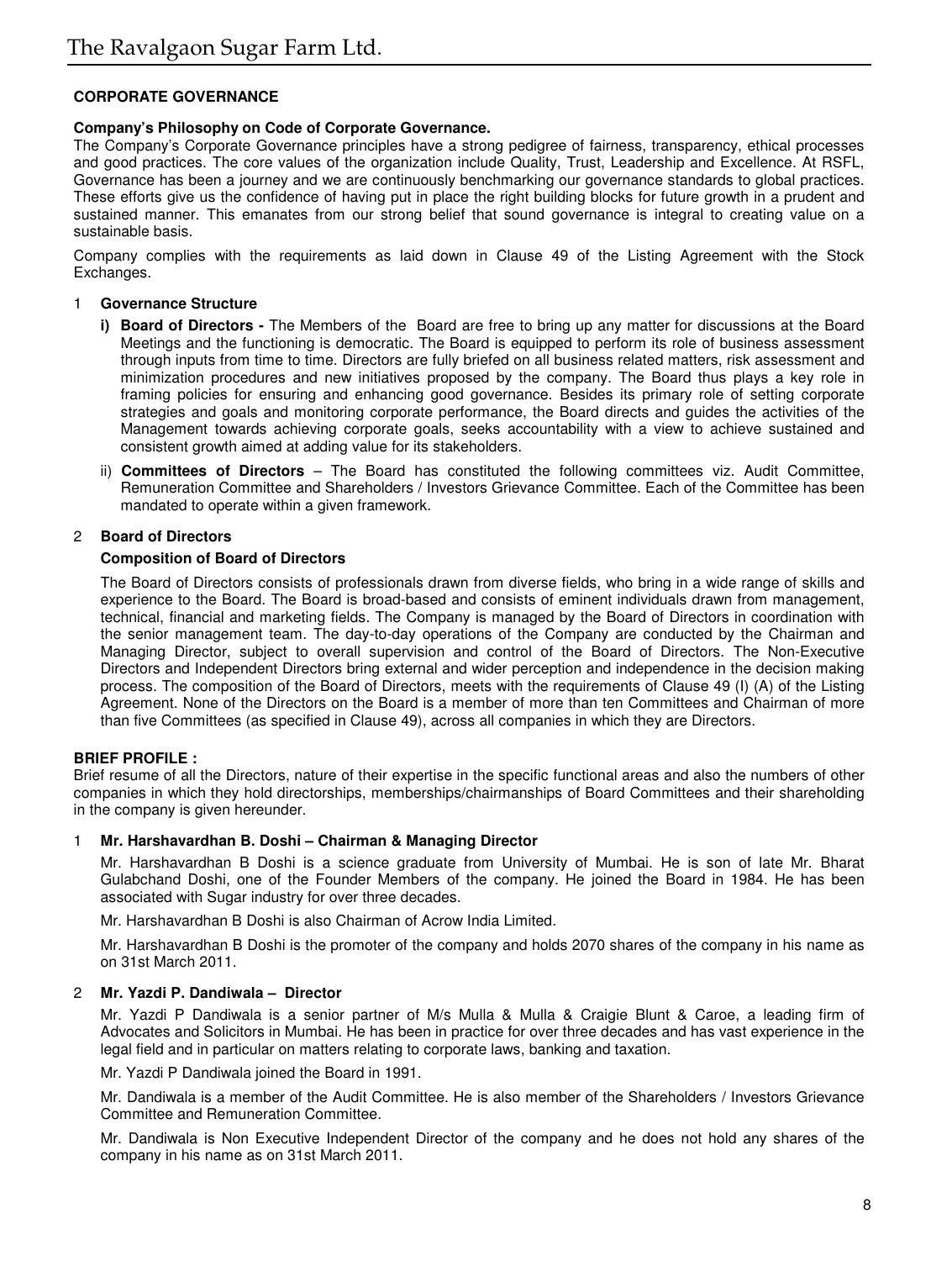## CORPORATE GOVERNANCE

### Company's Philosophy on Code of Corporate Governance.

The Company's Corporate Governance principles have a strong pedigree of fairness, transparency, ethical processes and good practices. The core values of the organization include Quality, Trust, Leadership and Excellence. At RSFL, Governance has been a journey and we are continuously benchmarking our governance standards to global practices. These efforts give us the confidence of having put in place the right building blocks for future growth in a prudent and sustained manner. This emanates from our strong belief that sound governance is integral to creating value on a sustainable basis.

Company complies with the requirements as laid down in Clause 49 of the Listing Agreement with the Stock Exchanges.

### 1 Governance Structure

**i) Board of Directors -** The Members of the Board are free to bring up any matter for discussions at the Board Meetings and the functioning is democratic. The Board is equipped to perform its role of business assessment through inputs from time to time. Directors are fully briefed on all business related matters, risk assessment and minimization procedures and new initiatives proposed by the company. The Board thus plays a key role in framing policies for ensuring and enhancing good governance. Besides its primary role of setting corporate strategies and goals and monitoring corporate performance, the Board directs and guides the activities of the Management towards achieving corporate goals, seeks accountability with a view to achieve sustained and consistent growth aimed at adding value for its stakeholders.

ii) **Committees of Directors** – The Board has constituted the following committees viz. Audit Committee, Remuneration Committee and Shareholders / Investors Grievance Committee. Each of the Committee has been mandated to operate within a given framework.

### 2 Board of Directors

**Composition of Board of Directors**

The Board of Directors consists of professionals drawn from diverse fields, who bring in a wide range of skills and experience to the Board. The Board is broad-based and consists of eminent individuals drawn from management, technical, financial and marketing fields. The Company is managed by the Board of Directors in coordination with the senior management team. The day-to-day operations of the Company are conducted by the Chairman and Managing Director, subject to overall supervision and control of the Board of Directors. The Non-Executive Directors and Independent Directors bring external and wider perception and independence in the decision making process. The composition of the Board of Directors, meets with the requirements of Clause 49 (I) (A) of the Listing Agreement. None of the Directors on the Board is a member of more than ten Committees and Chairman of more than five Committees (as specified in Clause 49), across all companies in which they are Directors.

### BRIEF PROFILE :

Brief resume of all the Directors, nature of their expertise in the specific functional areas and also the numbers of other companies in which they hold directorships, memberships/chairmanships of Board Committees and their shareholding in the company is given hereunder.

**1 Mr. Harshavardhan B. Doshi – Chairman & Managing Director**

Mr. Harshavardhan B Doshi is a science graduate from University of Mumbai. He is son of late Mr. Bharat Gulabchand Doshi, one of the Founder Members of the company. He joined the Board in 1984. He has been associated with Sugar industry for over three decades.

Mr. Harshavardhan B Doshi is also Chairman of Acrow India Limited.

Mr. Harshavardhan B Doshi is the promoter of the company and holds 2070 shares of the company in his name as on 31st March 2011.

**2 Mr. Yazdi P. Dandiwala – Director**

Mr. Yazdi P Dandiwala is a senior partner of M/s Mulla & Mulla & Craigie Blunt & Caroe, a leading firm of Advocates and Solicitors in Mumbai. He has been in practice for over three decades and has vast experience in the legal field and in particular on matters relating to corporate laws, banking and taxation.

Mr. Yazdi P Dandiwala joined the Board in 1991.

Mr. Dandiwala is a member of the Audit Committee. He is also member of the Shareholders / Investors Grievance Committee and Remuneration Committee.

Mr. Dandiwala is Non Executive Independent Director of the company and he does not hold any shares of the company in his name as on 31st March 2011.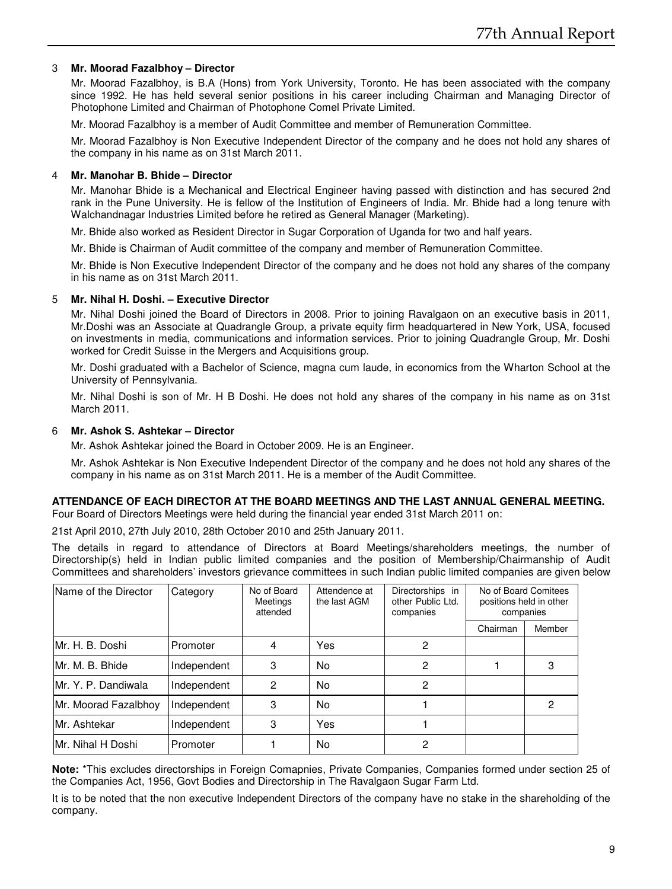3 **Mr. Moorad Fazalbhoy – Director**

Mr. Moorad Fazalbhoy, is B.A (Hons) from York University, Toronto. He has been associated with the company since 1992. He has held several senior positions in his career including Chairman and Managing Director of Photophone Limited and Chairman of Photophone Comel Private Limited.

Mr. Moorad Fazalbhoy is a member of Audit Committee and member of Remuneration Committee.

Mr. Moorad Fazalbhoy is Non Executive Independent Director of the company and he does not hold any shares of the company in his name as on 31st March 2011.

4 **Mr. Manohar B. Bhide – Director**

Mr. Manohar Bhide is a Mechanical and Electrical Engineer having passed with distinction and has secured 2nd rank in the Pune University. He is fellow of the Institution of Engineers of India. Mr. Bhide had a long tenure with Walchandnagar Industries Limited before he retired as General Manager (Marketing).

Mr. Bhide also worked as Resident Director in Sugar Corporation of Uganda for two and half years.

Mr. Bhide is Chairman of Audit committee of the company and member of Remuneration Committee.

Mr. Bhide is Non Executive Independent Director of the company and he does not hold any shares of the company in his name as on 31st March 2011.

5 **Mr. Nihal H. Doshi. – Executive Director**

Mr. Nihal Doshi joined the Board of Directors in 2008. Prior to joining Ravalgaon on an executive basis in 2011, Mr.Doshi was an Associate at Quadrangle Group, a private equity firm headquartered in New York, USA, focused on investments in media, communications and information services. Prior to joining Quadrangle Group, Mr. Doshi worked for Credit Suisse in the Mergers and Acquisitions group.

Mr. Doshi graduated with a Bachelor of Science, magna cum laude, in economics from the Wharton School at the University of Pennsylvania.

Mr. Nihal Doshi is son of Mr. H B Doshi. He does not hold any shares of the company in his name as on 31st March 2011.

6 **Mr. Ashok S. Ashtekar – Director**

Mr. Ashok Ashtekar joined the Board in October 2009. He is an Engineer.

Mr. Ashok Ashtekar is Non Executive Independent Director of the company and he does not hold any shares of the company in his name as on 31st March 2011. He is a member of the Audit Committee.

**ATTENDANCE OF EACH DIRECTOR AT THE BOARD MEETINGS AND THE LAST ANNUAL GENERAL MEETING.**

Four Board of Directors Meetings were held during the financial year ended 31st March 2011 on:

21st April 2010, 27th July 2010, 28th October 2010 and 25th January 2011.

The details in regard to attendance of Directors at Board Meetings/shareholders meetings, the number of Directorship(s) held in Indian public limited companies and the position of Membership/Chairmanship of Audit Committees and shareholders' investors grievance committees in such Indian public limited companies are given below

| Name of the Director | Category | No of Board Meetings attended | Attendence at the last AGM | Directorships in other Public Ltd. companies | No of Board Comitees positions held in other companies | |
|---|---|---|---|---|---|---|
| | | | | | Chairman | Member |
| Mr. H. B. Doshi | Promoter | 4 | Yes | 2 | | |
| Mr. M. B. Bhide | Independent | 3 | No | 2 | 1 | 3 |
| Mr. Y. P. Dandiwala | Independent | 2 | No | 2 | | |
| Mr. Moorad Fazalbhoy | Independent | 3 | No | 1 | | 2 |
| Mr. Ashtekar | Independent | 3 | Yes | 1 | | |
| Mr. Nihal H Doshi | Promoter | 1 | No | 2 | | |

**Note:** *This excludes directorships in Foreign Comapnies, Private Companies, Companies formed under section 25 of the Companies Act, 1956, Govt Bodies and Directorship in The Ravalgaon Sugar Farm Ltd.

It is to be noted that the non executive Independent Directors of the company have no stake in the shareholding of the company.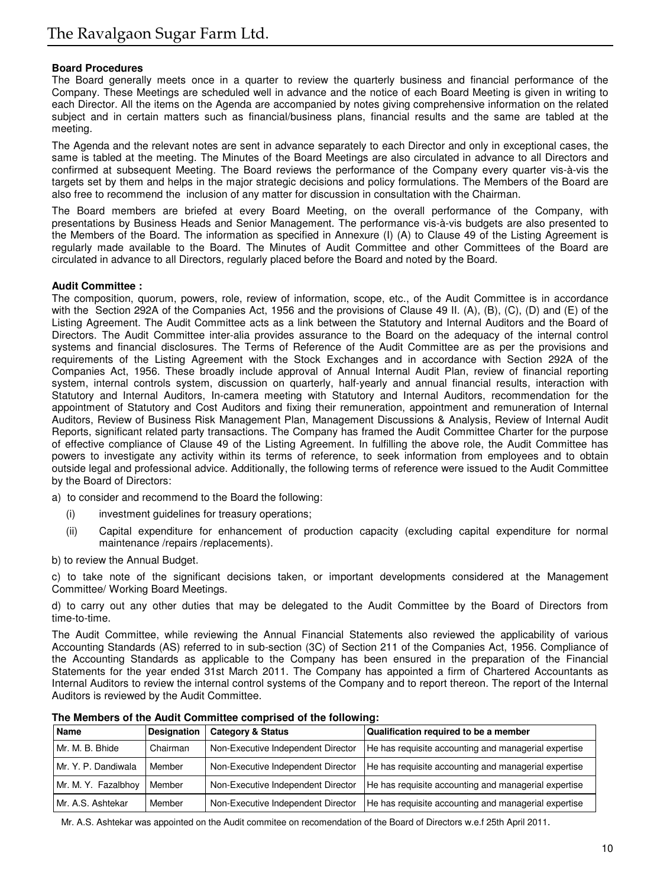**Board Procedures**

The Board generally meets once in a quarter to review the quarterly business and financial performance of the Company. These Meetings are scheduled well in advance and the notice of each Board Meeting is given in writing to each Director. All the items on the Agenda are accompanied by notes giving comprehensive information on the related subject and in certain matters such as financial/business plans, financial results and the same are tabled at the meeting.

The Agenda and the relevant notes are sent in advance separately to each Director and only in exceptional cases, the same is tabled at the meeting. The Minutes of the Board Meetings are also circulated in advance to all Directors and confirmed at subsequent Meeting. The Board reviews the performance of the Company every quarter vis-à-vis the targets set by them and helps in the major strategic decisions and policy formulations. The Members of the Board are also free to recommend the inclusion of any matter for discussion in consultation with the Chairman.

The Board members are briefed at every Board Meeting, on the overall performance of the Company, with presentations by Business Heads and Senior Management. The performance vis-à-vis budgets are also presented to the Members of the Board. The information as specified in Annexure (I) (A) to Clause 49 of the Listing Agreement is regularly made available to the Board. The Minutes of Audit Committee and other Committees of the Board are circulated in advance to all Directors, regularly placed before the Board and noted by the Board.

**Audit Committee :**

The composition, quorum, powers, role, review of information, scope, etc., of the Audit Committee is in accordance with the Section 292A of the Companies Act, 1956 and the provisions of Clause 49 II. (A), (B), (C), (D) and (E) of the Listing Agreement. The Audit Committee acts as a link between the Statutory and Internal Auditors and the Board of Directors. The Audit Committee inter-alia provides assurance to the Board on the adequacy of the internal control systems and financial disclosures. The Terms of Reference of the Audit Committee are as per the provisions and requirements of the Listing Agreement with the Stock Exchanges and in accordance with Section 292A of the Companies Act, 1956. These broadly include approval of Annual Internal Audit Plan, review of financial reporting system, internal controls system, discussion on quarterly, half-yearly and annual financial results, interaction with Statutory and Internal Auditors, In-camera meeting with Statutory and Internal Auditors, recommendation for the appointment of Statutory and Cost Auditors and fixing their remuneration, appointment and remuneration of Internal Auditors, Review of Business Risk Management Plan, Management Discussions & Analysis, Review of Internal Audit Reports, significant related party transactions. The Company has framed the Audit Committee Charter for the purpose of effective compliance of Clause 49 of the Listing Agreement. In fulfilling the above role, the Audit Committee has powers to investigate any activity within its terms of reference, to seek information from employees and to obtain outside legal and professional advice. Additionally, the following terms of reference were issued to the Audit Committee by the Board of Directors:

a) to consider and recommend to the Board the following:

   (i) investment guidelines for treasury operations;

   (ii) Capital expenditure for enhancement of production capacity (excluding capital expenditure for normal maintenance /repairs /replacements).

b) to review the Annual Budget.

c) to take note of the significant decisions taken, or important developments considered at the Management Committee/ Working Board Meetings.

d) to carry out any other duties that may be delegated to the Audit Committee by the Board of Directors from time-to-time.

The Audit Committee, while reviewing the Annual Financial Statements also reviewed the applicability of various Accounting Standards (AS) referred to in sub-section (3C) of Section 211 of the Companies Act, 1956. Compliance of the Accounting Standards as applicable to the Company has been ensured in the preparation of the Financial Statements for the year ended 31st March 2011. The Company has appointed a firm of Chartered Accountants as Internal Auditors to review the internal control systems of the Company and to report thereon. The report of the Internal Auditors is reviewed by the Audit Committee.

**The Members of the Audit Committee comprised of the following:**

| Name | Designation | Category & Status | Qualification required to be a member |
|---|---|---|---|
| Mr. M. B. Bhide | Chairman | Non-Executive Independent Director | He has requisite accounting and managerial expertise |
| Mr. Y. P. Dandiwala | Member | Non-Executive Independent Director | He has requisite accounting and managerial expertise |
| Mr. M. Y. Fazalbhoy | Member | Non-Executive Independent Director | He has requisite accounting and managerial expertise |
| Mr. A.S. Ashtekar | Member | Non-Executive Independent Director | He has requisite accounting and managerial expertise |

Mr. A.S. Ashtekar was appointed on the Audit commitee on recomendation of the Board of Directors w.e.f 25th April 2011.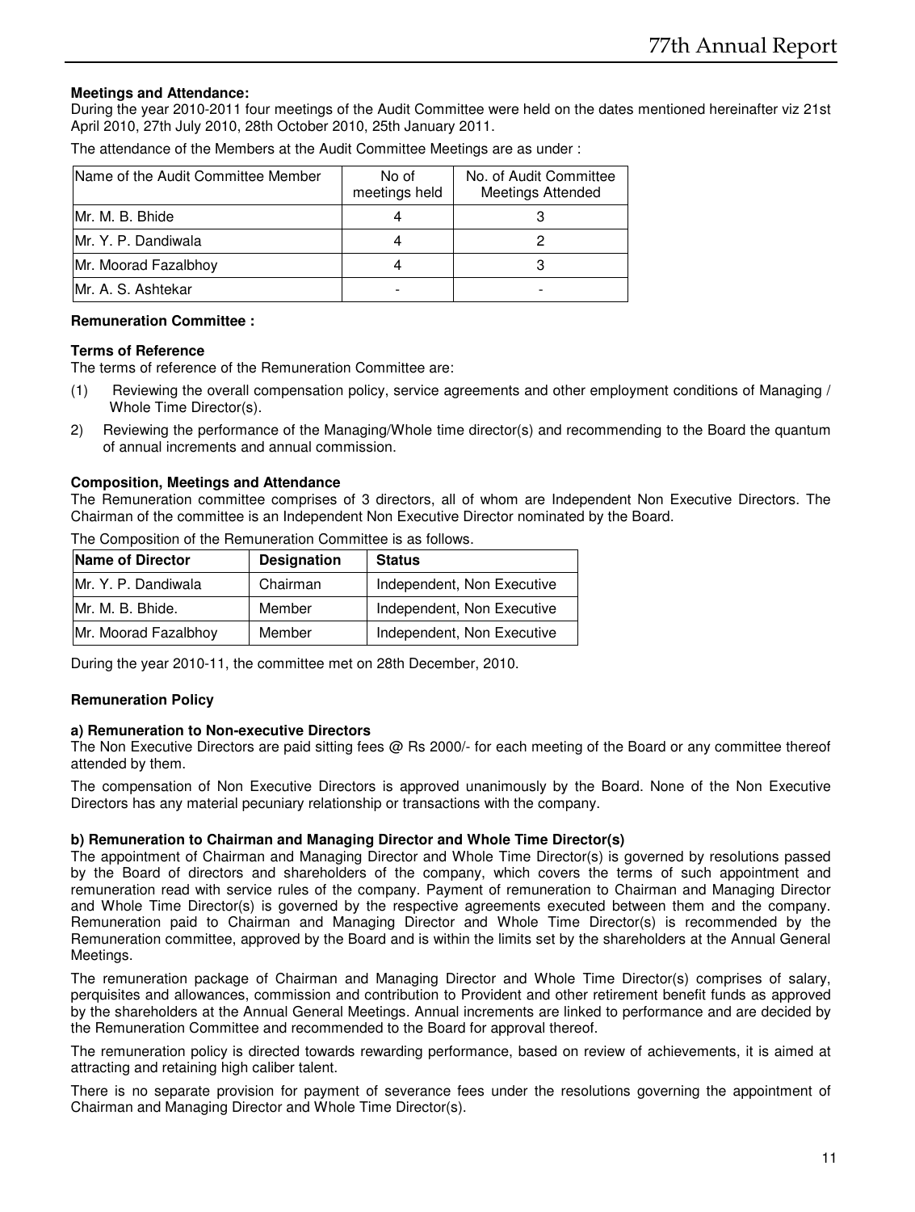**Meetings and Attendance:**

During the year 2010-2011 four meetings of the Audit Committee were held on the dates mentioned hereinafter viz 21st April 2010, 27th July 2010, 28th October 2010, 25th January 2011.

The attendance of the Members at the Audit Committee Meetings are as under :

| Name of the Audit Committee Member | No of meetings held | No. of Audit Committee Meetings Attended |
|---|---|---|
| Mr. M. B. Bhide | 4 | 3 |
| Mr. Y. P. Dandiwala | 4 | 2 |
| Mr. Moorad Fazalbhoy | 4 | 3 |
| Mr. A. S. Ashtekar | - | - |

**Remuneration Committee :**

**Terms of Reference**

The terms of reference of the Remuneration Committee are:

(1) Reviewing the overall compensation policy, service agreements and other employment conditions of Managing / Whole Time Director(s).

2) Reviewing the performance of the Managing/Whole time director(s) and recommending to the Board the quantum of annual increments and annual commission.

**Composition, Meetings and Attendance**

The Remuneration committee comprises of 3 directors, all of whom are Independent Non Executive Directors. The Chairman of the committee is an Independent Non Executive Director nominated by the Board.

The Composition of the Remuneration Committee is as follows.

| Name of Director | Designation | Status |
|---|---|---|
| Mr. Y. P. Dandiwala | Chairman | Independent, Non Executive |
| Mr. M. B. Bhide. | Member | Independent, Non Executive |
| Mr. Moorad Fazalbhoy | Member | Independent, Non Executive |

During the year 2010-11, the committee met on 28th December, 2010.

**Remuneration Policy**

**a) Remuneration to Non-executive Directors**

The Non Executive Directors are paid sitting fees @ Rs 2000/- for each meeting of the Board or any committee thereof attended by them.

The compensation of Non Executive Directors is approved unanimously by the Board. None of the Non Executive Directors has any material pecuniary relationship or transactions with the company.

**b) Remuneration to Chairman and Managing Director and Whole Time Director(s)**

The appointment of Chairman and Managing Director and Whole Time Director(s) is governed by resolutions passed by the Board of directors and shareholders of the company, which covers the terms of such appointment and remuneration read with service rules of the company. Payment of remuneration to Chairman and Managing Director and Whole Time Director(s) is governed by the respective agreements executed between them and the company. Remuneration paid to Chairman and Managing Director and Whole Time Director(s) is recommended by the Remuneration committee, approved by the Board and is within the limits set by the shareholders at the Annual General Meetings.

The remuneration package of Chairman and Managing Director and Whole Time Director(s) comprises of salary, perquisites and allowances, commission and contribution to Provident and other retirement benefit funds as approved by the shareholders at the Annual General Meetings. Annual increments are linked to performance and are decided by the Remuneration Committee and recommended to the Board for approval thereof.

The remuneration policy is directed towards rewarding performance, based on review of achievements, it is aimed at attracting and retaining high caliber talent.

There is no separate provision for payment of severance fees under the resolutions governing the appointment of Chairman and Managing Director and Whole Time Director(s).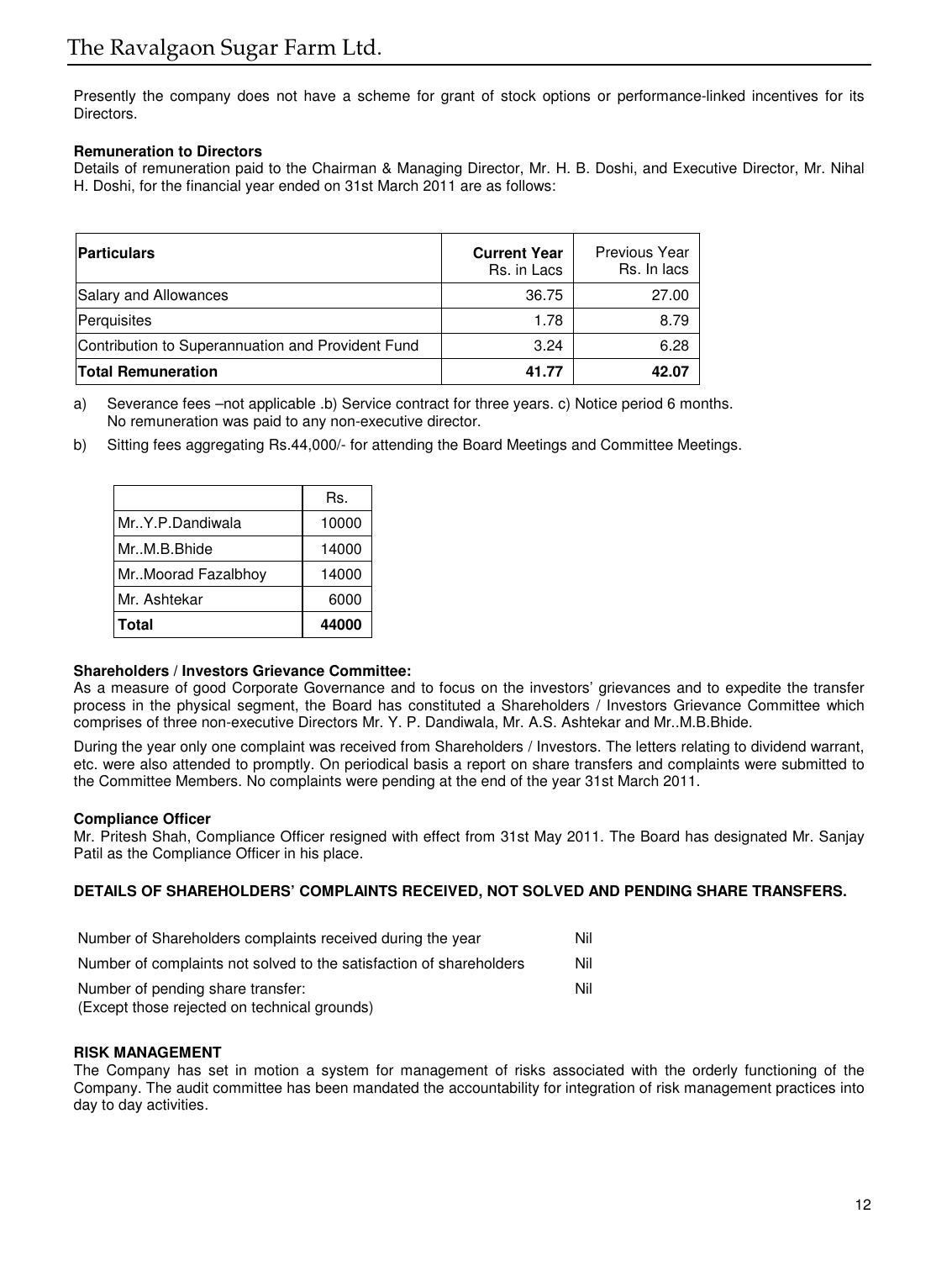Presently the company does not have a scheme for grant of stock options or performance-linked incentives for its Directors.

**Remuneration to Directors**

Details of remuneration paid to the Chairman & Managing Director, Mr. H. B. Doshi, and Executive Director, Mr. Nihal H. Doshi, for the financial year ended on 31st March 2011 are as follows:

| **Particulars** | **Current Year** Rs. in Lacs | Previous Year Rs. In lacs |
|---|---|---|
| Salary and Allowances | 36.75 | 27.00 |
| Perquisites | 1.78 | 8.79 |
| Contribution to Superannuation and Provident Fund | 3.24 | 6.28 |
| **Total Remuneration** | **41.77** | **42.07** |

a) Severance fees –not applicable .b) Service contract for three years. c) Notice period 6 months. No remuneration was paid to any non-executive director.

b) Sitting fees aggregating Rs.44,000/- for attending the Board Meetings and Committee Meetings.

| | Rs. |
|---|---|
| Mr..Y.P.Dandiwala | 10000 |
| Mr..M.B.Bhide | 14000 |
| Mr..Moorad Fazalbhoy | 14000 |
| Mr. Ashtekar | 6000 |
| **Total** | **44000** |

**Shareholders / Investors Grievance Committee:**

As a measure of good Corporate Governance and to focus on the investors' grievances and to expedite the transfer process in the physical segment, the Board has constituted a Shareholders / Investors Grievance Committee which comprises of three non-executive Directors Mr. Y. P. Dandiwala, Mr. A.S. Ashtekar and Mr..M.B.Bhide.

During the year only one complaint was received from Shareholders / Investors. The letters relating to dividend warrant, etc. were also attended to promptly. On periodical basis a report on share transfers and complaints were submitted to the Committee Members. No complaints were pending at the end of the year 31st March 2011.

**Compliance Officer**

Mr. Pritesh Shah, Compliance Officer resigned with effect from 31st May 2011. The Board has designated Mr. Sanjay Patil as the Compliance Officer in his place.

**DETAILS OF SHAREHOLDERS' COMPLAINTS RECEIVED, NOT SOLVED AND PENDING SHARE TRANSFERS.**

| | |
|---|---|
| Number of Shareholders complaints received during the year | Nil |
| Number of complaints not solved to the satisfaction of shareholders | Nil |
| Number of pending share transfer: (Except those rejected on technical grounds) | Nil |

**RISK MANAGEMENT**

The Company has set in motion a system for management of risks associated with the orderly functioning of the Company. The audit committee has been mandated the accountability for integration of risk management practices into day to day activities.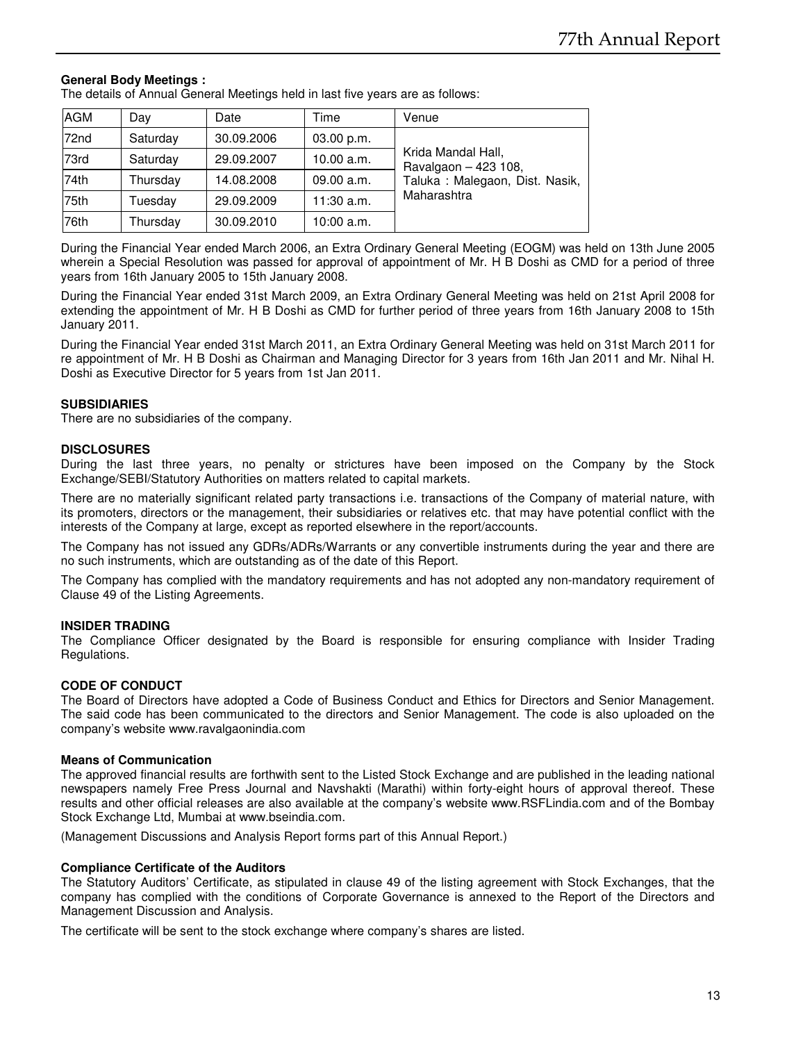**General Body Meetings :**

The details of Annual General Meetings held in last five years are as follows:

| AGM | Day | Date | Time | Venue |
|---|---|---|---|---|
| 72nd | Saturday | 30.09.2006 | 03.00 p.m. | Krida Mandal Hall, Ravalgaon – 423 108, Taluka : Malegaon, Dist. Nasik, Maharashtra |
| 73rd | Saturday | 29.09.2007 | 10.00 a.m. | |
| 74th | Thursday | 14.08.2008 | 09.00 a.m. | |
| 75th | Tuesday | 29.09.2009 | 11:30 a.m. | |
| 76th | Thursday | 30.09.2010 | 10:00 a.m. | |

During the Financial Year ended March 2006, an Extra Ordinary General Meeting (EOGM) was held on 13th June 2005 wherein a Special Resolution was passed for approval of appointment of Mr. H B Doshi as CMD for a period of three years from 16th January 2005 to 15th January 2008.

During the Financial Year ended 31st March 2009, an Extra Ordinary General Meeting was held on 21st April 2008 for extending the appointment of Mr. H B Doshi as CMD for further period of three years from 16th January 2008 to 15th January 2011.

During the Financial Year ended 31st March 2011, an Extra Ordinary General Meeting was held on 31st March 2011 for re appointment of Mr. H B Doshi as Chairman and Managing Director for 3 years from 16th Jan 2011 and Mr. Nihal H. Doshi as Executive Director for 5 years from 1st Jan 2011.

**SUBSIDIARIES**

There are no subsidiaries of the company.

**DISCLOSURES**

During the last three years, no penalty or strictures have been imposed on the Company by the Stock Exchange/SEBI/Statutory Authorities on matters related to capital markets.

There are no materially significant related party transactions i.e. transactions of the Company of material nature, with its promoters, directors or the management, their subsidiaries or relatives etc. that may have potential conflict with the interests of the Company at large, except as reported elsewhere in the report/accounts.

The Company has not issued any GDRs/ADRs/Warrants or any convertible instruments during the year and there are no such instruments, which are outstanding as of the date of this Report.

The Company has complied with the mandatory requirements and has not adopted any non-mandatory requirement of Clause 49 of the Listing Agreements.

**INSIDER TRADING**

The Compliance Officer designated by the Board is responsible for ensuring compliance with Insider Trading Regulations.

**CODE OF CONDUCT**

The Board of Directors have adopted a Code of Business Conduct and Ethics for Directors and Senior Management. The said code has been communicated to the directors and Senior Management. The code is also uploaded on the company's website www.ravalgaonindia.com

**Means of Communication**

The approved financial results are forthwith sent to the Listed Stock Exchange and are published in the leading national newspapers namely Free Press Journal and Navshakti (Marathi) within forty-eight hours of approval thereof. These results and other official releases are also available at the company's website www.RSFLindia.com and of the Bombay Stock Exchange Ltd, Mumbai at www.bseindia.com.

(Management Discussions and Analysis Report forms part of this Annual Report.)

**Compliance Certificate of the Auditors**

The Statutory Auditors' Certificate, as stipulated in clause 49 of the listing agreement with Stock Exchanges, that the company has complied with the conditions of Corporate Governance is annexed to the Report of the Directors and Management Discussion and Analysis.

The certificate will be sent to the stock exchange where company's shares are listed.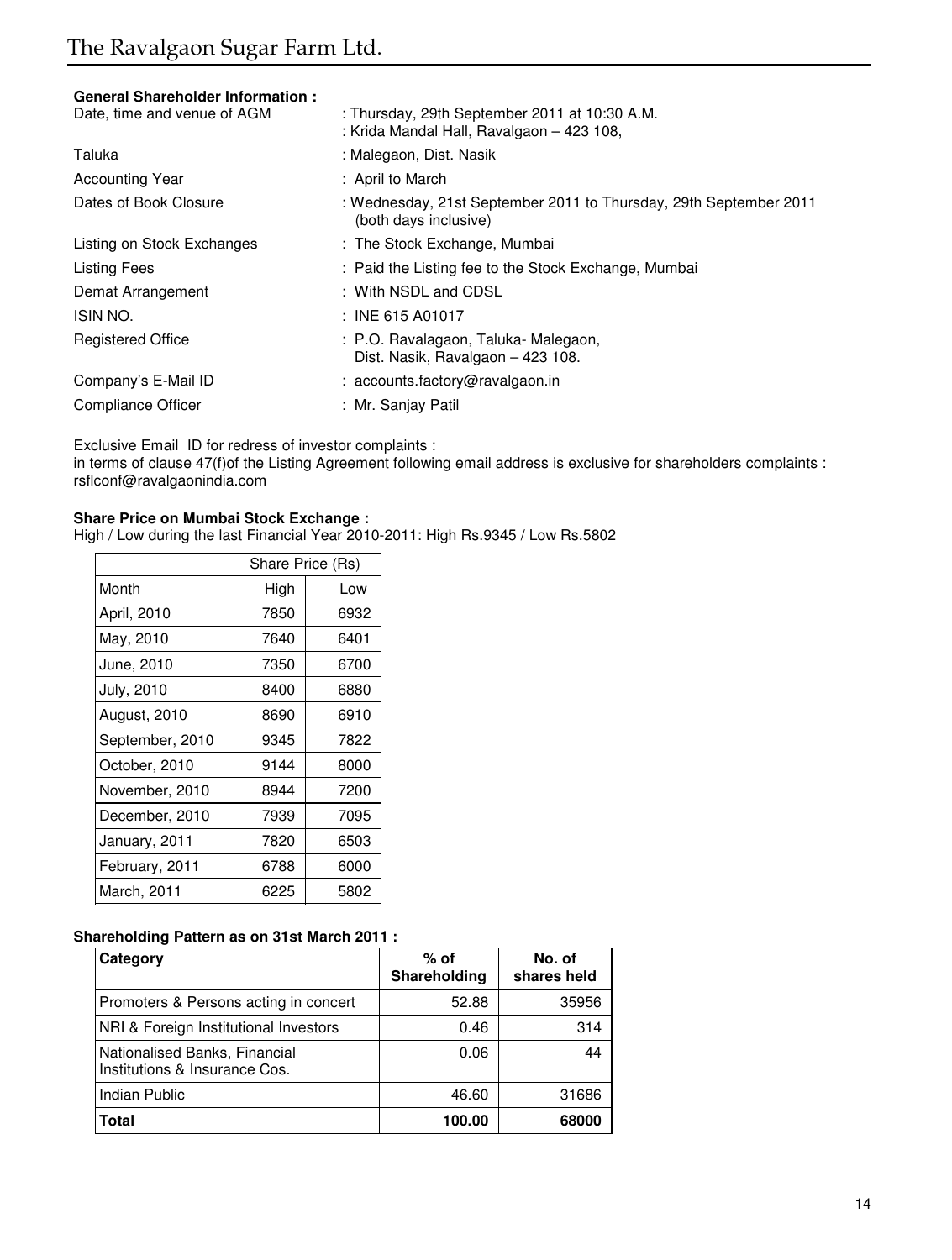**General Shareholder Information :**

| | |
|---|---|
| Date, time and venue of AGM | : Thursday, 29th September 2011 at 10:30 A.M.<br>: Krida Mandal Hall, Ravalgaon – 423 108, |
| Taluka | : Malegaon, Dist. Nasik |
| Accounting Year | : April to March |
| Dates of Book Closure | : Wednesday, 21st September 2011 to Thursday, 29th September 2011 (both days inclusive) |
| Listing on Stock Exchanges | : The Stock Exchange, Mumbai |
| Listing Fees | : Paid the Listing fee to the Stock Exchange, Mumbai |
| Demat Arrangement | : With NSDL and CDSL |
| ISIN NO. | : INE 615 A01017 |
| Registered Office | : P.O. Ravalagaon, Taluka- Malegaon,<br>Dist. Nasik, Ravalgaon – 423 108. |
| Company's E-Mail ID | : accounts.factory@ravalgaon.in |
| Compliance Officer | : Mr. Sanjay Patil |

Exclusive Email ID for redress of investor complaints :
in terms of clause 47(f)of the Listing Agreement following email address is exclusive for shareholders complaints : rsflconf@ravalgaonindia.com

**Share Price on Mumbai Stock Exchange :**
High / Low during the last Financial Year 2010-2011: High Rs.9345 / Low Rs.5802

| | Share Price (Rs) | |
|---|---|---|
| Month | High | Low |
| April, 2010 | 7850 | 6932 |
| May, 2010 | 7640 | 6401 |
| June, 2010 | 7350 | 6700 |
| July, 2010 | 8400 | 6880 |
| August, 2010 | 8690 | 6910 |
| September, 2010 | 9345 | 7822 |
| October, 2010 | 9144 | 8000 |
| November, 2010 | 8944 | 7200 |
| December, 2010 | 7939 | 7095 |
| January, 2011 | 7820 | 6503 |
| February, 2011 | 6788 | 6000 |
| March, 2011 | 6225 | 5802 |

**Shareholding Pattern as on 31st March 2011 :**

| Category | % of Shareholding | No. of shares held |
|---|---|---|
| Promoters & Persons acting in concert | 52.88 | 35956 |
| NRI & Foreign Institutional Investors | 0.46 | 314 |
| Nationalised Banks, Financial Institutions & Insurance Cos. | 0.06 | 44 |
| Indian Public | 46.60 | 31686 |
| **Total** | **100.00** | **68000** |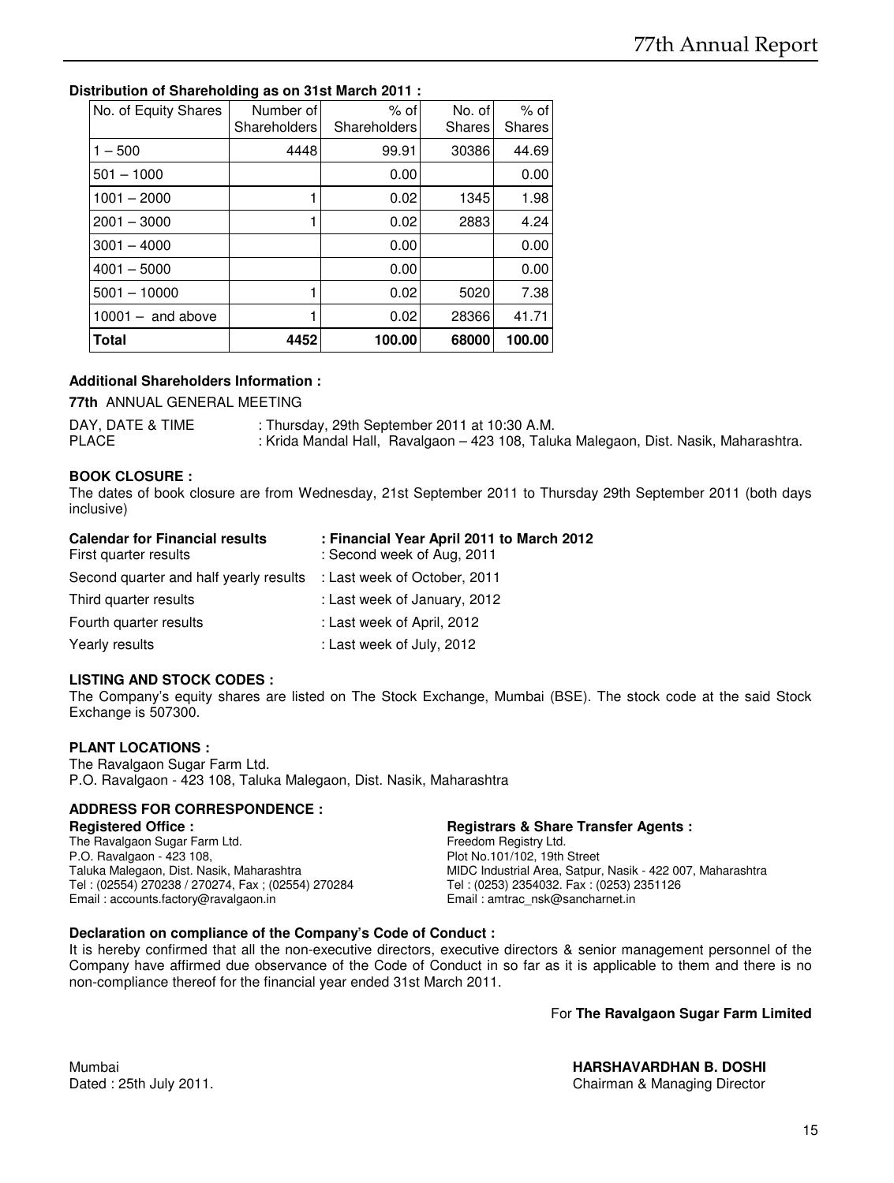**Distribution of Shareholding as on 31st March 2011 :**

| No. of Equity Shares | Number of Shareholders | % of Shareholders | No. of Shares | % of Shares |
|---|---|---|---|---|
| 1 – 500 | 4448 | 99.91 | 30386 | 44.69 |
| 501 – 1000 | | 0.00 | | 0.00 |
| 1001 – 2000 | 1 | 0.02 | 1345 | 1.98 |
| 2001 – 3000 | 1 | 0.02 | 2883 | 4.24 |
| 3001 – 4000 | | 0.00 | | 0.00 |
| 4001 – 5000 | | 0.00 | | 0.00 |
| 5001 – 10000 | 1 | 0.02 | 5020 | 7.38 |
| 10001 – and above | 1 | 0.02 | 28366 | 41.71 |
| **Total** | **4452** | **100.00** | **68000** | **100.00** |

**Additional Shareholders Information :**

**77th** ANNUAL GENERAL MEETING

DAY, DATE & TIME : Thursday, 29th September 2011 at 10:30 A.M.
PLACE : Krida Mandal Hall, Ravalgaon – 423 108, Taluka Malegaon, Dist. Nasik, Maharashtra.

**BOOK CLOSURE :**

The dates of book closure are from Wednesday, 21st September 2011 to Thursday 29th September 2011 (both days inclusive)

| **Calendar for Financial results** | **: Financial Year April 2011 to March 2012** |
|---|---|
| First quarter results | : Second week of Aug, 2011 |
| Second quarter and half yearly results | : Last week of October, 2011 |
| Third quarter results | : Last week of January, 2012 |
| Fourth quarter results | : Last week of April, 2012 |
| Yearly results | : Last week of July, 2012 |

**LISTING AND STOCK CODES :**

The Company's equity shares are listed on The Stock Exchange, Mumbai (BSE). The stock code at the said Stock Exchange is 507300.

**PLANT LOCATIONS :**

The Ravalgaon Sugar Farm Ltd.
P.O. Ravalgaon - 423 108, Taluka Malegaon, Dist. Nasik, Maharashtra

**ADDRESS FOR CORRESPONDENCE :**

**Registered Office :**
The Ravalgaon Sugar Farm Ltd.
P.O. Ravalgaon - 423 108,
Taluka Malegaon, Dist. Nasik, Maharashtra
Tel : (02554) 270238 / 270274, Fax ; (02554) 270284
Email : accounts.factory@ravalgaon.in

**Registrars & Share Transfer Agents :**
Freedom Registry Ltd.
Plot No.101/102, 19th Street
MIDC Industrial Area, Satpur, Nasik - 422 007, Maharashtra
Tel : (0253) 2354032. Fax : (0253) 2351126
Email : amtrac_nsk@sancharnet.in

**Declaration on compliance of the Company's Code of Conduct :**

It is hereby confirmed that all the non-executive directors, executive directors & senior management personnel of the Company have affirmed due observance of the Code of Conduct in so far as it is applicable to them and there is no non-compliance thereof for the financial year ended 31st March 2011.

For **The Ravalgaon Sugar Farm Limited**

Mumbai
Dated : 25th July 2011.

**HARSHAVARDHAN B. DOSHI**
Chairman & Managing Director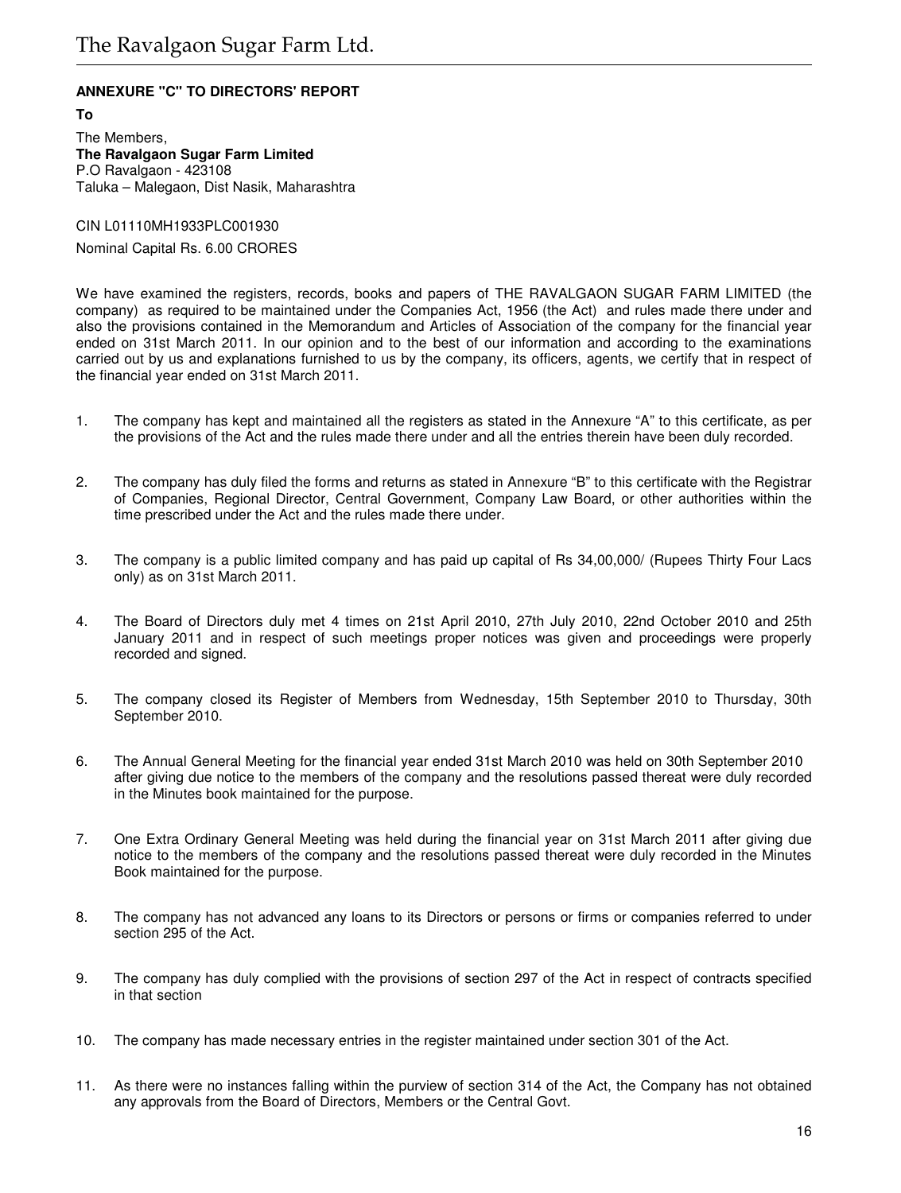**ANNEXURE "C" TO DIRECTORS' REPORT**

**To**

The Members,
**The Ravalgaon Sugar Farm Limited**
P.O Ravalgaon - 423108
Taluka – Malegaon, Dist Nasik, Maharashtra

CIN L01110MH1933PLC001930

Nominal Capital Rs. 6.00 CRORES

We have examined the registers, records, books and papers of THE RAVALGAON SUGAR FARM LIMITED (the company) as required to be maintained under the Companies Act, 1956 (the Act) and rules made there under and also the provisions contained in the Memorandum and Articles of Association of the company for the financial year ended on 31st March 2011. In our opinion and to the best of our information and according to the examinations carried out by us and explanations furnished to us by the company, its officers, agents, we certify that in respect of the financial year ended on 31st March 2011.

1. The company has kept and maintained all the registers as stated in the Annexure "A" to this certificate, as per the provisions of the Act and the rules made there under and all the entries therein have been duly recorded.

2. The company has duly filed the forms and returns as stated in Annexure "B" to this certificate with the Registrar of Companies, Regional Director, Central Government, Company Law Board, or other authorities within the time prescribed under the Act and the rules made there under.

3. The company is a public limited company and has paid up capital of Rs 34,00,000/ (Rupees Thirty Four Lacs only) as on 31st March 2011.

4. The Board of Directors duly met 4 times on 21st April 2010, 27th July 2010, 22nd October 2010 and 25th January 2011 and in respect of such meetings proper notices was given and proceedings were properly recorded and signed.

5. The company closed its Register of Members from Wednesday, 15th September 2010 to Thursday, 30th September 2010.

6. The Annual General Meeting for the financial year ended 31st March 2010 was held on 30th September 2010 after giving due notice to the members of the company and the resolutions passed thereat were duly recorded in the Minutes book maintained for the purpose.

7. One Extra Ordinary General Meeting was held during the financial year on 31st March 2011 after giving due notice to the members of the company and the resolutions passed thereat were duly recorded in the Minutes Book maintained for the purpose.

8. The company has not advanced any loans to its Directors or persons or firms or companies referred to under section 295 of the Act.

9. The company has duly complied with the provisions of section 297 of the Act in respect of contracts specified in that section

10. The company has made necessary entries in the register maintained under section 301 of the Act.

11. As there were no instances falling within the purview of section 314 of the Act, the Company has not obtained any approvals from the Board of Directors, Members or the Central Govt.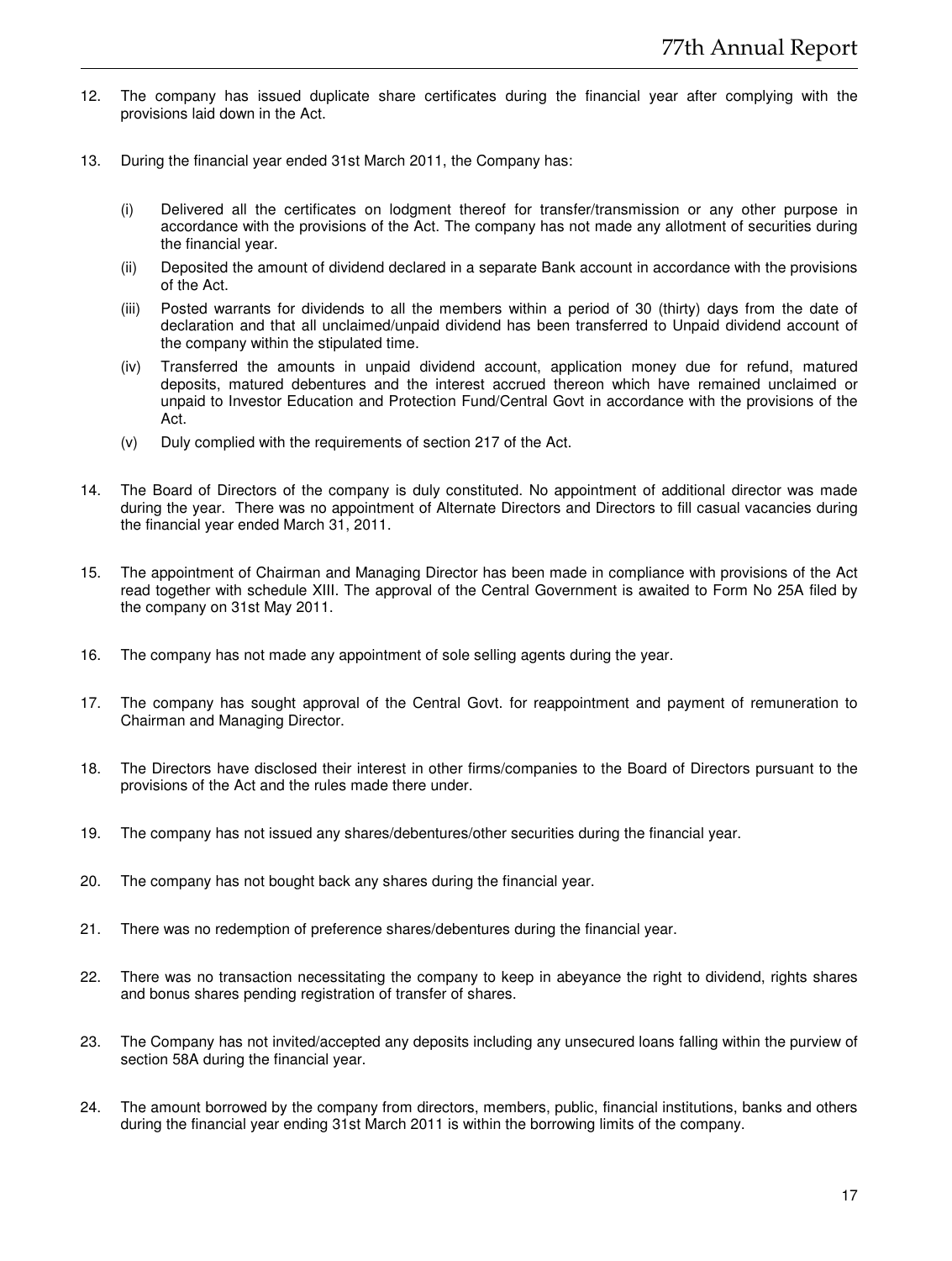12. The company has issued duplicate share certificates during the financial year after complying with the provisions laid down in the Act.

13. During the financial year ended 31st March 2011, the Company has:

    (i) Delivered all the certificates on lodgment thereof for transfer/transmission or any other purpose in accordance with the provisions of the Act. The company has not made any allotment of securities during the financial year.

    (ii) Deposited the amount of dividend declared in a separate Bank account in accordance with the provisions of the Act.

    (iii) Posted warrants for dividends to all the members within a period of 30 (thirty) days from the date of declaration and that all unclaimed/unpaid dividend has been transferred to Unpaid dividend account of the company within the stipulated time.

    (iv) Transferred the amounts in unpaid dividend account, application money due for refund, matured deposits, matured debentures and the interest accrued thereon which have remained unclaimed or unpaid to Investor Education and Protection Fund/Central Govt in accordance with the provisions of the Act.

    (v) Duly complied with the requirements of section 217 of the Act.

14. The Board of Directors of the company is duly constituted. No appointment of additional director was made during the year. There was no appointment of Alternate Directors and Directors to fill casual vacancies during the financial year ended March 31, 2011.

15. The appointment of Chairman and Managing Director has been made in compliance with provisions of the Act read together with schedule XIII. The approval of the Central Government is awaited to Form No 25A filed by the company on 31st May 2011.

16. The company has not made any appointment of sole selling agents during the year.

17. The company has sought approval of the Central Govt. for reappointment and payment of remuneration to Chairman and Managing Director.

18. The Directors have disclosed their interest in other firms/companies to the Board of Directors pursuant to the provisions of the Act and the rules made there under.

19. The company has not issued any shares/debentures/other securities during the financial year.

20. The company has not bought back any shares during the financial year.

21. There was no redemption of preference shares/debentures during the financial year.

22. There was no transaction necessitating the company to keep in abeyance the right to dividend, rights shares and bonus shares pending registration of transfer of shares.

23. The Company has not invited/accepted any deposits including any unsecured loans falling within the purview of section 58A during the financial year.

24. The amount borrowed by the company from directors, members, public, financial institutions, banks and others during the financial year ending 31st March 2011 is within the borrowing limits of the company.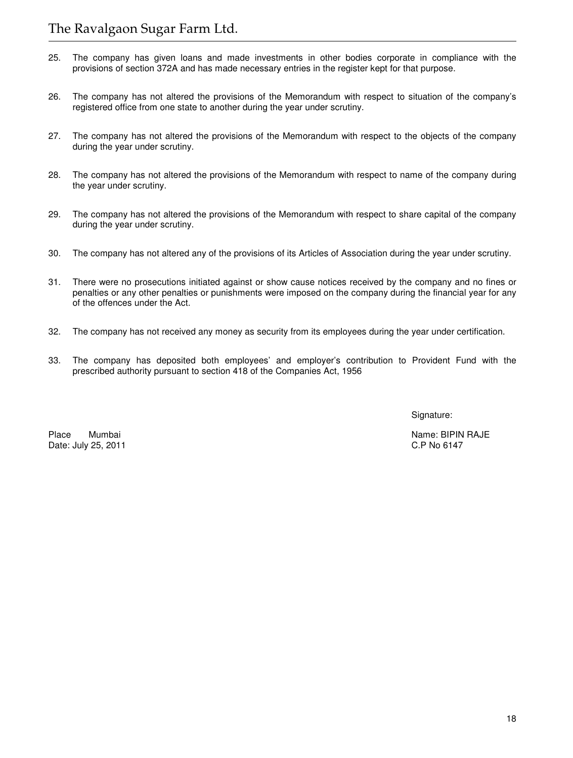25. The company has given loans and made investments in other bodies corporate in compliance with the provisions of section 372A and has made necessary entries in the register kept for that purpose.

26. The company has not altered the provisions of the Memorandum with respect to situation of the company's registered office from one state to another during the year under scrutiny.

27. The company has not altered the provisions of the Memorandum with respect to the objects of the company during the year under scrutiny.

28. The company has not altered the provisions of the Memorandum with respect to name of the company during the year under scrutiny.

29. The company has not altered the provisions of the Memorandum with respect to share capital of the company during the year under scrutiny.

30. The company has not altered any of the provisions of its Articles of Association during the year under scrutiny.

31. There were no prosecutions initiated against or show cause notices received by the company and no fines or penalties or any other penalties or punishments were imposed on the company during the financial year for any of the offences under the Act.

32. The company has not received any money as security from its employees during the year under certification.

33. The company has deposited both employees' and employer's contribution to Provident Fund with the prescribed authority pursuant to section 418 of the Companies Act, 1956

Signature:

Place Mumbai
Date: July 25, 2011

Name: BIPIN RAJE
C.P No 6147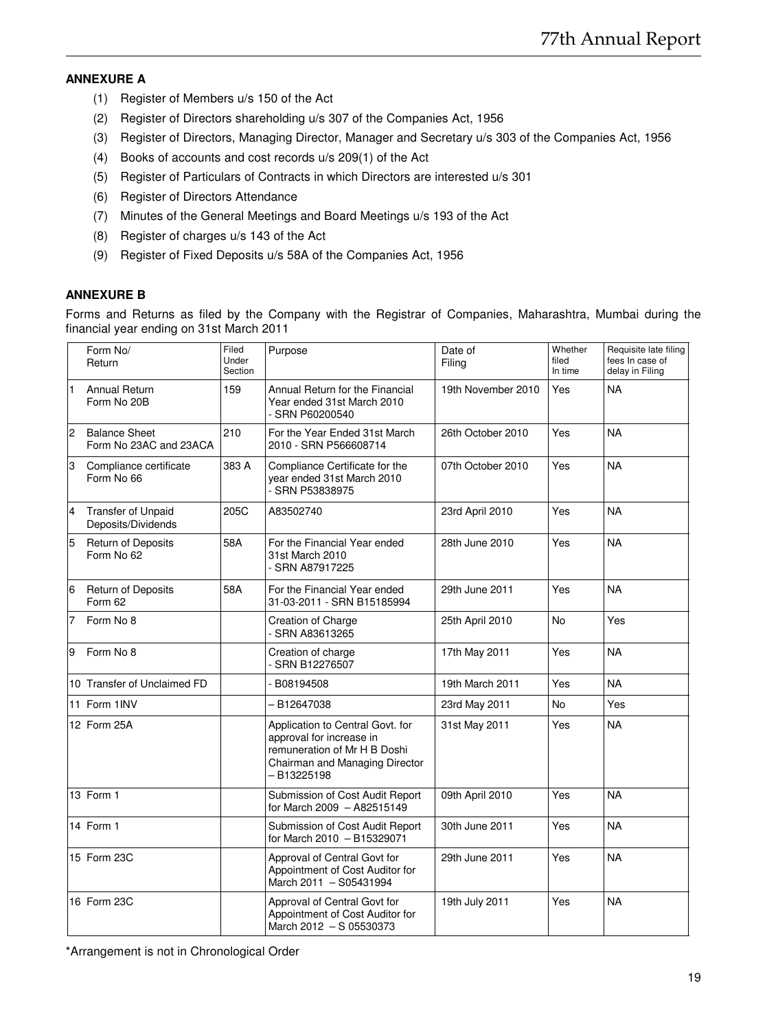## ANNEXURE A

(1) Register of Members u/s 150 of the Act

(2) Register of Directors shareholding u/s 307 of the Companies Act, 1956

(3) Register of Directors, Managing Director, Manager and Secretary u/s 303 of the Companies Act, 1956

(4) Books of accounts and cost records u/s 209(1) of the Act

(5) Register of Particulars of Contracts in which Directors are interested u/s 301

(6) Register of Directors Attendance

(7) Minutes of the General Meetings and Board Meetings u/s 193 of the Act

(8) Register of charges u/s 143 of the Act

(9) Register of Fixed Deposits u/s 58A of the Companies Act, 1956

## ANNEXURE B

Forms and Returns as filed by the Company with the Registrar of Companies, Maharashtra, Mumbai during the financial year ending on 31st March 2011

| | Form No/ Return | Filed Under Section | Purpose | Date of Filing | Whether filed In time | Requisite late filing fees In case of delay in Filing |
|---|---|---|---|---|---|---|
| 1 | Annual Return Form No 20B | 159 | Annual Return for the Financial Year ended 31st March 2010 - SRN P60200540 | 19th November 2010 | Yes | NA |
| 2 | Balance Sheet Form No 23AC and 23ACA | 210 | For the Year Ended 31st March 2010 - SRN P566608714 | 26th October 2010 | Yes | NA |
| 3 | Compliance certificate Form No 66 | 383 A | Compliance Certificate for the year ended 31st March 2010 - SRN P53838975 | 07th October 2010 | Yes | NA |
| 4 | Transfer of Unpaid Deposits/Dividends | 205C | A83502740 | 23rd April 2010 | Yes | NA |
| 5 | Return of Deposits Form No 62 | 58A | For the Financial Year ended 31st March 2010 - SRN A87917225 | 28th June 2010 | Yes | NA |
| 6 | Return of Deposits Form 62 | 58A | For the Financial Year ended 31-03-2011 - SRN B15185994 | 29th June 2011 | Yes | NA |
| 7 | Form No 8 | | Creation of Charge - SRN A83613265 | 25th April 2010 | No | Yes |
| 9 | Form No 8 | | Creation of charge - SRN B12276507 | 17th May 2011 | Yes | NA |
| 10 | Transfer of Unclaimed FD | | - B08194508 | 19th March 2011 | Yes | NA |
| 11 | Form 1INV | | – B12647038 | 23rd May 2011 | No | Yes |
| 12 | Form 25A | | Application to Central Govt. for approval for increase in remuneration of Mr H B Doshi Chairman and Managing Director – B13225198 | 31st May 2011 | Yes | NA |
| 13 | Form 1 | | Submission of Cost Audit Report for March 2009 – A82515149 | 09th April 2010 | Yes | NA |
| 14 | Form 1 | | Submission of Cost Audit Report for March 2010 – B15329071 | 30th June 2011 | Yes | NA |
| 15 | Form 23C | | Approval of Central Govt for Appointment of Cost Auditor for March 2011 – S05431994 | 29th June 2011 | Yes | NA |
| 16 | Form 23C | | Approval of Central Govt for Appointment of Cost Auditor for March 2012 – S 05530373 | 19th July 2011 | Yes | NA |

*Arrangement is not in Chronological Order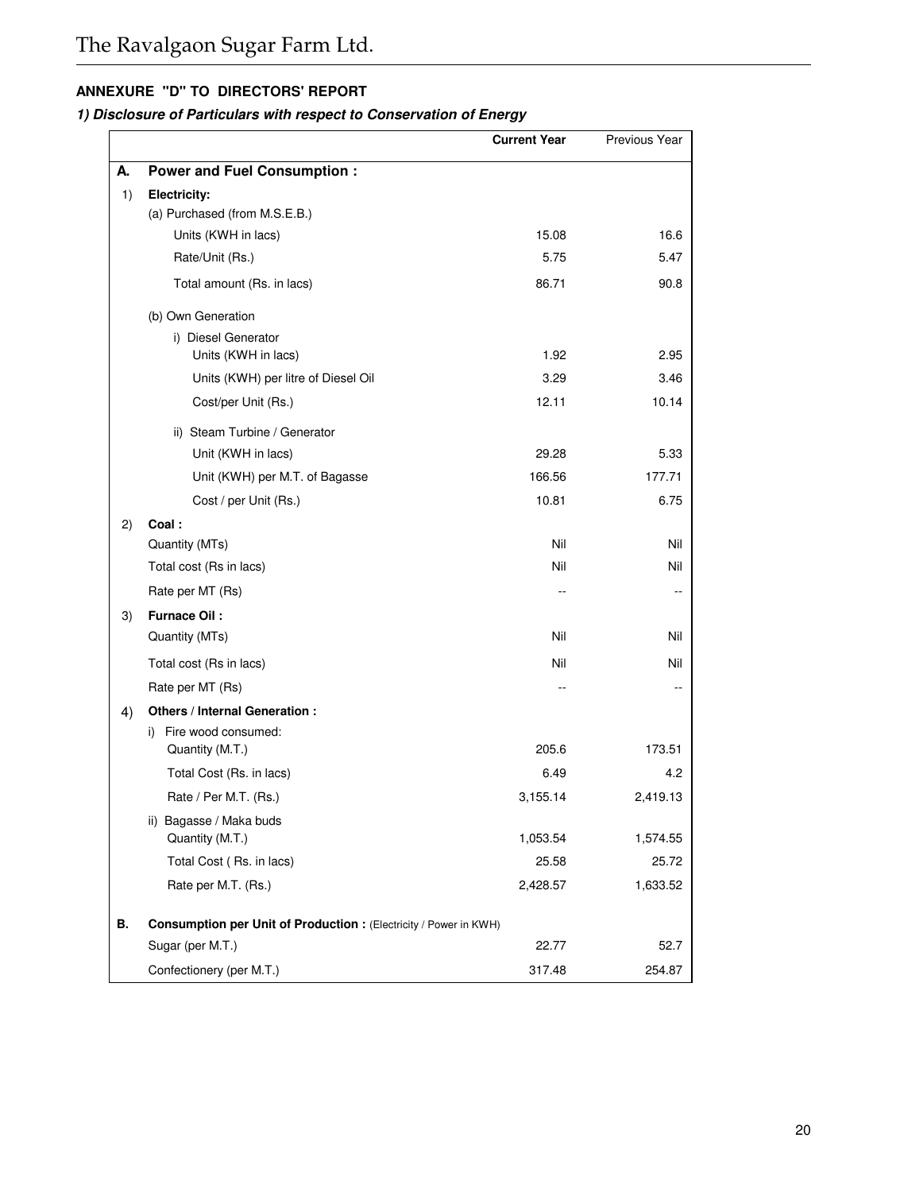## ANNEXURE "D" TO DIRECTORS' REPORT

***1) Disclosure of Particulars with respect to Conservation of Energy***

| | | Current Year | Previous Year |
|---|---|---|---|
| **A.** | **Power and Fuel Consumption :** | | |
| 1) | **Electricity:** | | |
| | (a) Purchased (from M.S.E.B.) | | |
| | Units (KWH in lacs) | 15.08 | 16.6 |
| | Rate/Unit (Rs.) | 5.75 | 5.47 |
| | Total amount (Rs. in lacs) | 86.71 | 90.8 |
| | (b) Own Generation | | |
| | i) Diesel Generator<br>Units (KWH in lacs) | 1.92 | 2.95 |
| | Units (KWH) per litre of Diesel Oil | 3.29 | 3.46 |
| | Cost/per Unit (Rs.) | 12.11 | 10.14 |
| | ii) Steam Turbine / Generator | | |
| | Unit (KWH in lacs) | 29.28 | 5.33 |
| | Unit (KWH) per M.T. of Bagasse | 166.56 | 177.71 |
| | Cost / per Unit (Rs.) | 10.81 | 6.75 |
| 2) | **Coal :** | | |
| | Quantity (MTs) | Nil | Nil |
| | Total cost (Rs in lacs) | Nil | Nil |
| | Rate per MT (Rs) | -- | -- |
| 3) | **Furnace Oil :** | | |
| | Quantity (MTs) | Nil | Nil |
| | Total cost (Rs in lacs) | Nil | Nil |
| | Rate per MT (Rs) | -- | -- |
| 4) | **Others / Internal Generation :** | | |
| | i) Fire wood consumed:<br>Quantity (M.T.) | 205.6 | 173.51 |
| | Total Cost (Rs. in lacs) | 6.49 | 4.2 |
| | Rate / Per M.T. (Rs.) | 3,155.14 | 2,419.13 |
| | ii) Bagasse / Maka buds<br>Quantity (M.T.) | 1,053.54 | 1,574.55 |
| | Total Cost ( Rs. in lacs) | 25.58 | 25.72 |
| | Rate per M.T. (Rs.) | 2,428.57 | 1,633.52 |
| **B.** | **Consumption per Unit of Production :** (Electricity / Power in KWH) | | |
| | Sugar (per M.T.) | 22.77 | 52.7 |
| | Confectionery (per M.T.) | 317.48 | 254.87 |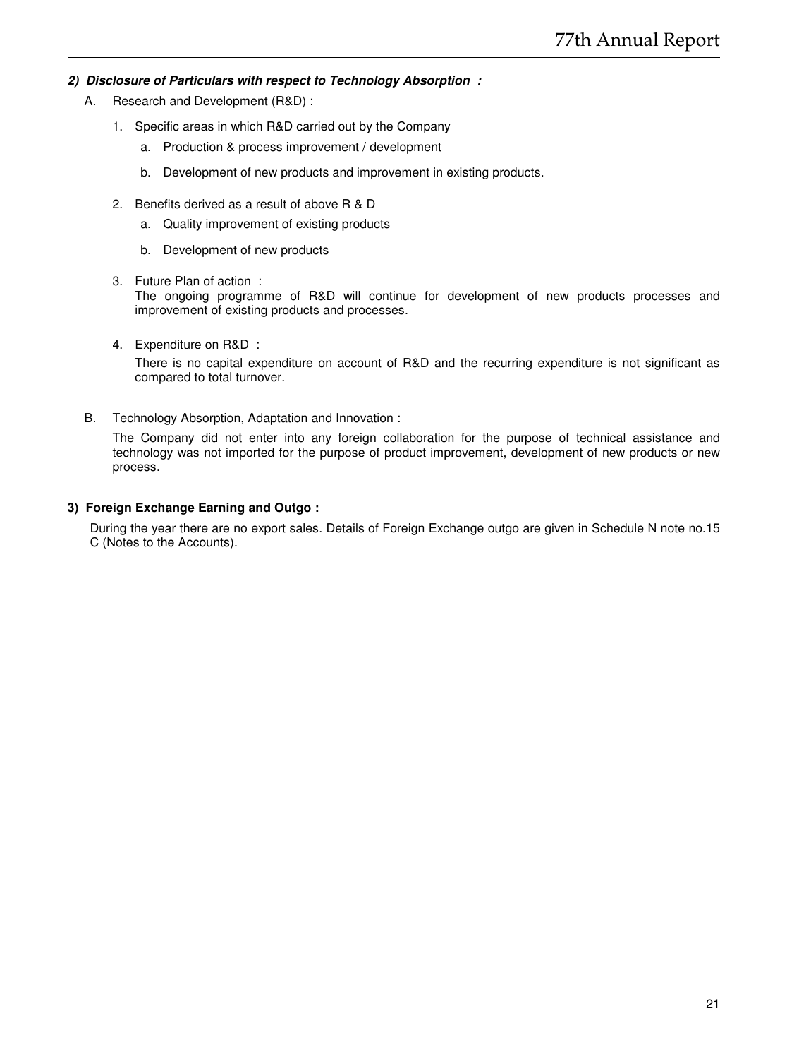***2) Disclosure of Particulars with respect to Technology Absorption :***

A. Research and Development (R&D) :

1. Specific areas in which R&D carried out by the Company
   a. Production & process improvement / development
   b. Development of new products and improvement in existing products.

2. Benefits derived as a result of above R & D
   a. Quality improvement of existing products
   b. Development of new products

3. Future Plan of action :
   The ongoing programme of R&D will continue for development of new products processes and improvement of existing products and processes.

4. Expenditure on R&D :
   There is no capital expenditure on account of R&D and the recurring expenditure is not significant as compared to total turnover.

B. Technology Absorption, Adaptation and Innovation :

The Company did not enter into any foreign collaboration for the purpose of technical assistance and technology was not imported for the purpose of product improvement, development of new products or new process.

**3) Foreign Exchange Earning and Outgo :**

During the year there are no export sales. Details of Foreign Exchange outgo are given in Schedule N note no.15 C (Notes to the Accounts).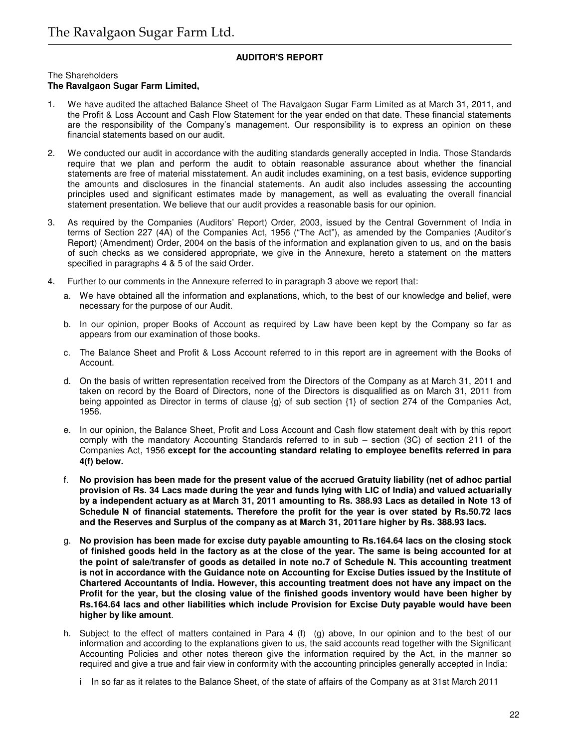## AUDITOR'S REPORT

The Shareholders
**The Ravalgaon Sugar Farm Limited,**

1. We have audited the attached Balance Sheet of The Ravalgaon Sugar Farm Limited as at March 31, 2011, and the Profit & Loss Account and Cash Flow Statement for the year ended on that date. These financial statements are the responsibility of the Company's management. Our responsibility is to express an opinion on these financial statements based on our audit.

2. We conducted our audit in accordance with the auditing standards generally accepted in India. Those Standards require that we plan and perform the audit to obtain reasonable assurance about whether the financial statements are free of material misstatement. An audit includes examining, on a test basis, evidence supporting the amounts and disclosures in the financial statements. An audit also includes assessing the accounting principles used and significant estimates made by management, as well as evaluating the overall financial statement presentation. We believe that our audit provides a reasonable basis for our opinion.

3. As required by the Companies (Auditors' Report) Order, 2003, issued by the Central Government of India in terms of Section 227 (4A) of the Companies Act, 1956 ("The Act"), as amended by the Companies (Auditor's Report) (Amendment) Order, 2004 on the basis of the information and explanation given to us, and on the basis of such checks as we considered appropriate, we give in the Annexure, hereto a statement on the matters specified in paragraphs 4 & 5 of the said Order.

4. Further to our comments in the Annexure referred to in paragraph 3 above we report that:

   a. We have obtained all the information and explanations, which, to the best of our knowledge and belief, were necessary for the purpose of our Audit.

   b. In our opinion, proper Books of Account as required by Law have been kept by the Company so far as appears from our examination of those books.

   c. The Balance Sheet and Profit & Loss Account referred to in this report are in agreement with the Books of Account.

   d. On the basis of written representation received from the Directors of the Company as at March 31, 2011 and taken on record by the Board of Directors, none of the Directors is disqualified as on March 31, 2011 from being appointed as Director in terms of clause {g} of sub section {1} of section 274 of the Companies Act, 1956.

   e. In our opinion, the Balance Sheet, Profit and Loss Account and Cash flow statement dealt with by this report comply with the mandatory Accounting Standards referred to in sub – section (3C) of section 211 of the Companies Act, 1956 **except for the accounting standard relating to employee benefits referred in para 4(f) below.**

   f. **No provision has been made for the present value of the accrued Gratuity liability (net of adhoc partial provision of Rs. 34 Lacs made during the year and funds lying with LIC of India) and valued actuarially by a independent actuary as at March 31, 2011 amounting to Rs. 388.93 Lacs as detailed in Note 13 of Schedule N of financial statements. Therefore the profit for the year is over stated by Rs.50.72 lacs and the Reserves and Surplus of the company as at March 31, 2011are higher by Rs. 388.93 lacs.**

   g. **No provision has been made for excise duty payable amounting to Rs.164.64 lacs on the closing stock of finished goods held in the factory as at the close of the year. The same is being accounted for at the point of sale/transfer of goods as detailed in note no.7 of Schedule N. This accounting treatment is not in accordance with the Guidance note on Accounting for Excise Duties issued by the Institute of Chartered Accountants of India. However, this accounting treatment does not have any impact on the Profit for the year, but the closing value of the finished goods inventory would have been higher by Rs.164.64 lacs and other liabilities which include Provision for Excise Duty payable would have been higher by like amount**.

   h. Subject to the effect of matters contained in Para 4 (f) (g) above, In our opinion and to the best of our information and according to the explanations given to us, the said accounts read together with the Significant Accounting Policies and other notes thereon give the information required by the Act, in the manner so required and give a true and fair view in conformity with the accounting principles generally accepted in India:

      i In so far as it relates to the Balance Sheet, of the state of affairs of the Company as at 31st March 2011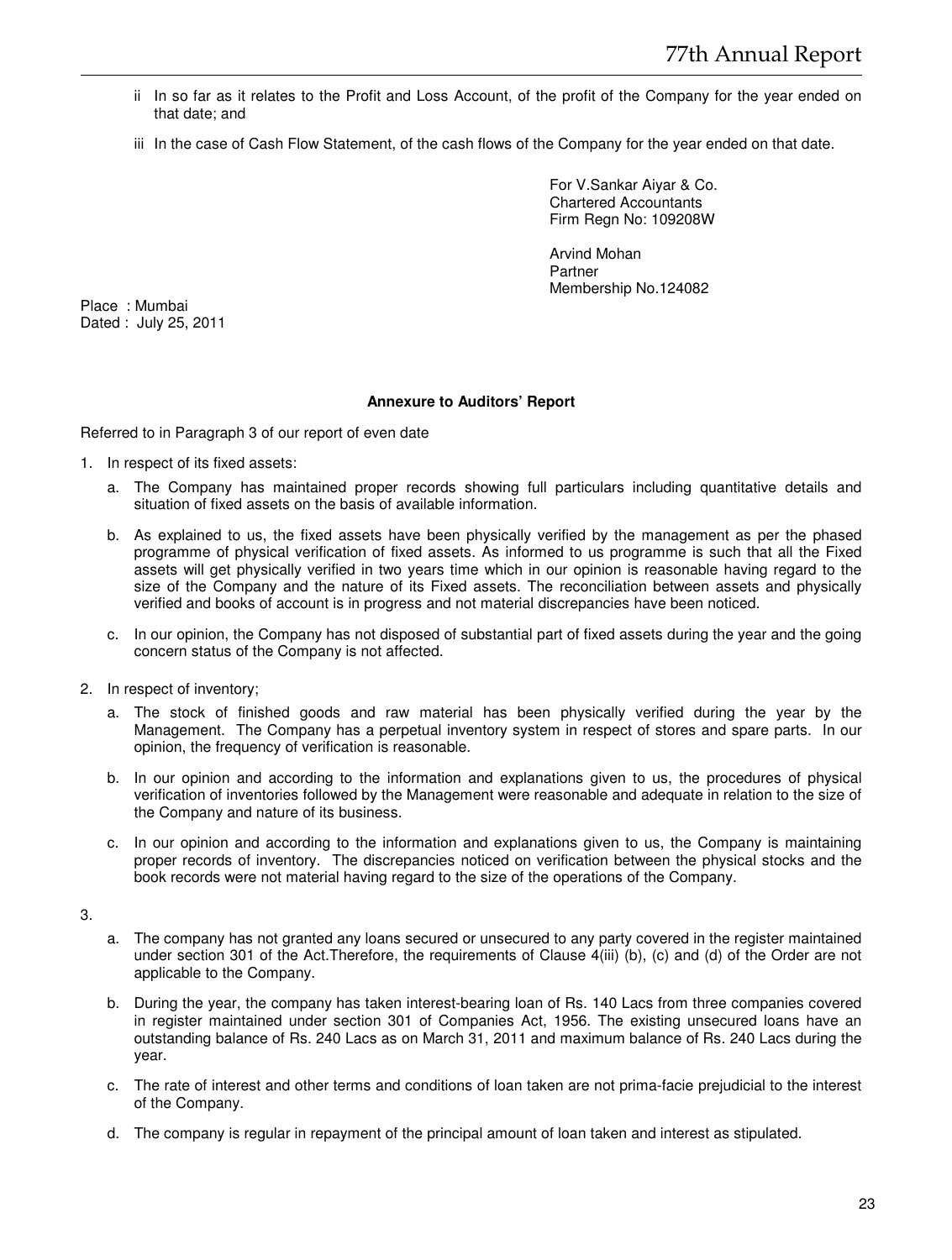ii In so far as it relates to the Profit and Loss Account, of the profit of the Company for the year ended on that date; and

iii In the case of Cash Flow Statement, of the cash flows of the Company for the year ended on that date.

For V.Sankar Aiyar & Co.
Chartered Accountants
Firm Regn No: 109208W

Arvind Mohan
Partner
Membership No.124082

Place : Mumbai
Dated : July 25, 2011

**Annexure to Auditors' Report**

Referred to in Paragraph 3 of our report of even date

1. In respect of its fixed assets:

   a. The Company has maintained proper records showing full particulars including quantitative details and situation of fixed assets on the basis of available information.

   b. As explained to us, the fixed assets have been physically verified by the management as per the phased programme of physical verification of fixed assets. As informed to us programme is such that all the Fixed assets will get physically verified in two years time which in our opinion is reasonable having regard to the size of the Company and the nature of its Fixed assets. The reconciliation between assets and physically verified and books of account is in progress and not material discrepancies have been noticed.

   c. In our opinion, the Company has not disposed of substantial part of fixed assets during the year and the going concern status of the Company is not affected.

2. In respect of inventory;

   a. The stock of finished goods and raw material has been physically verified during the year by the Management. The Company has a perpetual inventory system in respect of stores and spare parts. In our opinion, the frequency of verification is reasonable.

   b. In our opinion and according to the information and explanations given to us, the procedures of physical verification of inventories followed by the Management were reasonable and adequate in relation to the size of the Company and nature of its business.

   c. In our opinion and according to the information and explanations given to us, the Company is maintaining proper records of inventory. The discrepancies noticed on verification between the physical stocks and the book records were not material having regard to the size of the operations of the Company.

3.

   a. The company has not granted any loans secured or unsecured to any party covered in the register maintained under section 301 of the Act.Therefore, the requirements of Clause 4(iii) (b), (c) and (d) of the Order are not applicable to the Company.

   b. During the year, the company has taken interest-bearing loan of Rs. 140 Lacs from three companies covered in register maintained under section 301 of Companies Act, 1956. The existing unsecured loans have an outstanding balance of Rs. 240 Lacs as on March 31, 2011 and maximum balance of Rs. 240 Lacs during the year.

   c. The rate of interest and other terms and conditions of loan taken are not prima-facie prejudicial to the interest of the Company.

   d. The company is regular in repayment of the principal amount of loan taken and interest as stipulated.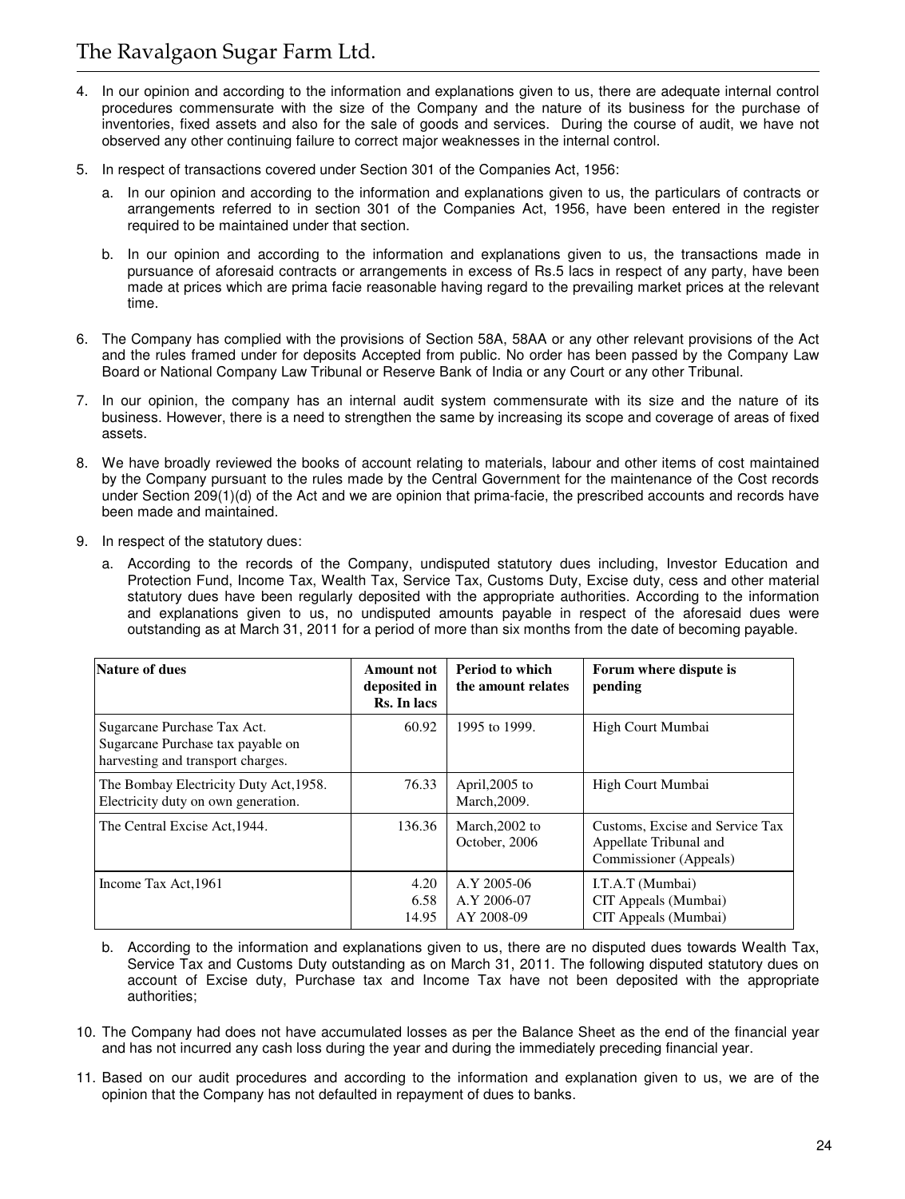4. In our opinion and according to the information and explanations given to us, there are adequate internal control procedures commensurate with the size of the Company and the nature of its business for the purchase of inventories, fixed assets and also for the sale of goods and services. During the course of audit, we have not observed any other continuing failure to correct major weaknesses in the internal control.

5. In respect of transactions covered under Section 301 of the Companies Act, 1956:

   a. In our opinion and according to the information and explanations given to us, the particulars of contracts or arrangements referred to in section 301 of the Companies Act, 1956, have been entered in the register required to be maintained under that section.

   b. In our opinion and according to the information and explanations given to us, the transactions made in pursuance of aforesaid contracts or arrangements in excess of Rs.5 lacs in respect of any party, have been made at prices which are prima facie reasonable having regard to the prevailing market prices at the relevant time.

6. The Company has complied with the provisions of Section 58A, 58AA or any other relevant provisions of the Act and the rules framed under for deposits Accepted from public. No order has been passed by the Company Law Board or National Company Law Tribunal or Reserve Bank of India or any Court or any other Tribunal.

7. In our opinion, the company has an internal audit system commensurate with its size and the nature of its business. However, there is a need to strengthen the same by increasing its scope and coverage of areas of fixed assets.

8. We have broadly reviewed the books of account relating to materials, labour and other items of cost maintained by the Company pursuant to the rules made by the Central Government for the maintenance of the Cost records under Section 209(1)(d) of the Act and we are opinion that prima-facie, the prescribed accounts and records have been made and maintained.

9. In respect of the statutory dues:

   a. According to the records of the Company, undisputed statutory dues including, Investor Education and Protection Fund, Income Tax, Wealth Tax, Service Tax, Customs Duty, Excise duty, cess and other material statutory dues have been regularly deposited with the appropriate authorities. According to the information and explanations given to us, no undisputed amounts payable in respect of the aforesaid dues were outstanding as at March 31, 2011 for a period of more than six months from the date of becoming payable.

| Nature of dues | Amount not deposited in Rs. In lacs | Period to which the amount relates | Forum where dispute is pending |
|---|---|---|---|
| Sugarcane Purchase Tax Act. Sugarcane Purchase tax payable on harvesting and transport charges. | 60.92 | 1995 to 1999. | High Court Mumbai |
| The Bombay Electricity Duty Act,1958. Electricity duty on own generation. | 76.33 | April,2005 to March,2009. | High Court Mumbai |
| The Central Excise Act,1944. | 136.36 | March,2002 to October, 2006 | Customs, Excise and Service Tax Appellate Tribunal and Commissioner (Appeals) |
| Income Tax Act,1961 | 4.20<br>6.58<br>14.95 | A.Y 2005-06<br>A.Y 2006-07<br>AY 2008-09 | I.T.A.T (Mumbai)<br>CIT Appeals (Mumbai)<br>CIT Appeals (Mumbai) |

   b. According to the information and explanations given to us, there are no disputed dues towards Wealth Tax, Service Tax and Customs Duty outstanding as on March 31, 2011. The following disputed statutory dues on account of Excise duty, Purchase tax and Income Tax have not been deposited with the appropriate authorities;

10. The Company had does not have accumulated losses as per the Balance Sheet as the end of the financial year and has not incurred any cash loss during the year and during the immediately preceding financial year.

11. Based on our audit procedures and according to the information and explanation given to us, we are of the opinion that the Company has not defaulted in repayment of dues to banks.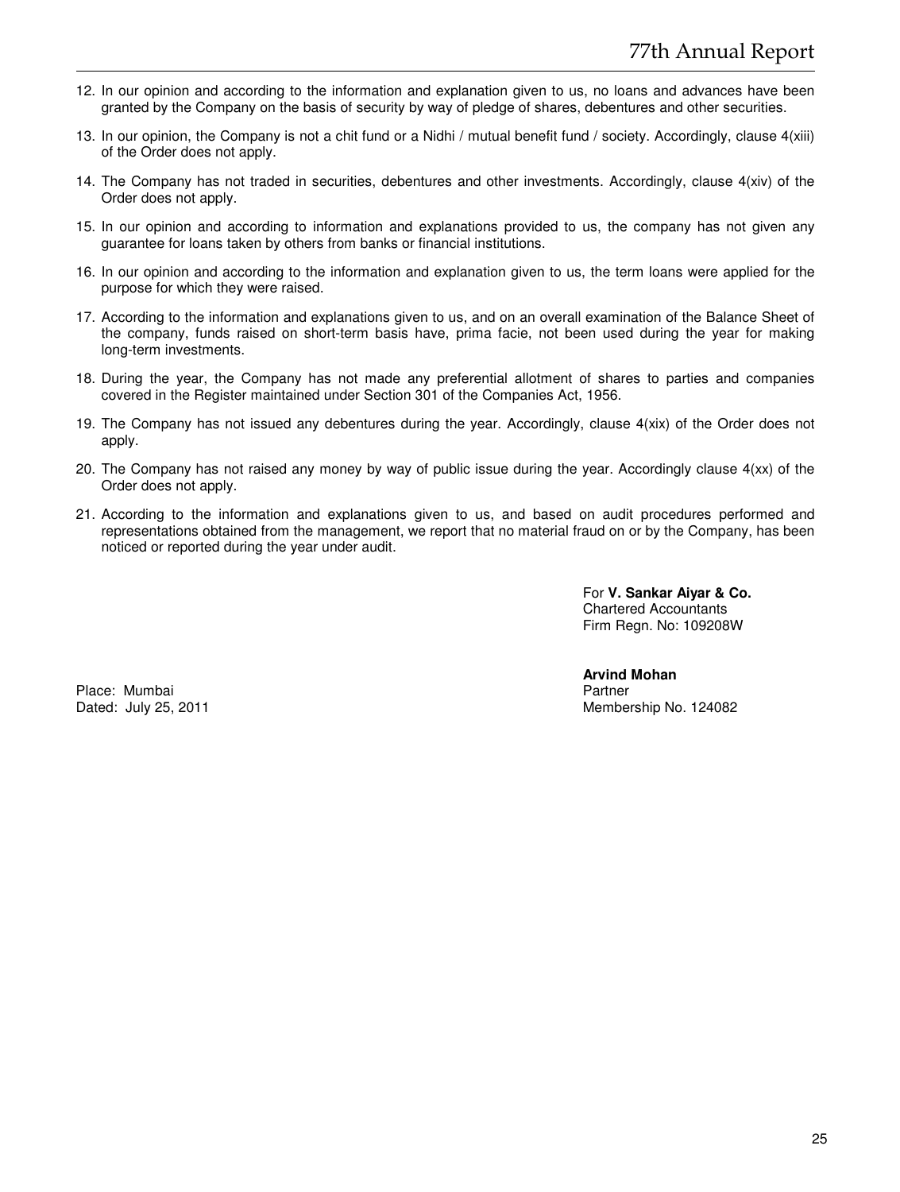12. In our opinion and according to the information and explanation given to us, no loans and advances have been granted by the Company on the basis of security by way of pledge of shares, debentures and other securities.

13. In our opinion, the Company is not a chit fund or a Nidhi / mutual benefit fund / society. Accordingly, clause 4(xiii) of the Order does not apply.

14. The Company has not traded in securities, debentures and other investments. Accordingly, clause 4(xiv) of the Order does not apply.

15. In our opinion and according to information and explanations provided to us, the company has not given any guarantee for loans taken by others from banks or financial institutions.

16. In our opinion and according to the information and explanation given to us, the term loans were applied for the purpose for which they were raised.

17. According to the information and explanations given to us, and on an overall examination of the Balance Sheet of the company, funds raised on short-term basis have, prima facie, not been used during the year for making long-term investments.

18. During the year, the Company has not made any preferential allotment of shares to parties and companies covered in the Register maintained under Section 301 of the Companies Act, 1956.

19. The Company has not issued any debentures during the year. Accordingly, clause 4(xix) of the Order does not apply.

20. The Company has not raised any money by way of public issue during the year. Accordingly clause 4(xx) of the Order does not apply.

21. According to the information and explanations given to us, and based on audit procedures performed and representations obtained from the management, we report that no material fraud on or by the Company, has been noticed or reported during the year under audit.

For **V. Sankar Aiyar & Co.**
Chartered Accountants
Firm Regn. No: 109208W

**Arvind Mohan**
Partner
Membership No. 124082

Place: Mumbai
Dated: July 25, 2011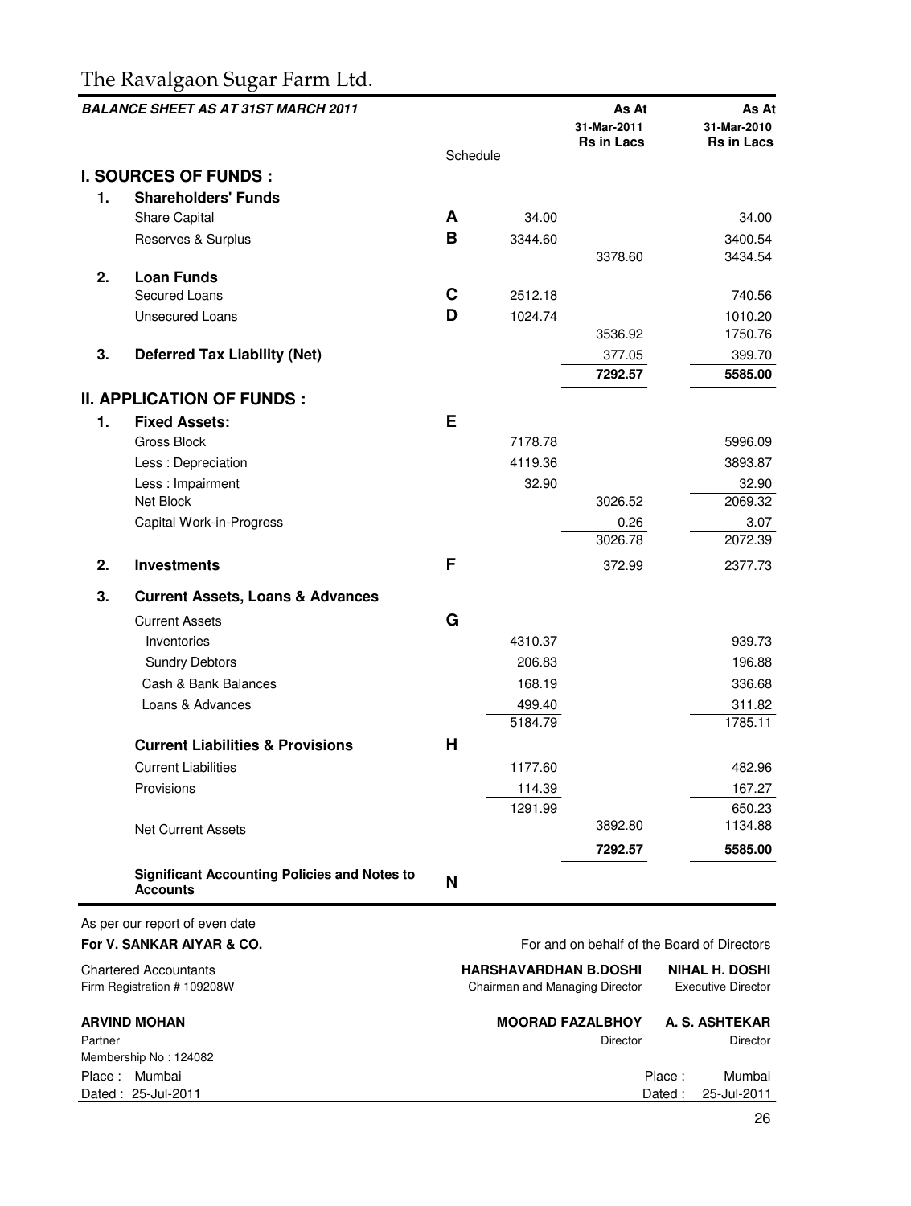# The Ravalgaon Sugar Farm Ltd.

| BALANCE SHEET AS AT 31ST MARCH 2011 | Schedule | | As At 31-Mar-2011 Rs in Lacs | As At 31-Mar-2010 Rs in Lacs |
|---|---|---|---|---|
| **I. SOURCES OF FUNDS :** | | | | |
| **1. Shareholders' Funds** | | | | |
| Share Capital | A | 34.00 | | 34.00 |
| Reserves & Surplus | B | 3344.60 | | 3400.54 |
| | | | 3378.60 | 3434.54 |
| **2. Loan Funds** | | | | |
| Secured Loans | C | 2512.18 | | 740.56 |
| Unsecured Loans | D | 1024.74 | | 1010.20 |
| | | | 3536.92 | 1750.76 |
| **3. Deferred Tax Liability (Net)** | | | 377.05 | 399.70 |
| | | | **7292.57** | **5585.00** |
| **II. APPLICATION OF FUNDS :** | | | | |
| **1. Fixed Assets:** | E | | | |
| Gross Block | | 7178.78 | | 5996.09 |
| Less : Depreciation | | 4119.36 | | 3893.87 |
| Less : Impairment | | 32.90 | | 32.90 |
| Net Block | | | 3026.52 | 2069.32 |
| Capital Work-in-Progress | | | 0.26 | 3.07 |
| | | | 3026.78 | 2072.39 |
| **2. Investments** | F | | 372.99 | 2377.73 |
| **3. Current Assets, Loans & Advances** | | | | |
| Current Assets | G | | | |
| Inventories | | 4310.37 | | 939.73 |
| Sundry Debtors | | 206.83 | | 196.88 |
| Cash & Bank Balances | | 168.19 | | 336.68 |
| Loans & Advances | | 499.40 | | 311.82 |
| | | 5184.79 | | 1785.11 |
| **Current Liabilities & Provisions** | H | | | |
| Current Liabilities | | 1177.60 | | 482.96 |
| Provisions | | 114.39 | | 167.27 |
| | | 1291.99 | | 650.23 |
| Net Current Assets | | | 3892.80 | 1134.88 |
| | | | **7292.57** | **5585.00** |
| **Significant Accounting Policies and Notes to Accounts** | N | | | |

As per our report of even date

**For V. SANKAR AIYAR & CO.**

Chartered Accountants
Firm Registration # 109208W

**ARVIND MOHAN**
Partner
Membership No : 124082

Place : Mumbai
Dated : 25-Jul-2011

For and on behalf of the Board of Directors

**HARSHAVARDHAN B.DOSHI**
Chairman and Managing Director

**NIHAL H. DOSHI**
Executive Director

**MOORAD FAZALBHOY**
Director

**A. S. ASHTEKAR**
Director

Place : Mumbai
Dated : 25-Jul-2011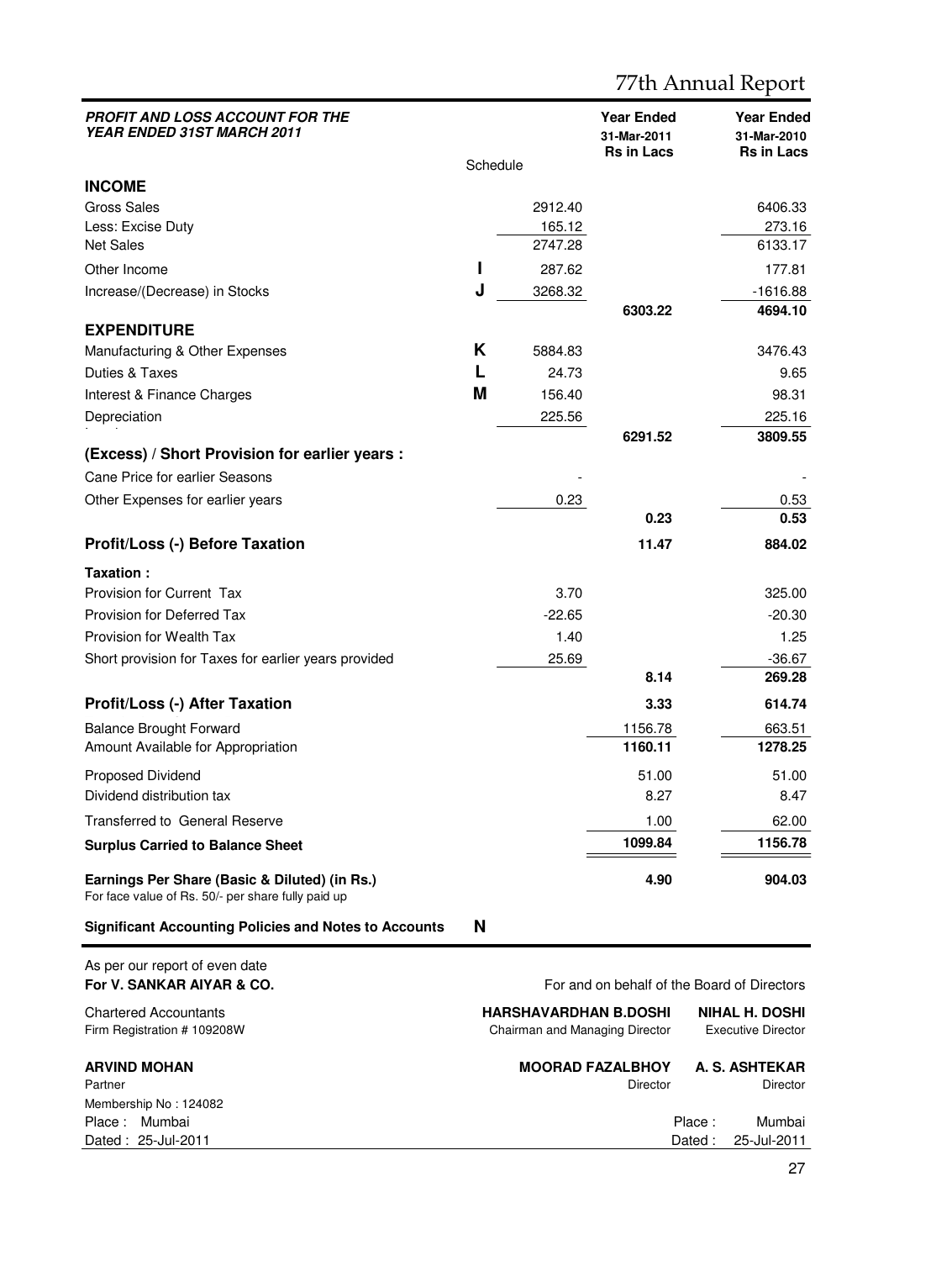| PROFIT AND LOSS ACCOUNT FOR THE YEAR ENDED 31ST MARCH 2011 | Schedule | | Year Ended 31-Mar-2011 Rs in Lacs | Year Ended 31-Mar-2010 Rs in Lacs |
|---|---|---|---|---|
| **INCOME** | | | | |
| Gross Sales | | 2912.40 | | 6406.33 |
| Less: Excise Duty | | 165.12 | | 273.16 |
| Net Sales | | 2747.28 | | 6133.17 |
| Other Income | I | 287.62 | | 177.81 |
| Increase/(Decrease) in Stocks | J | 3268.32 | | -1616.88 |
| | | | 6303.22 | 4694.10 |
| **EXPENDITURE** | | | | |
| Manufacturing & Other Expenses | K | 5884.83 | | 3476.43 |
| Duties & Taxes | L | 24.73 | | 9.65 |
| Interest & Finance Charges | M | 156.40 | | 98.31 |
| Depreciation | | 225.56 | | 225.16 |
| | | | 6291.52 | 3809.55 |
| **(Excess) / Short Provision for earlier years :** | | | | |
| Cane Price for earlier Seasons | | - | | - |
| Other Expenses for earlier years | | 0.23 | | 0.53 |
| | | | 0.23 | 0.53 |
| **Profit/Loss (-) Before Taxation** | | | 11.47 | 884.02 |
| **Taxation :** | | | | |
| Provision for Current Tax | | 3.70 | | 325.00 |
| Provision for Deferred Tax | | -22.65 | | -20.30 |
| Provision for Wealth Tax | | 1.40 | | 1.25 |
| Short provision for Taxes for earlier years provided | | 25.69 | | -36.67 |
| | | | 8.14 | 269.28 |
| **Profit/Loss (-) After Taxation** | | | 3.33 | 614.74 |
| Balance Brought Forward | | | 1156.78 | 663.51 |
| Amount Available for Appropriation | | | 1160.11 | 1278.25 |
| Proposed Dividend | | | 51.00 | 51.00 |
| Dividend distribution tax | | | 8.27 | 8.47 |
| Transferred to General Reserve | | | 1.00 | 62.00 |
| **Surplus Carried to Balance Sheet** | | | 1099.84 | 1156.78 |
| **Earnings Per Share (Basic & Diluted) (in Rs.)** For face value of Rs. 50/- per share fully paid up | | | 4.90 | 904.03 |
| **Significant Accounting Policies and Notes to Accounts** | N | | | |

As per our report of even date
**For V. SANKAR AIYAR & CO.**
Chartered Accountants
Firm Registration # 109208W

**ARVIND MOHAN**
Partner
Membership No : 124082
Place : Mumbai
Dated : 25-Jul-2011

For and on behalf of the Board of Directors

**HARSHAVARDHAN B.DOSHI**
Chairman and Managing Director

**NIHAL H. DOSHI**
Executive Director

**MOORAD FAZALBHOY**
Director

**A. S. ASHTEKAR**
Director

Place : Mumbai
Dated : 25-Jul-2011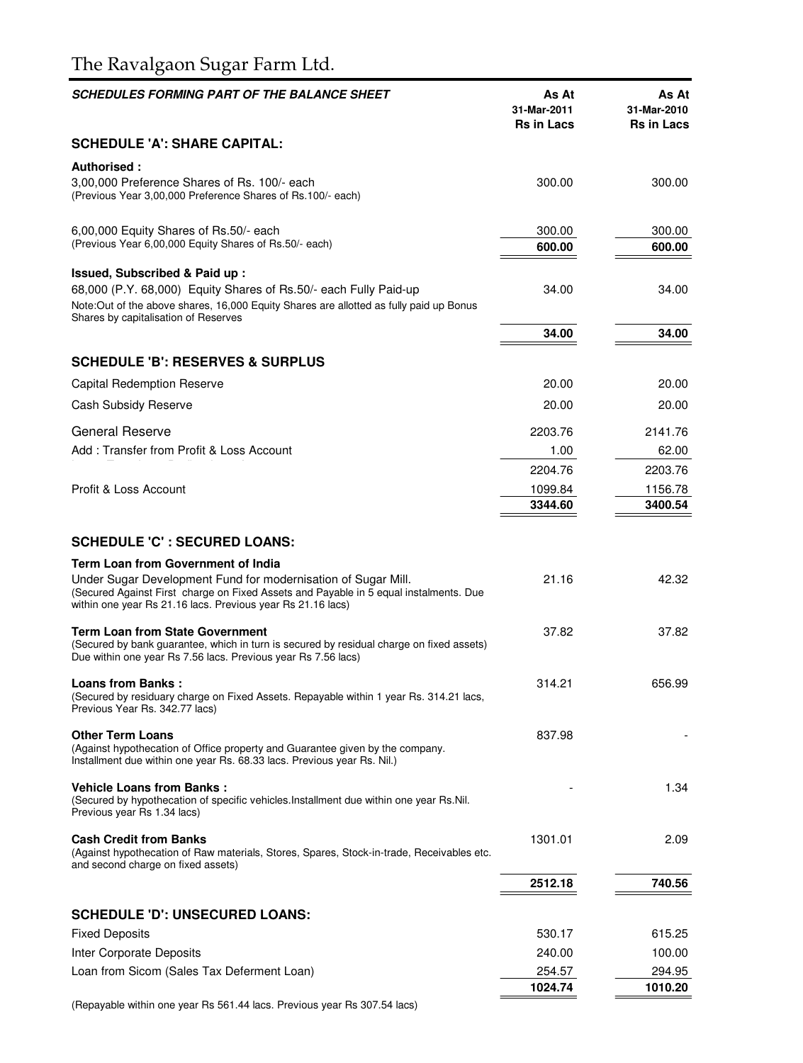# The Ravalgaon Sugar Farm Ltd.

| ***SCHEDULES FORMING PART OF THE BALANCE SHEET*** | **As At 31-Mar-2011 Rs in Lacs** | **As At 31-Mar-2010 Rs in Lacs** |
|---|---|---|
| **SCHEDULE 'A': SHARE CAPITAL:** | | |
| **Authorised :** | | |
| 3,00,000 Preference Shares of Rs. 100/- each (Previous Year 3,00,000 Preference Shares of Rs.100/- each) | 300.00 | 300.00 |
| 6,00,000 Equity Shares of Rs.50/- each (Previous Year 6,00,000 Equity Shares of Rs.50/- each) | 300.00 | 300.00 |
| | **600.00** | **600.00** |
| **Issued, Subscribed & Paid up :** | | |
| 68,000 (P.Y. 68,000) Equity Shares of Rs.50/- each Fully Paid-up | 34.00 | 34.00 |
| Note:Out of the above shares, 16,000 Equity Shares are allotted as fully paid up Bonus Shares by capitalisation of Reserves | | |
| | **34.00** | **34.00** |
| **SCHEDULE 'B': RESERVES & SURPLUS** | | |
| Capital Redemption Reserve | 20.00 | 20.00 |
| Cash Subsidy Reserve | 20.00 | 20.00 |
| General Reserve | 2203.76 | 2141.76 |
| Add : Transfer from Profit & Loss Account | 1.00 | 62.00 |
| | 2204.76 | 2203.76 |
| Profit & Loss Account | 1099.84 | 1156.78 |
| | **3344.60** | **3400.54** |
| **SCHEDULE 'C' : SECURED LOANS:** | | |
| **Term Loan from Government of India** | | |
| Under Sugar Development Fund for modernisation of Sugar Mill. (Secured Against First charge on Fixed Assets and Payable in 5 equal instalments. Due within one year Rs 21.16 lacs. Previous year Rs 21.16 lacs) | 21.16 | 42.32 |
| **Term Loan from State Government** (Secured by bank guarantee, which in turn is secured by residual charge on fixed assets) Due within one year Rs 7.56 lacs. Previous year Rs 7.56 lacs) | 37.82 | 37.82 |
| **Loans from Banks :** (Secured by residuary charge on Fixed Assets. Repayable within 1 year Rs. 314.21 lacs, Previous Year Rs. 342.77 lacs) | 314.21 | 656.99 |
| **Other Term Loans** (Against hypothecation of Office property and Guarantee given by the company. Installment due within one year Rs. 68.33 lacs. Previous year Rs. Nil.) | 837.98 | - |
| **Vehicle Loans from Banks :** (Secured by hypothecation of specific vehicles.Installment due within one year Rs.Nil. Previous year Rs 1.34 lacs) | - | 1.34 |
| **Cash Credit from Banks** (Against hypothecation of Raw materials, Stores, Spares, Stock-in-trade, Receivables etc. and second charge on fixed assets) | 1301.01 | 2.09 |
| | **2512.18** | **740.56** |
| **SCHEDULE 'D': UNSECURED LOANS:** | | |
| Fixed Deposits | 530.17 | 615.25 |
| Inter Corporate Deposits | 240.00 | 100.00 |
| Loan from Sicom (Sales Tax Deferment Loan) | 254.57 | 294.95 |
| | **1024.74** | **1010.20** |

(Repayable within one year Rs 561.44 lacs. Previous year Rs 307.54 lacs)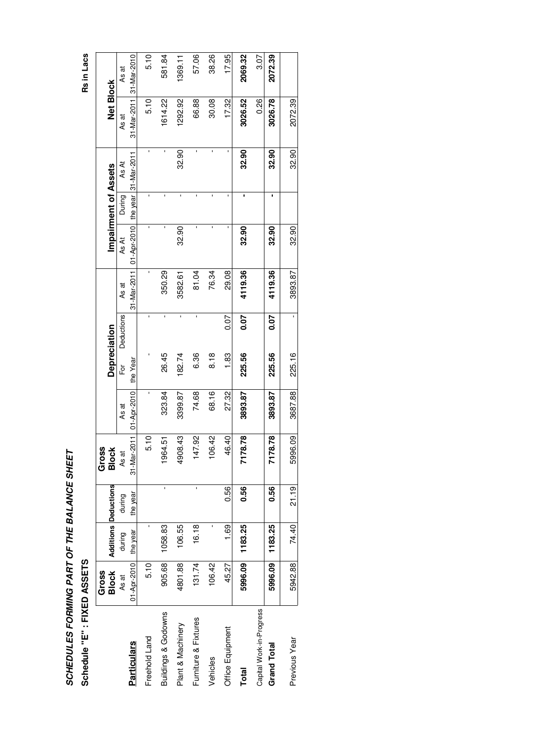***SCHEDULES FORMING PART OF THE BALANCE SHEET***

**Schedule "E" : FIXED ASSETS**

Rs in Lacs

| **Particulars** | **Gross Block** | **Additions** | **Deductions** | **Gross Block** | **Depreciation** | | | | **Impairment of Assets** | | | **Net Block** | |
|---|---|---|---|---|---|---|---|---|---|---|---|---|---|
| | As at 01-Apr-2010 | during the year | during the year | As at 31-Mar-2011 | As at 01-Apr-2010 | For the Year | Deductions | As at 31-Mar-2011 | As At 01-Apr-2010 | During the year | As At 31-Mar-2011 | As at 31-Mar-2011 | As at 31-Mar-2010 |
| Freehold Land | 5.10 | - | | 5.10 | - | - | - | - | - | - | - | 5.10 | 5.10 |
| Buildings & Godowns | 905.68 | 1058.83 | - | 1964.51 | 323.84 | 26.45 | - | 350.29 | - | - | - | 1614.22 | 581.84 |
| Plant & Machinery | 4801.88 | 106.55 | | 4908.43 | 3399.87 | 182.74 | - | 3582.61 | 32.90 | - | 32.90 | 1292.92 | 1369.11 |
| Furniture & Fixtures | 131.74 | 16.18 | - | 147.92 | 74.68 | 6.36 | - | 81.04 | - | - | - | 66.88 | 57.06 |
| Vehicles | 106.42 | - | | 106.42 | 68.16 | 8.18 | | 76.34 | - | - | - | 30.08 | 38.26 |
| Office Equipment | 45.27 | 1.69 | 0.56 | 46.40 | 27.32 | 1.83 | 0.07 | 29.08 | - | - | - | 17.32 | 17.95 |
| **Total** | **5996.09** | **1183.25** | **0.56** | **7178.78** | **3893.87** | **225.56** | **0.07** | **4119.36** | **32.90** | **-** | **32.90** | **3026.52** | **2069.32** |
| Capital Work-in-Progress | | | | | | | | | | | | 0.26 | 3.07 |
| **Grand Total** | **5996.09** | **1183.25** | **0.56** | **7178.78** | **3893.87** | **225.56** | **0.07** | **4119.36** | **32.90** | **-** | **32.90** | **3026.78** | **2072.39** |
| Previous Year | 5942.88 | 74.40 | 21.19 | 5996.09 | 3687.88 | 225.16 | - | 3893.87 | 32.90 | | 32.90 | 2072.39 | |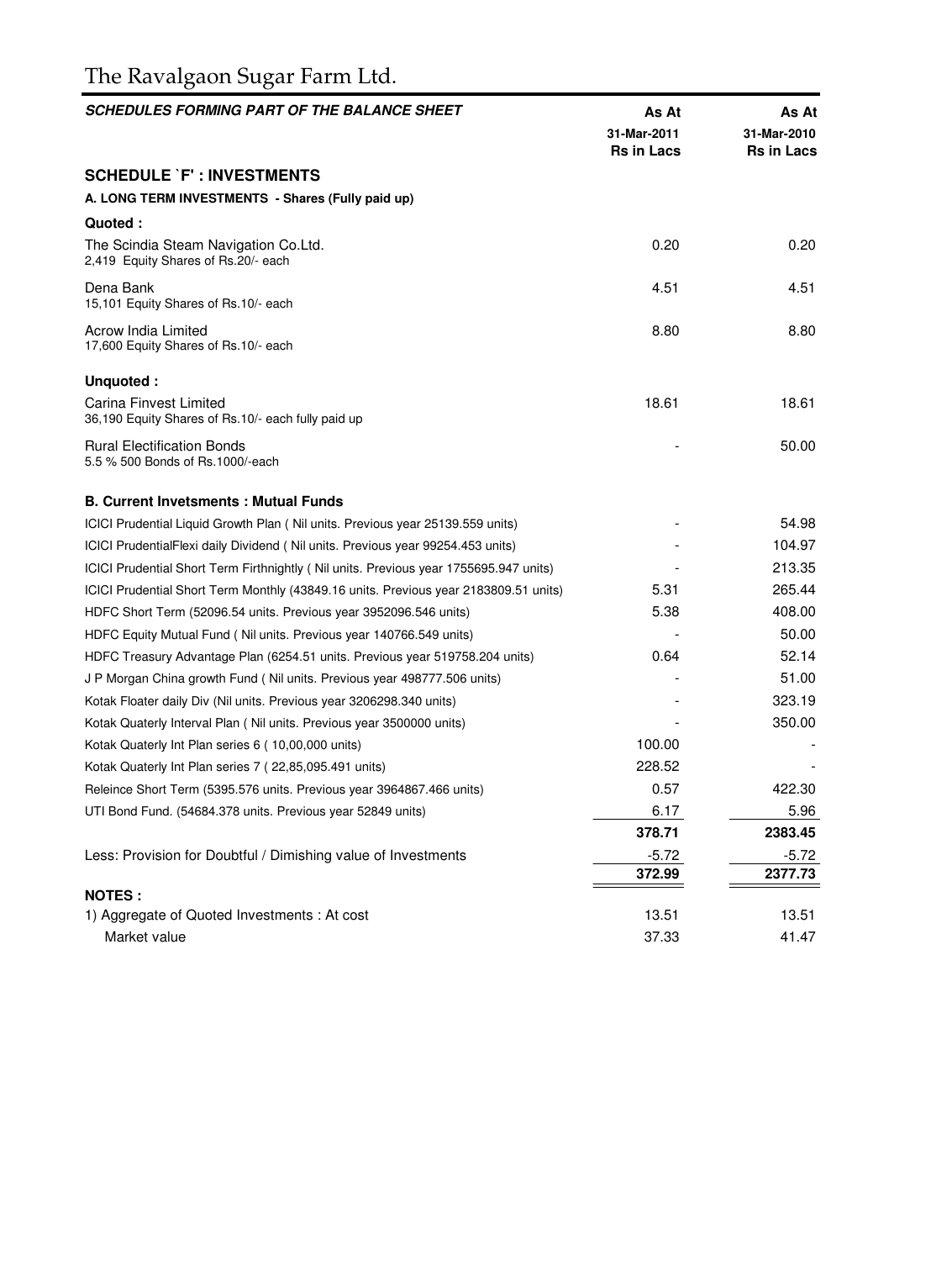# The Ravalgaon Sugar Farm Ltd.

| ***SCHEDULES FORMING PART OF THE BALANCE SHEET*** | **As At 31-Mar-2011 Rs in Lacs** | **As At 31-Mar-2010 Rs in Lacs** |
|---|---|---|
| **SCHEDULE `F' : INVESTMENTS** | | |
| **A. LONG TERM INVESTMENTS - Shares (Fully paid up)** | | |
| **Quoted :** | | |
| The Scindia Steam Navigation Co.Ltd.<br>2,419 Equity Shares of Rs.20/- each | 0.20 | 0.20 |
| Dena Bank<br>15,101 Equity Shares of Rs.10/- each | 4.51 | 4.51 |
| Acrow India Limited<br>17,600 Equity Shares of Rs.10/- each | 8.80 | 8.80 |
| **Unquoted :** | | |
| Carina Finvest Limited<br>36,190 Equity Shares of Rs.10/- each fully paid up | 18.61 | 18.61 |
| Rural Electification Bonds<br>5.5 % 500 Bonds of Rs.1000/-each | - | 50.00 |
| **B. Current Invetsments : Mutual Funds** | | |
| ICICI Prudential Liquid Growth Plan ( Nil units. Previous year 25139.559 units) | - | 54.98 |
| ICICI PrudentialFlexi daily Dividend ( Nil units. Previous year 99254.453 units) | - | 104.97 |
| ICICI Prudential Short Term Firthnightly ( Nil units. Previous year 1755695.947 units) | - | 213.35 |
| ICICI Prudential Short Term Monthly (43849.16 units. Previous year 2183809.51 units) | 5.31 | 265.44 |
| HDFC Short Term (52096.54 units. Previous year 3952096.546 units) | 5.38 | 408.00 |
| HDFC Equity Mutual Fund ( Nil units. Previous year 140766.549 units) | - | 50.00 |
| HDFC Treasury Advantage Plan (6254.51 units. Previous year 519758.204 units) | 0.64 | 52.14 |
| J P Morgan China growth Fund ( Nil units. Previous year 498777.506 units) | - | 51.00 |
| Kotak Floater daily Div (Nil units. Previous year 3206298.340 units) | - | 323.19 |
| Kotak Quaterly Interval Plan ( Nil units. Previous year 3500000 units) | - | 350.00 |
| Kotak Quaterly Int Plan series 6 ( 10,00,000 units) | 100.00 | - |
| Kotak Quaterly Int Plan series 7 ( 22,85,095.491 units) | 228.52 | - |
| Releince Short Term (5395.576 units. Previous year 3964867.466 units) | 0.57 | 422.30 |
| UTI Bond Fund. (54684.378 units. Previous year 52849 units) | 6.17 | 5.96 |
| | **378.71** | **2383.45** |
| Less: Provision for Doubtful / Dimishing value of Investments | -5.72 | -5.72 |
| | **372.99** | **2377.73** |
| **NOTES :** | | |
| 1) Aggregate of Quoted Investments : At cost | 13.51 | 13.51 |
| Market value | 37.33 | 41.47 |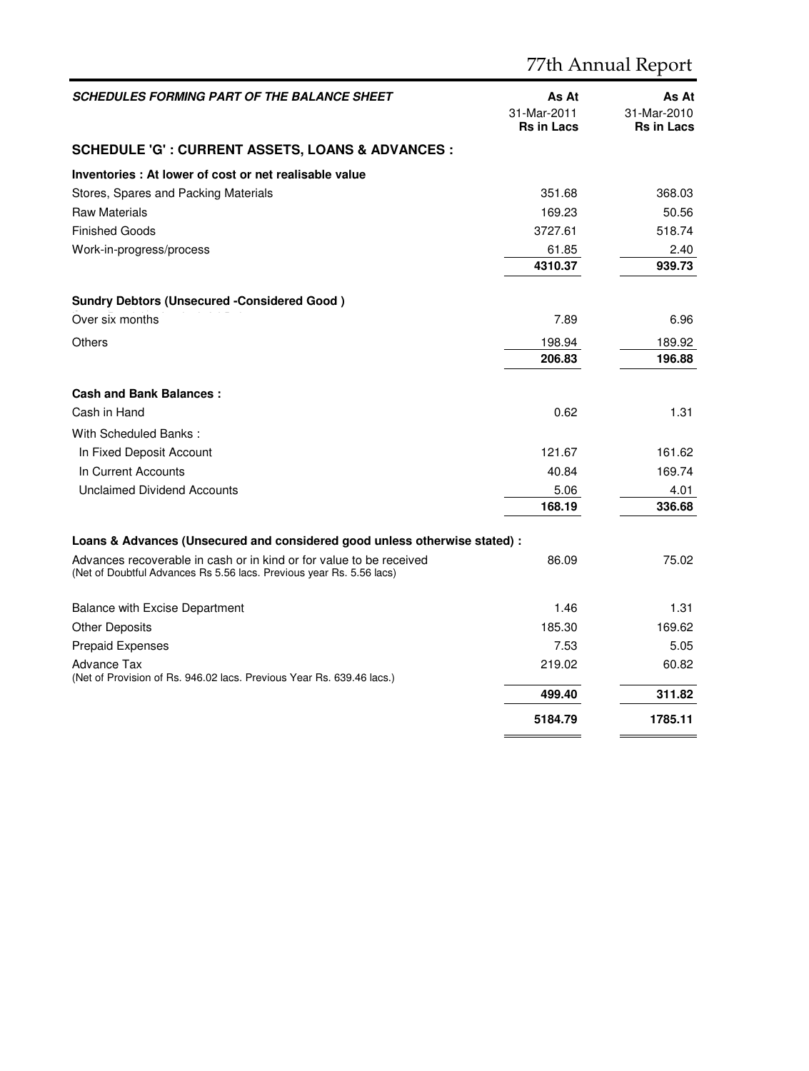| SCHEDULES FORMING PART OF THE BALANCE SHEET | As At 31-Mar-2011 Rs in Lacs | As At 31-Mar-2010 Rs in Lacs |
|---|---|---|
| **SCHEDULE 'G' : CURRENT ASSETS, LOANS & ADVANCES :** | | |
| **Inventories : At lower of cost or net realisable value** | | |
| Stores, Spares and Packing Materials | 351.68 | 368.03 |
| Raw Materials | 169.23 | 50.56 |
| Finished Goods | 3727.61 | 518.74 |
| Work-in-progress/process | 61.85 | 2.40 |
| | **4310.37** | **939.73** |
| **Sundry Debtors (Unsecured -Considered Good )** | | |
| Over six months | 7.89 | 6.96 |
| Others | 198.94 | 189.92 |
| | **206.83** | **196.88** |
| **Cash and Bank Balances :** | | |
| Cash in Hand | 0.62 | 1.31 |
| With Scheduled Banks : | | |
| In Fixed Deposit Account | 121.67 | 161.62 |
| In Current Accounts | 40.84 | 169.74 |
| Unclaimed Dividend Accounts | 5.06 | 4.01 |
| | **168.19** | **336.68** |
| **Loans & Advances (Unsecured and considered good unless otherwise stated) :** | | |
| Advances recoverable in cash or in kind or for value to be received (Net of Doubtful Advances Rs 5.56 lacs. Previous year Rs. 5.56 lacs) | 86.09 | 75.02 |
| Balance with Excise Department | 1.46 | 1.31 |
| Other Deposits | 185.30 | 169.62 |
| Prepaid Expenses | 7.53 | 5.05 |
| Advance Tax (Net of Provision of Rs. 946.02 lacs. Previous Year Rs. 639.46 lacs.) | 219.02 | 60.82 |
| | **499.40** | **311.82** |
| | **5184.79** | **1785.11** |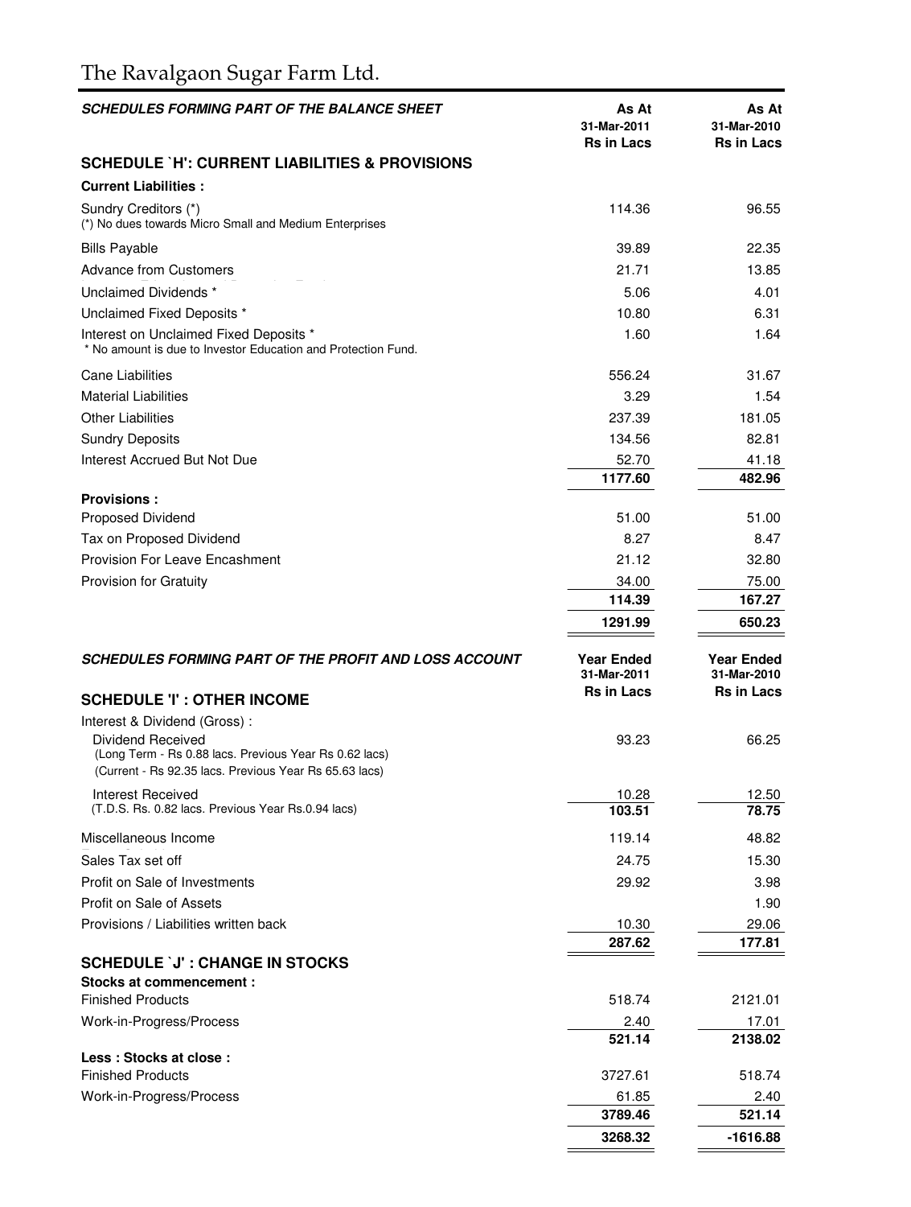# The Ravalgaon Sugar Farm Ltd.

| *SCHEDULES FORMING PART OF THE BALANCE SHEET* | As At 31-Mar-2011 Rs in Lacs | As At 31-Mar-2010 Rs in Lacs |
|---|---|---|
| **SCHEDULE `H': CURRENT LIABILITIES & PROVISIONS** | | |
| **Current Liabilities :** | | |
| Sundry Creditors (*) (*) No dues towards Micro Small and Medium Enterprises | 114.36 | 96.55 |
| Bills Payable | 39.89 | 22.35 |
| Advance from Customers | 21.71 | 13.85 |
| Unclaimed Dividends * | 5.06 | 4.01 |
| Unclaimed Fixed Deposits * | 10.80 | 6.31 |
| Interest on Unclaimed Fixed Deposits * * No amount is due to Investor Education and Protection Fund. | 1.60 | 1.64 |
| Cane Liabilities | 556.24 | 31.67 |
| Material Liabilities | 3.29 | 1.54 |
| Other Liabilities | 237.39 | 181.05 |
| Sundry Deposits | 134.56 | 82.81 |
| Interest Accrued But Not Due | 52.70 | 41.18 |
| | **1177.60** | **482.96** |
| **Provisions :** | | |
| Proposed Dividend | 51.00 | 51.00 |
| Tax on Proposed Dividend | 8.27 | 8.47 |
| Provision For Leave Encashment | 21.12 | 32.80 |
| Provision for Gratuity | 34.00 | 75.00 |
| | **114.39** | **167.27** |
| | **1291.99** | **650.23** |

| *SCHEDULES FORMING PART OF THE PROFIT AND LOSS ACCOUNT* | Year Ended 31-Mar-2011 Rs in Lacs | Year Ended 31-Mar-2010 Rs in Lacs |
|---|---|---|
| **SCHEDULE 'I' : OTHER INCOME** | | |
| Interest & Dividend (Gross) : | | |
| Dividend Received (Long Term - Rs 0.88 lacs. Previous Year Rs 0.62 lacs) (Current - Rs 92.35 lacs. Previous Year Rs 65.63 lacs) | 93.23 | 66.25 |
| Interest Received (T.D.S. Rs. 0.82 lacs. Previous Year Rs.0.94 lacs) | 10.28 | 12.50 |
| | **103.51** | **78.75** |
| Miscellaneous Income | 119.14 | 48.82 |
| Sales Tax set off | 24.75 | 15.30 |
| Profit on Sale of Investments | 29.92 | 3.98 |
| Profit on Sale of Assets | | 1.90 |
| Provisions / Liabilities written back | 10.30 | 29.06 |
| | **287.62** | **177.81** |
| **SCHEDULE `J' : CHANGE IN STOCKS** | | |
| **Stocks at commencement :** | | |
| Finished Products | 518.74 | 2121.01 |
| Work-in-Progress/Process | 2.40 | 17.01 |
| | **521.14** | **2138.02** |
| **Less : Stocks at close :** | | |
| Finished Products | 3727.61 | 518.74 |
| Work-in-Progress/Process | 61.85 | 2.40 |
| | **3789.46** | **521.14** |
| | **3268.32** | **-1616.88** |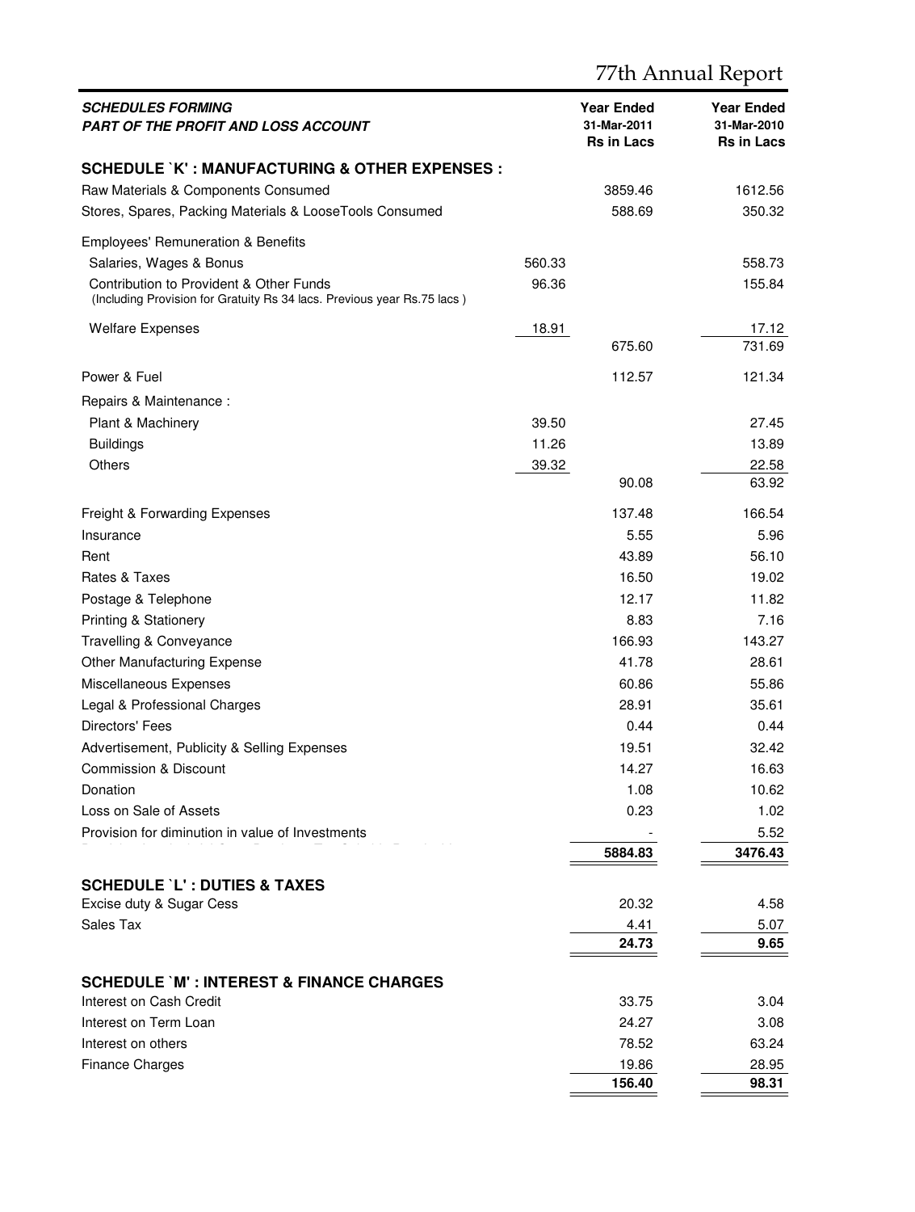| *SCHEDULES FORMING PART OF THE PROFIT AND LOSS ACCOUNT* | | Year Ended 31-Mar-2011 Rs in Lacs | Year Ended 31-Mar-2010 Rs in Lacs |
|---|---|---|---|
| **SCHEDULE `K' : MANUFACTURING & OTHER EXPENSES :** | | | |
| Raw Materials & Components Consumed | | 3859.46 | 1612.56 |
| Stores, Spares, Packing Materials & LooseTools Consumed | | 588.69 | 350.32 |
| Employees' Remuneration & Benefits | | | |
| Salaries, Wages & Bonus | 560.33 | | 558.73 |
| Contribution to Provident & Other Funds (Including Provision for Gratuity Rs 34 lacs. Previous year Rs.75 lacs ) | 96.36 | | 155.84 |
| Welfare Expenses | 18.91 | | 17.12 |
| | | 675.60 | 731.69 |
| Power & Fuel | | 112.57 | 121.34 |
| Repairs & Maintenance : | | | |
| Plant & Machinery | 39.50 | | 27.45 |
| Buildings | 11.26 | | 13.89 |
| Others | 39.32 | | 22.58 |
| | | 90.08 | 63.92 |
| Freight & Forwarding Expenses | | 137.48 | 166.54 |
| Insurance | | 5.55 | 5.96 |
| Rent | | 43.89 | 56.10 |
| Rates & Taxes | | 16.50 | 19.02 |
| Postage & Telephone | | 12.17 | 11.82 |
| Printing & Stationery | | 8.83 | 7.16 |
| Travelling & Conveyance | | 166.93 | 143.27 |
| Other Manufacturing Expense | | 41.78 | 28.61 |
| Miscellaneous Expenses | | 60.86 | 55.86 |
| Legal & Professional Charges | | 28.91 | 35.61 |
| Directors' Fees | | 0.44 | 0.44 |
| Advertisement, Publicity & Selling Expenses | | 19.51 | 32.42 |
| Commission & Discount | | 14.27 | 16.63 |
| Donation | | 1.08 | 10.62 |
| Loss on Sale of Assets | | 0.23 | 1.02 |
| Provision for diminution in value of Investments | | - | 5.52 |
| | | **5884.83** | **3476.43** |

| **SCHEDULE `L' : DUTIES & TAXES** | | |
|---|---|---|
| Excise duty & Sugar Cess | 20.32 | 4.58 |
| Sales Tax | 4.41 | 5.07 |
| | **24.73** | **9.65** |

| **SCHEDULE `M' : INTEREST & FINANCE CHARGES** | | |
|---|---|---|
| Interest on Cash Credit | 33.75 | 3.04 |
| Interest on Term Loan | 24.27 | 3.08 |
| Interest on others | 78.52 | 63.24 |
| Finance Charges | 19.86 | 28.95 |
| | **156.40** | **98.31** |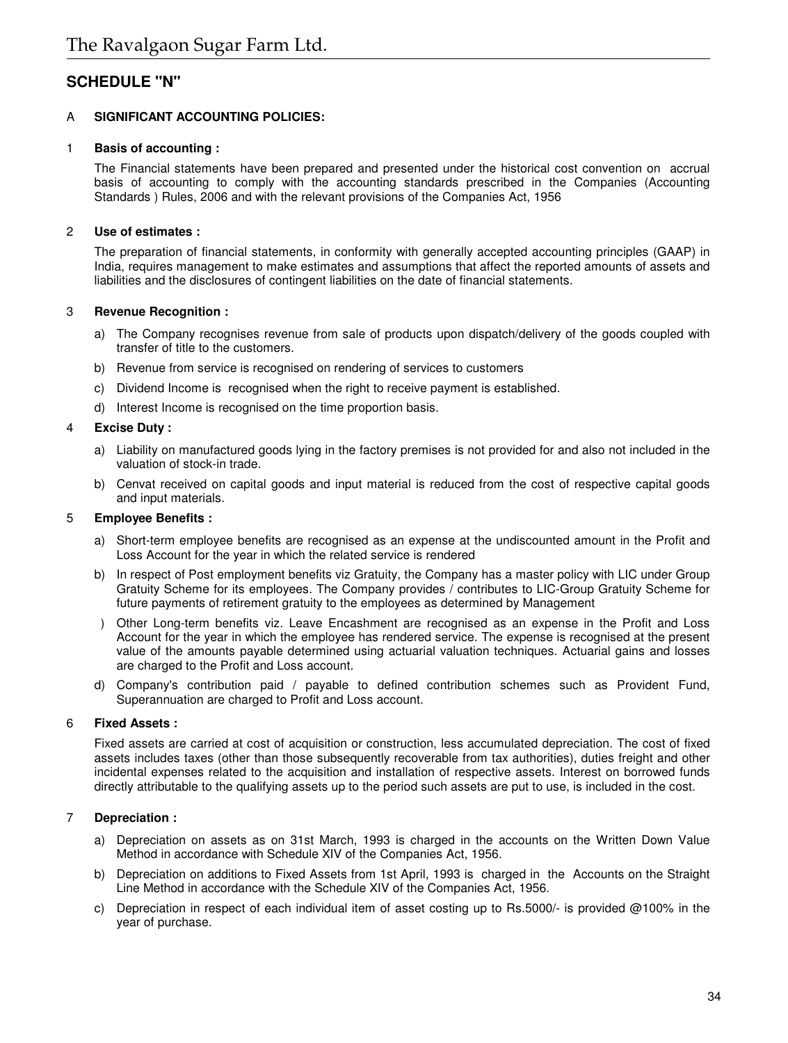## SCHEDULE "N"

A **SIGNIFICANT ACCOUNTING POLICIES:**

1 **Basis of accounting :**

The Financial statements have been prepared and presented under the historical cost convention on accrual basis of accounting to comply with the accounting standards prescribed in the Companies (Accounting Standards ) Rules, 2006 and with the relevant provisions of the Companies Act, 1956

2 **Use of estimates :**

The preparation of financial statements, in conformity with generally accepted accounting principles (GAAP) in India, requires management to make estimates and assumptions that affect the reported amounts of assets and liabilities and the disclosures of contingent liabilities on the date of financial statements.

3 **Revenue Recognition :**

a) The Company recognises revenue from sale of products upon dispatch/delivery of the goods coupled with transfer of title to the customers.

b) Revenue from service is recognised on rendering of services to customers

c) Dividend Income is recognised when the right to receive payment is established.

d) Interest Income is recognised on the time proportion basis.

4 **Excise Duty :**

a) Liability on manufactured goods lying in the factory premises is not provided for and also not included in the valuation of stock-in trade.

b) Cenvat received on capital goods and input material is reduced from the cost of respective capital goods and input materials.

5 **Employee Benefits :**

a) Short-term employee benefits are recognised as an expense at the undiscounted amount in the Profit and Loss Account for the year in which the related service is rendered

b) In respect of Post employment benefits viz Gratuity, the Company has a master policy with LIC under Group Gratuity Scheme for its employees. The Company provides / contributes to LIC-Group Gratuity Scheme for future payments of retirement gratuity to the employees as determined by Management

) Other Long-term benefits viz. Leave Encashment are recognised as an expense in the Profit and Loss Account for the year in which the employee has rendered service. The expense is recognised at the present value of the amounts payable determined using actuarial valuation techniques. Actuarial gains and losses are charged to the Profit and Loss account.

d) Company's contribution paid / payable to defined contribution schemes such as Provident Fund, Superannuation are charged to Profit and Loss account.

6 **Fixed Assets :**

Fixed assets are carried at cost of acquisition or construction, less accumulated depreciation. The cost of fixed assets includes taxes (other than those subsequently recoverable from tax authorities), duties freight and other incidental expenses related to the acquisition and installation of respective assets. Interest on borrowed funds directly attributable to the qualifying assets up to the period such assets are put to use, is included in the cost.

7 **Depreciation :**

a) Depreciation on assets as on 31st March, 1993 is charged in the accounts on the Written Down Value Method in accordance with Schedule XIV of the Companies Act, 1956.

b) Depreciation on additions to Fixed Assets from 1st April, 1993 is charged in the Accounts on the Straight Line Method in accordance with the Schedule XIV of the Companies Act, 1956.

c) Depreciation in respect of each individual item of asset costing up to Rs.5000/- is provided @100% in the year of purchase.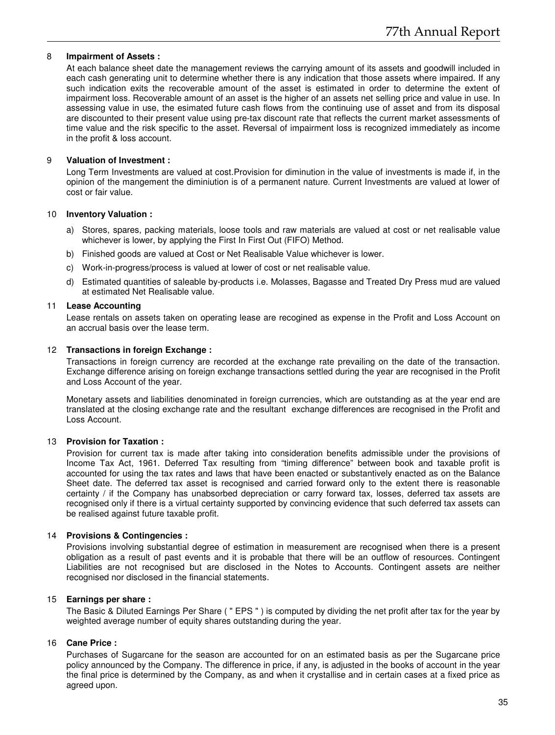8 **Impairment of Assets :**

At each balance sheet date the management reviews the carrying amount of its assets and goodwill included in each cash generating unit to determine whether there is any indication that those assets where impaired. If any such indication exits the recoverable amount of the asset is estimated in order to determine the extent of impairment loss. Recoverable amount of an asset is the higher of an assets net selling price and value in use. In assessing value in use, the esimated future cash flows from the continuing use of asset and from its disposal are discounted to their present value using pre-tax discount rate that reflects the current market assessments of time value and the risk specific to the asset. Reversal of impairment loss is recognized immediately as income in the profit & loss account.

9 **Valuation of Investment :**

Long Term Investments are valued at cost.Provision for diminution in the value of investments is made if, in the opinion of the mangement the diminiution is of a permanent nature. Current Investments are valued at lower of cost or fair value.

10 **Inventory Valuation :**

a) Stores, spares, packing materials, loose tools and raw materials are valued at cost or net realisable value whichever is lower, by applying the First In First Out (FIFO) Method.

b) Finished goods are valued at Cost or Net Realisable Value whichever is lower.

c) Work-in-progress/process is valued at lower of cost or net realisable value.

d) Estimated quantities of saleable by-products i.e. Molasses, Bagasse and Treated Dry Press mud are valued at estimated Net Realisable value.

11 **Lease Accounting**

Lease rentals on assets taken on operating lease are recogined as expense in the Profit and Loss Account on an accrual basis over the lease term.

12 **Transactions in foreign Exchange :**

Transactions in foreign currency are recorded at the exchange rate prevailing on the date of the transaction. Exchange difference arising on foreign exchange transactions settled during the year are recognised in the Profit and Loss Account of the year.

Monetary assets and liabilities denominated in foreign currencies, which are outstanding as at the year end are translated at the closing exchange rate and the resultant exchange differences are recognised in the Profit and Loss Account.

13 **Provision for Taxation :**

Provision for current tax is made after taking into consideration benefits admissible under the provisions of Income Tax Act, 1961. Deferred Tax resulting from "timing difference" between book and taxable profit is accounted for using the tax rates and laws that have been enacted or substantively enacted as on the Balance Sheet date. The deferred tax asset is recognised and carried forward only to the extent there is reasonable certainty / if the Company has unabsorbed depreciation or carry forward tax, losses, deferred tax assets are recognised only if there is a virtual certainty supported by convincing evidence that such deferred tax assets can be realised against future taxable profit.

14 **Provisions & Contingencies :**

Provisions involving substantial degree of estimation in measurement are recognised when there is a present obligation as a result of past events and it is probable that there will be an outflow of resources. Contingent Liabilities are not recognised but are disclosed in the Notes to Accounts. Contingent assets are neither recognised nor disclosed in the financial statements.

15 **Earnings per share :**

The Basic & Diluted Earnings Per Share ( " EPS " ) is computed by dividing the net profit after tax for the year by weighted average number of equity shares outstanding during the year.

16 **Cane Price :**

Purchases of Sugarcane for the season are accounted for on an estimated basis as per the Sugarcane price policy announced by the Company. The difference in price, if any, is adjusted in the books of account in the year the final price is determined by the Company, as and when it crystallise and in certain cases at a fixed price as agreed upon.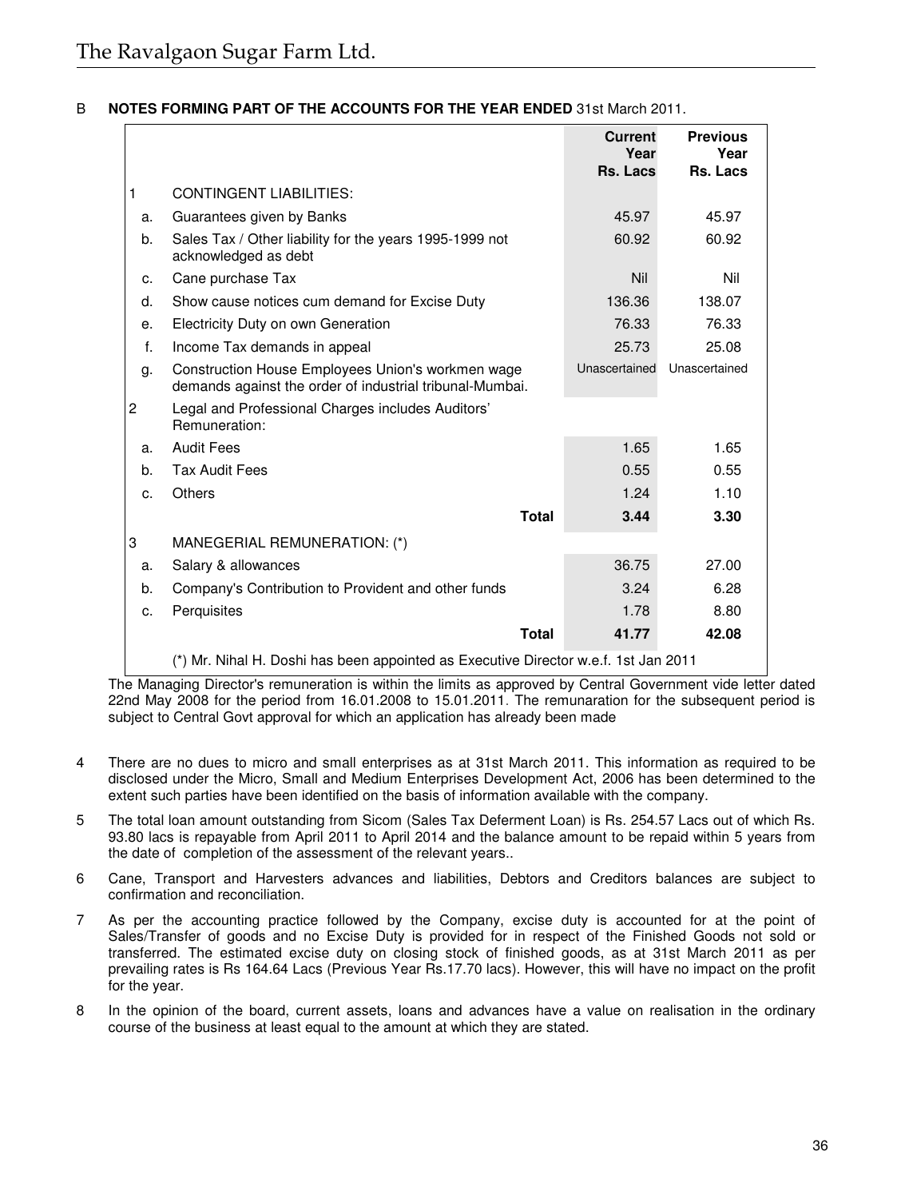B **NOTES FORMING PART OF THE ACCOUNTS FOR THE YEAR ENDED** 31st March 2011.

| | | Current Year Rs. Lacs | Previous Year Rs. Lacs |
|---|---|---|---|
| 1 | CONTINGENT LIABILITIES: | | |
| a. | Guarantees given by Banks | 45.97 | 45.97 |
| b. | Sales Tax / Other liability for the years 1995-1999 not acknowledged as debt | 60.92 | 60.92 |
| c. | Cane purchase Tax | Nil | Nil |
| d. | Show cause notices cum demand for Excise Duty | 136.36 | 138.07 |
| e. | Electricity Duty on own Generation | 76.33 | 76.33 |
| f. | Income Tax demands in appeal | 25.73 | 25.08 |
| g. | Construction House Employees Union's workmen wage demands against the order of industrial tribunal-Mumbai. | Unascertained | Unascertained |
| 2 | Legal and Professional Charges includes Auditors' Remuneration: | | |
| a. | Audit Fees | 1.65 | 1.65 |
| b. | Tax Audit Fees | 0.55 | 0.55 |
| c. | Others | 1.24 | 1.10 |
| | **Total** | **3.44** | **3.30** |
| 3 | MANEGERIAL REMUNERATION: (*) | | |
| a. | Salary & allowances | 36.75 | 27.00 |
| b. | Company's Contribution to Provident and other funds | 3.24 | 6.28 |
| c. | Perquisites | 1.78 | 8.80 |
| | **Total** | **41.77** | **42.08** |

(*) Mr. Nihal H. Doshi has been appointed as Executive Director w.e.f. 1st Jan 2011

The Managing Director's remuneration is within the limits as approved by Central Government vide letter dated 22nd May 2008 for the period from 16.01.2008 to 15.01.2011. The remunaration for the subsequent period is subject to Central Govt approval for which an application has already been made

4 There are no dues to micro and small enterprises as at 31st March 2011. This information as required to be disclosed under the Micro, Small and Medium Enterprises Development Act, 2006 has been determined to the extent such parties have been identified on the basis of information available with the company.

5 The total loan amount outstanding from Sicom (Sales Tax Deferment Loan) is Rs. 254.57 Lacs out of which Rs. 93.80 lacs is repayable from April 2011 to April 2014 and the balance amount to be repaid within 5 years from the date of completion of the assessment of the relevant years..

6 Cane, Transport and Harvesters advances and liabilities, Debtors and Creditors balances are subject to confirmation and reconciliation.

7 As per the accounting practice followed by the Company, excise duty is accounted for at the point of Sales/Transfer of goods and no Excise Duty is provided for in respect of the Finished Goods not sold or transferred. The estimated excise duty on closing stock of finished goods, as at 31st March 2011 as per prevailing rates is Rs 164.64 Lacs (Previous Year Rs.17.70 lacs). However, this will have no impact on the profit for the year.

8 In the opinion of the board, current assets, loans and advances have a value on realisation in the ordinary course of the business at least equal to the amount at which they are stated.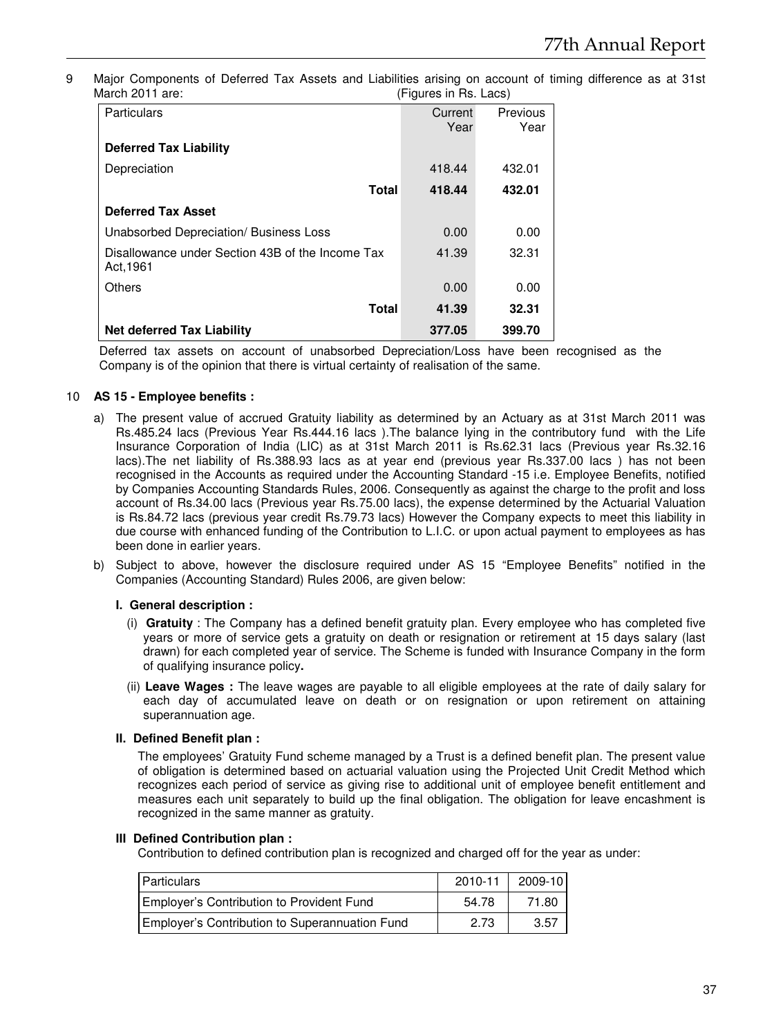9 Major Components of Deferred Tax Assets and Liabilities arising on account of timing difference as at 31st March 2011 are: (Figures in Rs. Lacs)

| Particulars | Current Year | Previous Year |
|---|---|---|
| **Deferred Tax Liability** | | |
| Depreciation | 418.44 | 432.01 |
| **Total** | **418.44** | **432.01** |
| **Deferred Tax Asset** | | |
| Unabsorbed Depreciation/ Business Loss | 0.00 | 0.00 |
| Disallowance under Section 43B of the Income Tax Act,1961 | 41.39 | 32.31 |
| Others | 0.00 | 0.00 |
| **Total** | **41.39** | **32.31** |
| **Net deferred Tax Liability** | **377.05** | **399.70** |

Deferred tax assets on account of unabsorbed Depreciation/Loss have been recognised as the Company is of the opinion that there is virtual certainty of realisation of the same.

10 **AS 15 - Employee benefits :**

a) The present value of accrued Gratuity liability as determined by an Actuary as at 31st March 2011 was Rs.485.24 lacs (Previous Year Rs.444.16 lacs ).The balance lying in the contributory fund with the Life Insurance Corporation of India (LIC) as at 31st March 2011 is Rs.62.31 lacs (Previous year Rs.32.16 lacs).The net liability of Rs.388.93 lacs as at year end (previous year Rs.337.00 lacs ) has not been recognised in the Accounts as required under the Accounting Standard -15 i.e. Employee Benefits, notified by Companies Accounting Standards Rules, 2006. Consequently as against the charge to the profit and loss account of Rs.34.00 lacs (Previous year Rs.75.00 lacs), the expense determined by the Actuarial Valuation is Rs.84.72 lacs (previous year credit Rs.79.73 lacs) However the Company expects to meet this liability in due course with enhanced funding of the Contribution to L.I.C. or upon actual payment to employees as has been done in earlier years.

b) Subject to above, however the disclosure required under AS 15 "Employee Benefits" notified in the Companies (Accounting Standard) Rules 2006, are given below:

**I. General description :**

(i) **Gratuity** : The Company has a defined benefit gratuity plan. Every employee who has completed five years or more of service gets a gratuity on death or resignation or retirement at 15 days salary (last drawn) for each completed year of service. The Scheme is funded with Insurance Company in the form of qualifying insurance policy**.**

(ii) **Leave Wages :** The leave wages are payable to all eligible employees at the rate of daily salary for each day of accumulated leave on death or on resignation or upon retirement on attaining superannuation age.

**II. Defined Benefit plan :**

The employees' Gratuity Fund scheme managed by a Trust is a defined benefit plan. The present value of obligation is determined based on actuarial valuation using the Projected Unit Credit Method which recognizes each period of service as giving rise to additional unit of employee benefit entitlement and measures each unit separately to build up the final obligation. The obligation for leave encashment is recognized in the same manner as gratuity.

**III Defined Contribution plan :**

Contribution to defined contribution plan is recognized and charged off for the year as under:

| Particulars | 2010-11 | 2009-10 |
|---|---|---|
| Employer's Contribution to Provident Fund | 54.78 | 71.80 |
| Employer's Contribution to Superannuation Fund | 2.73 | 3.57 |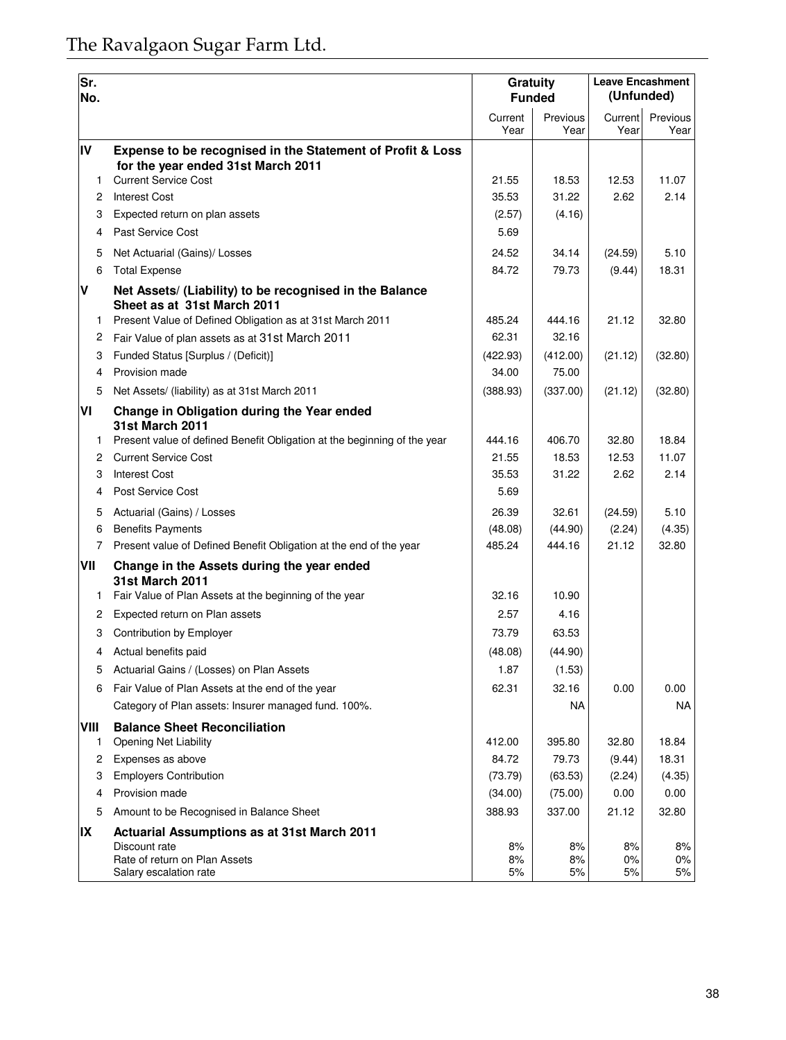| Sr. No. | | Gratuity Funded | | Leave Encashment (Unfunded) | |
|---|---|---|---|---|---|
| | | Current Year | Previous Year | Current Year | Previous Year |
| **IV** | **Expense to be recognised in the Statement of Profit & Loss for the year ended 31st March 2011** | | | | |
| 1 | Current Service Cost | 21.55 | 18.53 | 12.53 | 11.07 |
| 2 | Interest Cost | 35.53 | 31.22 | 2.62 | 2.14 |
| 3 | Expected return on plan assets | (2.57) | (4.16) | | |
| 4 | Past Service Cost | 5.69 | | | |
| 5 | Net Actuarial (Gains)/ Losses | 24.52 | 34.14 | (24.59) | 5.10 |
| 6 | Total Expense | 84.72 | 79.73 | (9.44) | 18.31 |
| **V** | **Net Assets/ (Liability) to be recognised in the Balance Sheet as at 31st March 2011** | | | | |
| 1 | Present Value of Defined Obligation as at 31st March 2011 | 485.24 | 444.16 | 21.12 | 32.80 |
| 2 | Fair Value of plan assets as at 31st March 2011 | 62.31 | 32.16 | | |
| 3 | Funded Status [Surplus / (Deficit)] | (422.93) | (412.00) | (21.12) | (32.80) |
| 4 | Provision made | 34.00 | 75.00 | | |
| 5 | Net Assets/ (liability) as at 31st March 2011 | (388.93) | (337.00) | (21.12) | (32.80) |
| **VI** | **Change in Obligation during the Year ended 31st March 2011** | | | | |
| 1 | Present value of defined Benefit Obligation at the beginning of the year | 444.16 | 406.70 | 32.80 | 18.84 |
| 2 | Current Service Cost | 21.55 | 18.53 | 12.53 | 11.07 |
| 3 | Interest Cost | 35.53 | 31.22 | 2.62 | 2.14 |
| 4 | Post Service Cost | 5.69 | | | |
| 5 | Actuarial (Gains) / Losses | 26.39 | 32.61 | (24.59) | 5.10 |
| 6 | Benefits Payments | (48.08) | (44.90) | (2.24) | (4.35) |
| 7 | Present value of Defined Benefit Obligation at the end of the year | 485.24 | 444.16 | 21.12 | 32.80 |
| **VII** | **Change in the Assets during the year ended 31st March 2011** | | | | |
| 1 | Fair Value of Plan Assets at the beginning of the year | 32.16 | 10.90 | | |
| 2 | Expected return on Plan assets | 2.57 | 4.16 | | |
| 3 | Contribution by Employer | 73.79 | 63.53 | | |
| 4 | Actual benefits paid | (48.08) | (44.90) | | |
| 5 | Actuarial Gains / (Losses) on Plan Assets | 1.87 | (1.53) | | |
| 6 | Fair Value of Plan Assets at the end of the year | 62.31 | 32.16 | 0.00 | 0.00 |
| | Category of Plan assets: Insurer managed fund. 100%. | | NA | | NA |
| **VIII** | **Balance Sheet Reconciliation** | | | | |
| 1 | Opening Net Liability | 412.00 | 395.80 | 32.80 | 18.84 |
| 2 | Expenses as above | 84.72 | 79.73 | (9.44) | 18.31 |
| 3 | Employers Contribution | (73.79) | (63.53) | (2.24) | (4.35) |
| 4 | Provision made | (34.00) | (75.00) | 0.00 | 0.00 |
| 5 | Amount to be Recognised in Balance Sheet | 388.93 | 337.00 | 21.12 | 32.80 |
| **IX** | **Actuarial Assumptions as at 31st March 2011** | | | | |
| | Discount rate | 8% | 8% | 8% | 8% |
| | Rate of return on Plan Assets | 8% | 8% | 0% | 0% |
| | Salary escalation rate | 5% | 5% | 5% | 5% |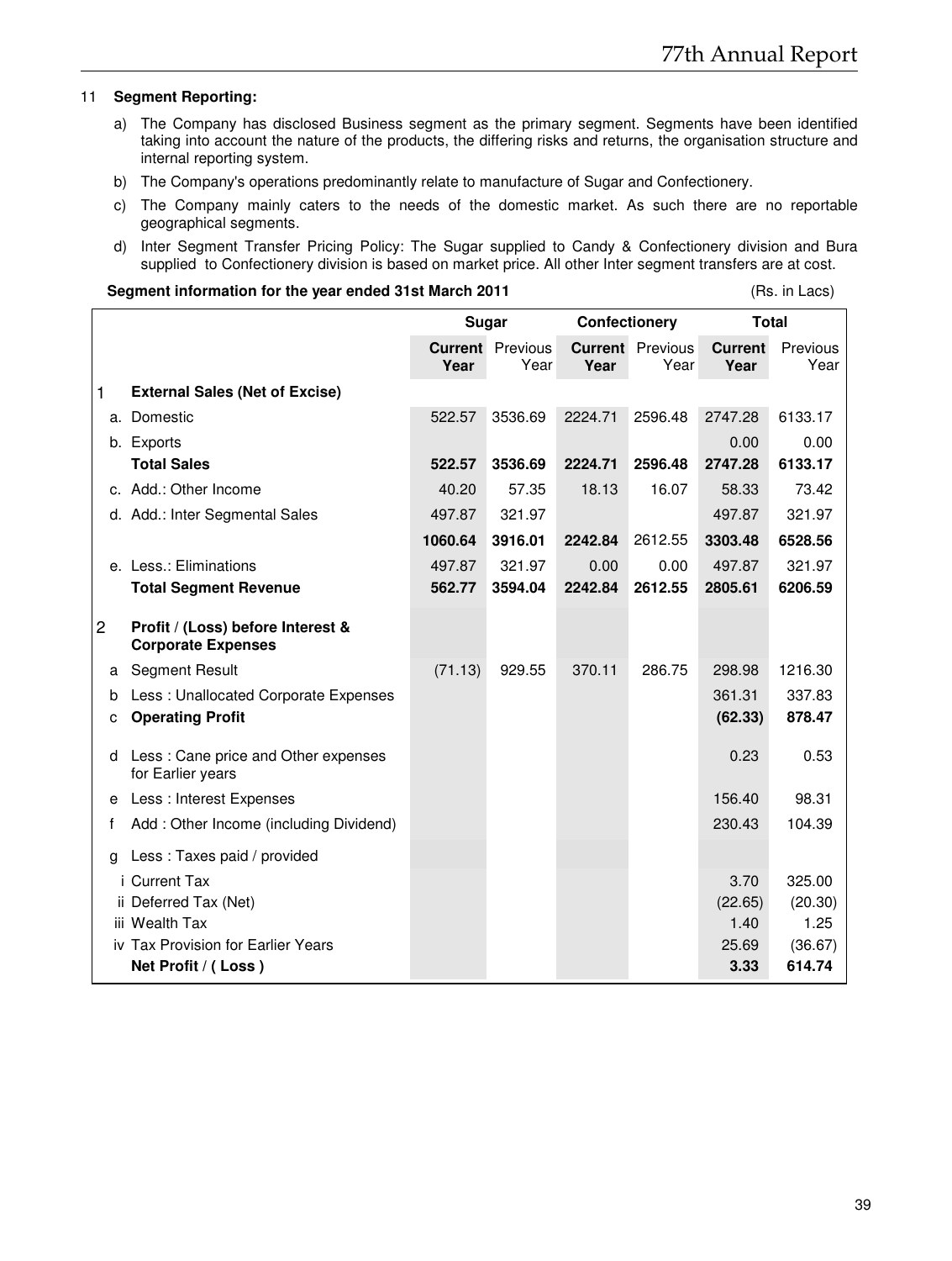11 **Segment Reporting:**

a) The Company has disclosed Business segment as the primary segment. Segments have been identified taking into account the nature of the products, the differing risks and returns, the organisation structure and internal reporting system.

b) The Company's operations predominantly relate to manufacture of Sugar and Confectionery.

c) The Company mainly caters to the needs of the domestic market. As such there are no reportable geographical segments.

d) Inter Segment Transfer Pricing Policy: The Sugar supplied to Candy & Confectionery division and Bura supplied to Confectionery division is based on market price. All other Inter segment transfers are at cost.

**Segment information for the year ended 31st March 2011** (Rs. in Lacs)

| | | Sugar | | Confectionery | | Total | |
|---|---|---|---|---|---|---|---|
| | | **Current Year** | Previous Year | **Current Year** | Previous Year | **Current Year** | Previous Year |
| 1 | **External Sales (Net of Excise)** | | | | | | |
| a. | Domestic | 522.57 | 3536.69 | 2224.71 | 2596.48 | 2747.28 | 6133.17 |
| b. | Exports | | | | | 0.00 | 0.00 |
| | **Total Sales** | **522.57** | **3536.69** | **2224.71** | **2596.48** | **2747.28** | **6133.17** |
| c. | Add.: Other Income | 40.20 | 57.35 | 18.13 | 16.07 | 58.33 | 73.42 |
| d. | Add.: Inter Segmental Sales | 497.87 | 321.97 | | | 497.87 | 321.97 |
| | | **1060.64** | **3916.01** | **2242.84** | 2612.55 | **3303.48** | **6528.56** |
| e. | Less.: Eliminations | 497.87 | 321.97 | 0.00 | 0.00 | 497.87 | 321.97 |
| | **Total Segment Revenue** | **562.77** | **3594.04** | **2242.84** | **2612.55** | **2805.61** | **6206.59** |
| 2 | **Profit / (Loss) before Interest & Corporate Expenses** | | | | | | |
| a | Segment Result | (71.13) | 929.55 | 370.11 | 286.75 | 298.98 | 1216.30 |
| b | Less : Unallocated Corporate Expenses | | | | | 361.31 | 337.83 |
| c | **Operating Profit** | | | | | **(62.33)** | **878.47** |
| d | Less : Cane price and Other expenses for Earlier years | | | | | 0.23 | 0.53 |
| e | Less : Interest Expenses | | | | | 156.40 | 98.31 |
| f | Add : Other Income (including Dividend) | | | | | 230.43 | 104.39 |
| g | Less : Taxes paid / provided | | | | | | |
| | i Current Tax | | | | | 3.70 | 325.00 |
| | ii Deferred Tax (Net) | | | | | (22.65) | (20.30) |
| | iii Wealth Tax | | | | | 1.40 | 1.25 |
| | iv Tax Provision for Earlier Years | | | | | 25.69 | (36.67) |
| | **Net Profit / ( Loss )** | | | | | **3.33** | **614.74** |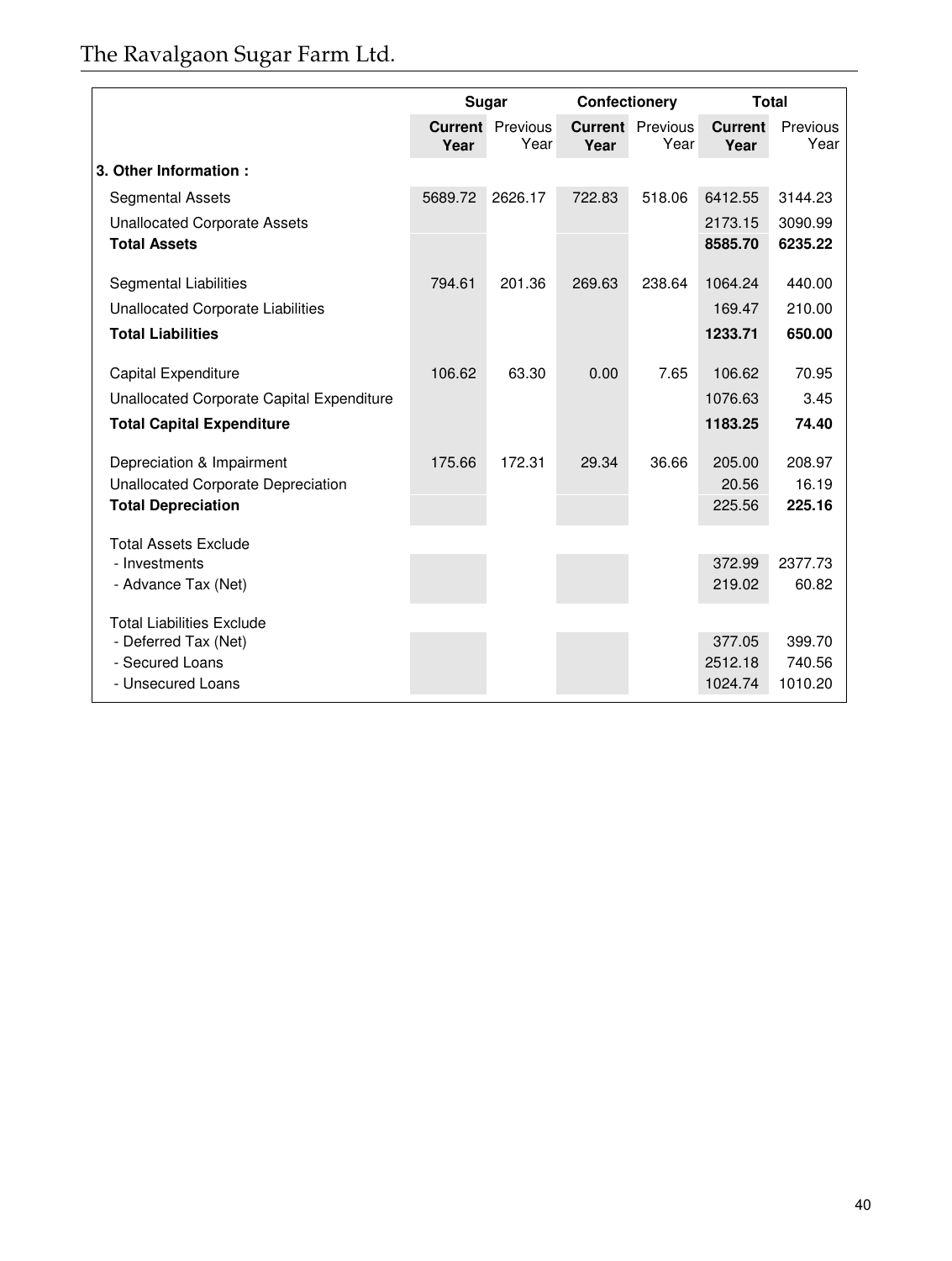| | Sugar | | Confectionery | | Total | |
|---|---|---|---|---|---|---|
| | **Current Year** | Previous Year | **Current Year** | Previous Year | **Current Year** | Previous Year |
| **3. Other Information :** | | | | | | |
| Segmental Assets | 5689.72 | 2626.17 | 722.83 | 518.06 | 6412.55 | 3144.23 |
| Unallocated Corporate Assets | | | | | 2173.15 | 3090.99 |
| **Total Assets** | | | | | **8585.70** | **6235.22** |
| Segmental Liabilities | 794.61 | 201.36 | 269.63 | 238.64 | 1064.24 | 440.00 |
| Unallocated Corporate Liabilities | | | | | 169.47 | 210.00 |
| **Total Liabilities** | | | | | **1233.71** | **650.00** |
| Capital Expenditure | 106.62 | 63.30 | 0.00 | 7.65 | 106.62 | 70.95 |
| Unallocated Corporate Capital Expenditure | | | | | 1076.63 | 3.45 |
| **Total Capital Expenditure** | | | | | **1183.25** | **74.40** |
| Depreciation & Impairment | 175.66 | 172.31 | 29.34 | 36.66 | 205.00 | 208.97 |
| Unallocated Corporate Depreciation | | | | | 20.56 | 16.19 |
| **Total Depreciation** | | | | | 225.56 | **225.16** |
| Total Assets Exclude | | | | | | |
| - Investments | | | | | 372.99 | 2377.73 |
| - Advance Tax (Net) | | | | | 219.02 | 60.82 |
| Total Liabilities Exclude | | | | | | |
| - Deferred Tax (Net) | | | | | 377.05 | 399.70 |
| - Secured Loans | | | | | 2512.18 | 740.56 |
| - Unsecured Loans | | | | | 1024.74 | 1010.20 |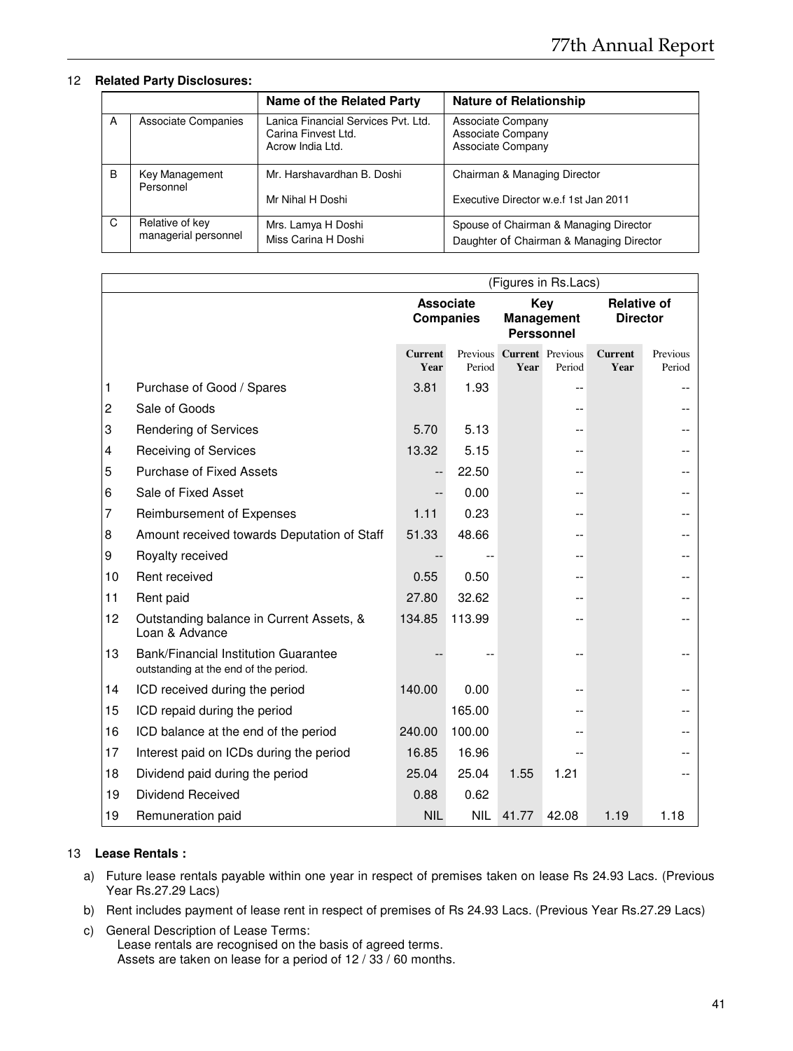12 **Related Party Disclosures:**

| | | Name of the Related Party | Nature of Relationship |
|---|---|---|---|
| A | Associate Companies | Lanica Financial Services Pvt. Ltd.<br>Carina Finvest Ltd.<br>Acrow India Ltd. | Associate Company<br>Associate Company<br>Associate Company |
| B | Key Management Personnel | Mr. Harshavardhan B. Doshi<br>Mr Nihal H Doshi | Chairman & Managing Director<br>Executive Director w.e.f 1st Jan 2011 |
| C | Relative of key managerial personnel | Mrs. Lamya H Doshi<br>Miss Carina H Doshi | Spouse of Chairman & Managing Director<br>Daughter of Chairman & Managing Director |

(Figures in Rs.Lacs)

| | | Associate Companies | | Key Management Perssonnel | | Relative of Director | |
|---|---|---|---|---|---|---|---|
| | | **Current Year** | Previous Period | **Current Year** | Previous Period | **Current Year** | Previous Period |
| 1 | Purchase of Good / Spares | 3.81 | 1.93 | | -- | | -- |
| 2 | Sale of Goods | | | | -- | | -- |
| 3 | Rendering of Services | 5.70 | 5.13 | | -- | | -- |
| 4 | Receiving of Services | 13.32 | 5.15 | | -- | | -- |
| 5 | Purchase of Fixed Assets | -- | 22.50 | | -- | | -- |
| 6 | Sale of Fixed Asset | -- | 0.00 | | -- | | -- |
| 7 | Reimbursement of Expenses | 1.11 | 0.23 | | -- | | -- |
| 8 | Amount received towards Deputation of Staff | 51.33 | 48.66 | | -- | | -- |
| 9 | Royalty received | -- | -- | | -- | | -- |
| 10 | Rent received | 0.55 | 0.50 | | -- | | -- |
| 11 | Rent paid | 27.80 | 32.62 | | -- | | -- |
| 12 | Outstanding balance in Current Assets, & Loan & Advance | 134.85 | 113.99 | | -- | | -- |
| 13 | Bank/Financial Institution Guarantee outstanding at the end of the period. | -- | -- | | -- | | -- |
| 14 | ICD received during the period | 140.00 | 0.00 | | -- | | -- |
| 15 | ICD repaid during the period | | 165.00 | | -- | | -- |
| 16 | ICD balance at the end of the period | 240.00 | 100.00 | | -- | | -- |
| 17 | Interest paid on ICDs during the period | 16.85 | 16.96 | | -- | | -- |
| 18 | Dividend paid during the period | 25.04 | 25.04 | 1.55 | 1.21 | | -- |
| 19 | Dividend Received | 0.88 | 0.62 | | | | |
| 19 | Remuneration paid | NIL | NIL | 41.77 | 42.08 | 1.19 | 1.18 |

13 **Lease Rentals :**

a) Future lease rentals payable within one year in respect of premises taken on lease Rs 24.93 Lacs. (Previous Year Rs.27.29 Lacs)

b) Rent includes payment of lease rent in respect of premises of Rs 24.93 Lacs. (Previous Year Rs.27.29 Lacs)

c) General Description of Lease Terms:
Lease rentals are recognised on the basis of agreed terms.
Assets are taken on lease for a period of 12 / 33 / 60 months.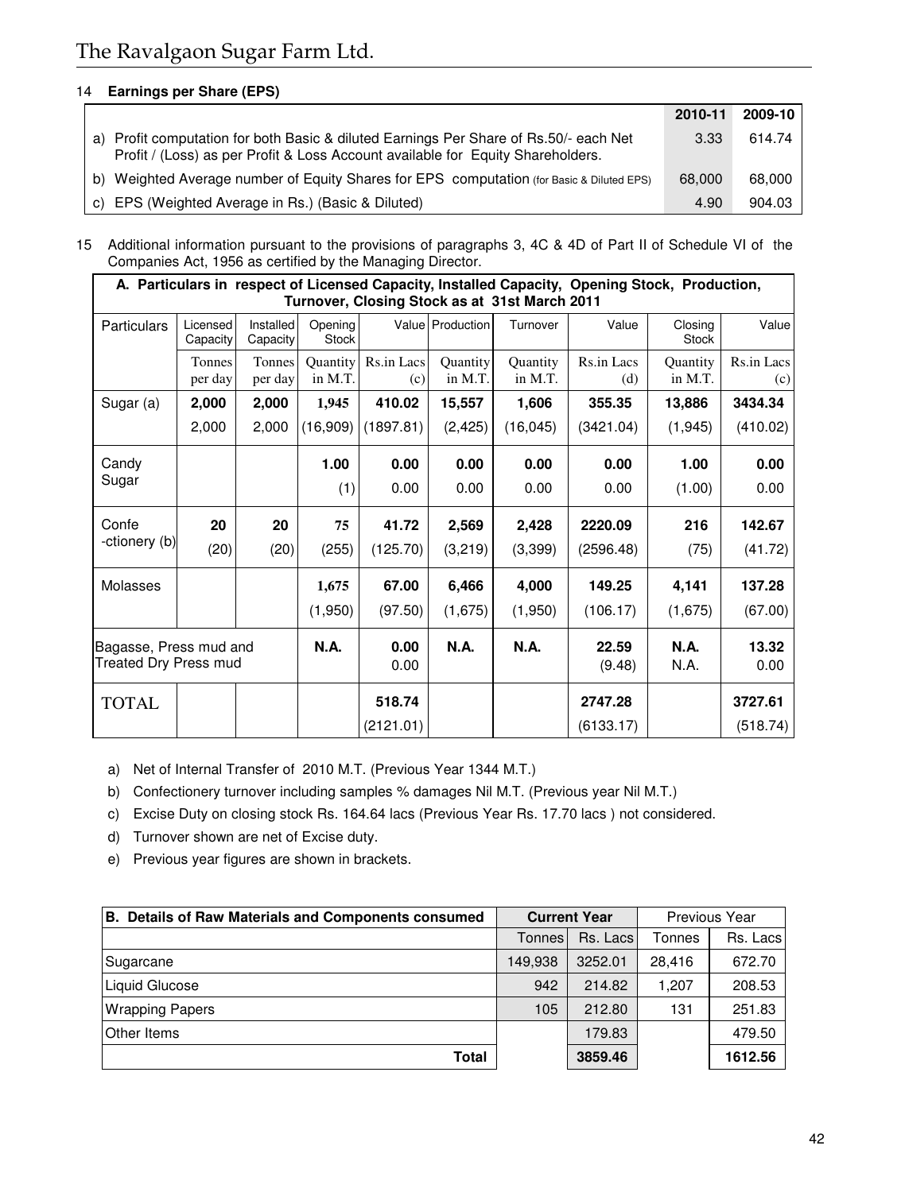### 14 Earnings per Share (EPS)

| | 2010-11 | 2009-10 |
|---|---|---|
| a) Profit computation for both Basic & diluted Earnings Per Share of Rs.50/- each Net Profit / (Loss) as per Profit & Loss Account available for Equity Shareholders. | 3.33 | 614.74 |
| b) Weighted Average number of Equity Shares for EPS computation (for Basic & Diluted EPS) | 68,000 | 68,000 |
| c) EPS (Weighted Average in Rs.) (Basic & Diluted) | 4.90 | 904.03 |

15 Additional information pursuant to the provisions of paragraphs 3, 4C & 4D of Part II of Schedule VI of the Companies Act, 1956 as certified by the Managing Director.

**A. Particulars in respect of Licensed Capacity, Installed Capacity, Opening Stock, Production, Turnover, Closing Stock as at 31st March 2011**

| Particulars | Licensed Capacity | Installed Capacity | Opening Stock | Value | Production | Turnover | Value | Closing Stock | Value |
|---|---|---|---|---|---|---|---|---|---|
| | Tonnes per day | Tonnes per day | Quantity in M.T. | Rs.in Lacs (c) | Quantity in M.T. | Quantity in M.T. | Rs.in Lacs (d) | Quantity in M.T. | Rs.in Lacs (c) |
| Sugar (a) | **2,000** | **2,000** | **1,945** | **410.02** | **15,557** | **1,606** | **355.35** | **13,886** | **3434.34** |
| | 2,000 | 2,000 | (16,909) | (1897.81) | (2,425) | (16,045) | (3421.04) | (1,945) | (410.02) |
| Candy Sugar | | | **1.00** | **0.00** | **0.00** | **0.00** | **0.00** | **1.00** | **0.00** |
| | | | (1) | 0.00 | 0.00 | 0.00 | 0.00 | (1.00) | 0.00 |
| Confe -ctionery (b) | **20** | **20** | **75** | **41.72** | **2,569** | **2,428** | **2220.09** | **216** | **142.67** |
| | (20) | (20) | (255) | (125.70) | (3,219) | (3,399) | (2596.48) | (75) | (41.72) |
| Molasses | | | **1,675** | **67.00** | **6,466** | **4,000** | **149.25** | **4,141** | **137.28** |
| | | | (1,950) | (97.50) | (1,675) | (1,950) | (106.17) | (1,675) | (67.00) |
| Bagasse, Press mud and Treated Dry Press mud | | | **N.A.** | **0.00** | **N.A.** | **N.A.** | **22.59** | **N.A.** | **13.32** |
| | | | | 0.00 | | | (9.48) | N.A. | 0.00 |
| TOTAL | | | | **518.74** | | | **2747.28** | | **3727.61** |
| | | | | (2121.01) | | | (6133.17) | | (518.74) |

a) Net of Internal Transfer of 2010 M.T. (Previous Year 1344 M.T.)

b) Confectionery turnover including samples % damages Nil M.T. (Previous year Nil M.T.)

c) Excise Duty on closing stock Rs. 164.64 lacs (Previous Year Rs. 17.70 lacs ) not considered.

d) Turnover shown are net of Excise duty.

e) Previous year figures are shown in brackets.

| B. Details of Raw Materials and Components consumed | Current Year | | Previous Year | |
|---|---|---|---|---|
| | Tonnes | Rs. Lacs | Tonnes | Rs. Lacs |
| Sugarcane | 149,938 | 3252.01 | 28,416 | 672.70 |
| Liquid Glucose | 942 | 214.82 | 1,207 | 208.53 |
| Wrapping Papers | 105 | 212.80 | 131 | 251.83 |
| Other Items | | 179.83 | | 479.50 |
| **Total** | | **3859.46** | | **1612.56** |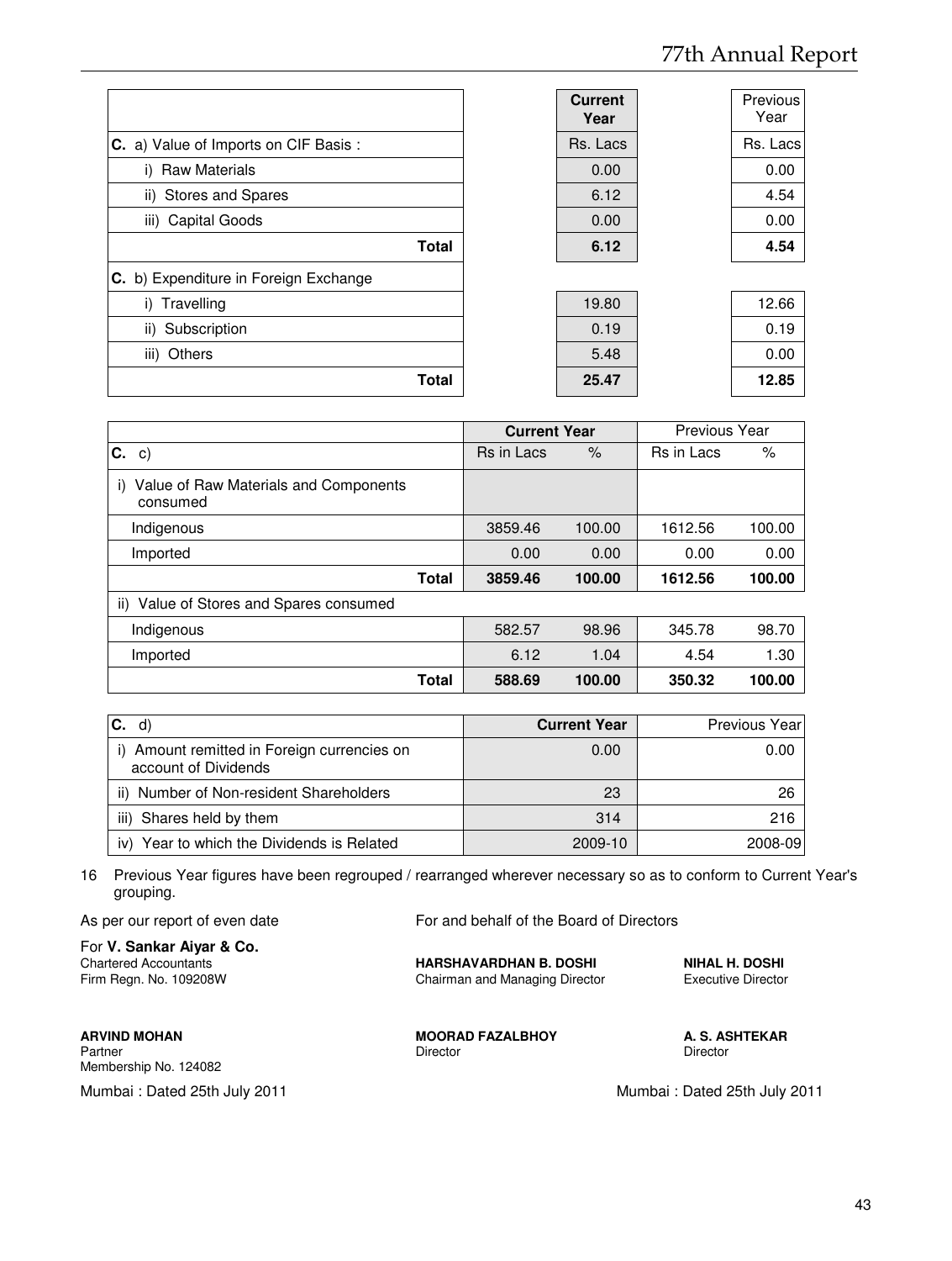| | Current Year | Previous Year |
|---|---|---|
| **C.** a) Value of Imports on CIF Basis : | Rs. Lacs | Rs. Lacs |
| i) Raw Materials | 0.00 | 0.00 |
| ii) Stores and Spares | 6.12 | 4.54 |
| iii) Capital Goods | 0.00 | 0.00 |
| **Total** | **6.12** | **4.54** |
| **C.** b) Expenditure in Foreign Exchange | | |
| i) Travelling | 19.80 | 12.66 |
| ii) Subscription | 0.19 | 0.19 |
| iii) Others | 5.48 | 0.00 |
| **Total** | **25.47** | **12.85** |

| | Current Year | | Previous Year | |
|---|---|---|---|---|
| **C.** c) | Rs in Lacs | % | Rs in Lacs | % |
| i) Value of Raw Materials and Components consumed | | | | |
| Indigenous | 3859.46 | 100.00 | 1612.56 | 100.00 |
| Imported | 0.00 | 0.00 | 0.00 | 0.00 |
| **Total** | **3859.46** | **100.00** | **1612.56** | **100.00** |
| ii) Value of Stores and Spares consumed | | | | |
| Indigenous | 582.57 | 98.96 | 345.78 | 98.70 |
| Imported | 6.12 | 1.04 | 4.54 | 1.30 |
| **Total** | **588.69** | **100.00** | **350.32** | **100.00** |

| **C.** d) | Current Year | Previous Year |
|---|---|---|
| i) Amount remitted in Foreign currencies on account of Dividends | 0.00 | 0.00 |
| ii) Number of Non-resident Shareholders | 23 | 26 |
| iii) Shares held by them | 314 | 216 |
| iv) Year to which the Dividends is Related | 2009-10 | 2008-09 |

16 Previous Year figures have been regrouped / rearranged wherever necessary so as to conform to Current Year's grouping.

As per our report of even date

For **V. Sankar Aiyar & Co.**
Chartered Accountants
Firm Regn. No. 109208W

**ARVIND MOHAN**
Partner
Membership No. 124082

Mumbai : Dated 25th July 2011

For and behalf of the Board of Directors

**HARSHAVARDHAN B. DOSHI**
Chairman and Managing Director

**NIHAL H. DOSHI**
Executive Director

**MOORAD FAZALBHOY**
Director

**A. S. ASHTEKAR**
Director

Mumbai : Dated 25th July 2011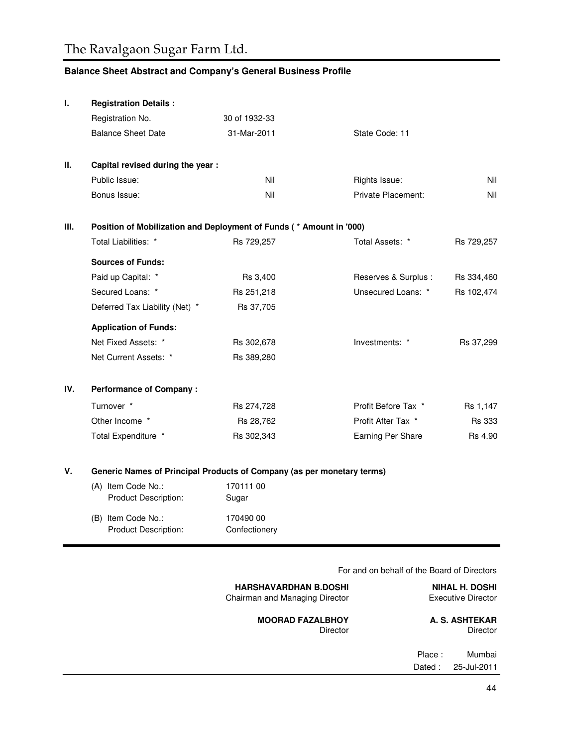# The Ravalgaon Sugar Farm Ltd.

## Balance Sheet Abstract and Company's General Business Profile

| | | | | |
|---|---|---|---|---|
| **I.** | **Registration Details :** | | | |
| | Registration No. | 30 of 1932-33 | | |
| | Balance Sheet Date | 31-Mar-2011 | State Code: 11 | |
| **II.** | **Capital revised during the year :** | | | |
| | Public Issue: | Nil | Rights Issue: | Nil |
| | Bonus Issue: | Nil | Private Placement: | Nil |
| **III.** | **Position of Mobilization and Deployment of Funds ( * Amount in '000)** | | | |
| | Total Liabilities: * | Rs 729,257 | Total Assets: * | Rs 729,257 |
| | **Sources of Funds:** | | | |
| | Paid up Capital: * | Rs 3,400 | Reserves & Surplus : | Rs 334,460 |
| | Secured Loans: * | Rs 251,218 | Unsecured Loans: * | Rs 102,474 |
| | Deferred Tax Liability (Net) * | Rs 37,705 | | |
| | **Application of Funds:** | | | |
| | Net Fixed Assets: * | Rs 302,678 | Investments: * | Rs 37,299 |
| | Net Current Assets: * | Rs 389,280 | | |
| **IV.** | **Performance of Company :** | | | |
| | Turnover * | Rs 274,728 | Profit Before Tax * | Rs 1,147 |
| | Other Income * | Rs 28,762 | Profit After Tax * | Rs 333 |
| | Total Expenditure * | Rs 302,343 | Earning Per Share | Rs 4.90 |
| **V.** | **Generic Names of Principal Products of Company (as per monetary terms)** | | | |
| | (A) Item Code No.: | 170111 00 | | |
| | Product Description: | Sugar | | |
| | (B) Item Code No.: | 170490 00 | | |
| | Product Description: | Confectionery | | |

For and on behalf of the Board of Directors

**HARSHAVARDHAN B.DOSHI**
Chairman and Managing Director

**NIHAL H. DOSHI**
Executive Director

**MOORAD FAZALBHOY**
Director

**A. S. ASHTEKAR**
Director

Place : Mumbai
Dated : 25-Jul-2011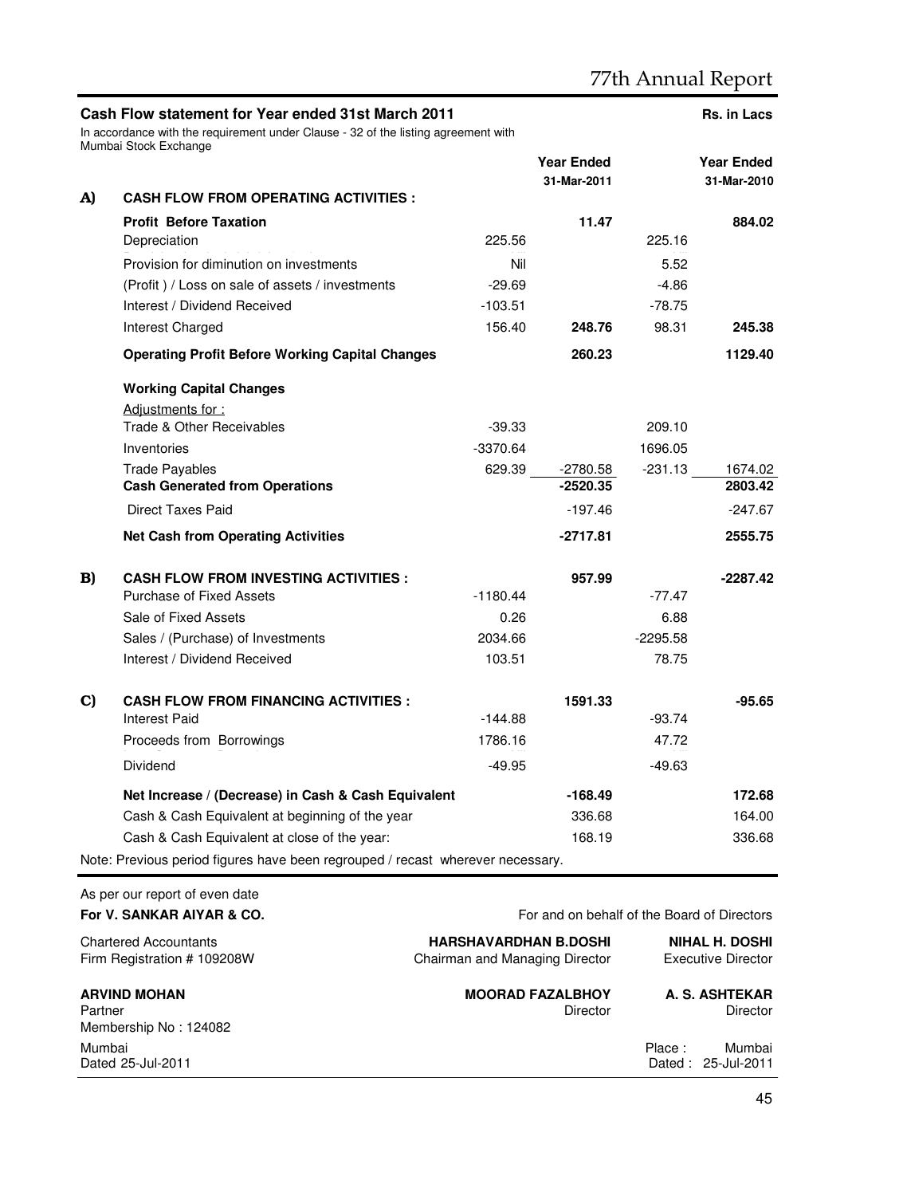## Cash Flow statement for Year ended 31st March 2011

In accordance with the requirement under Clause - 32 of the listing agreement with Mumbai Stock Exchange

Rs. in Lacs

| | | | Year Ended 31-Mar-2011 | | Year Ended 31-Mar-2010 |
|---|---|---|---|---|---|
| **A)** | **CASH FLOW FROM OPERATING ACTIVITIES :** | | | | |
| | **Profit Before Taxation** | | **11.47** | | **884.02** |
| | Depreciation | 225.56 | | 225.16 | |
| | Provision for diminution on investments | Nil | | 5.52 | |
| | (Profit ) / Loss on sale of assets / investments | -29.69 | | -4.86 | |
| | Interest / Dividend Received | -103.51 | | -78.75 | |
| | Interest Charged | 156.40 | **248.76** | 98.31 | **245.38** |
| | **Operating Profit Before Working Capital Changes** | | **260.23** | | **1129.40** |
| | **Working Capital Changes** | | | | |
| | Adjustments for : | | | | |
| | Trade & Other Receivables | -39.33 | | 209.10 | |
| | Inventories | -3370.64 | | 1696.05 | |
| | Trade Payables | 629.39 | -2780.58 | -231.13 | 1674.02 |
| | **Cash Generated from Operations** | | **-2520.35** | | **2803.42** |
| | Direct Taxes Paid | | -197.46 | | -247.67 |
| | **Net Cash from Operating Activities** | | **-2717.81** | | **2555.75** |
| **B)** | **CASH FLOW FROM INVESTING ACTIVITIES :** | | **957.99** | | **-2287.42** |
| | Purchase of Fixed Assets | -1180.44 | | -77.47 | |
| | Sale of Fixed Assets | 0.26 | | 6.88 | |
| | Sales / (Purchase) of Investments | 2034.66 | | -2295.58 | |
| | Interest / Dividend Received | 103.51 | | 78.75 | |
| **C)** | **CASH FLOW FROM FINANCING ACTIVITIES :** | | **1591.33** | | **-95.65** |
| | Interest Paid | -144.88 | | -93.74 | |
| | Proceeds from Borrowings | 1786.16 | | 47.72 | |
| | Dividend | -49.95 | | -49.63 | |
| | **Net Increase / (Decrease) in Cash & Cash Equivalent** | | **-168.49** | | **172.68** |
| | Cash & Cash Equivalent at beginning of the year | | 336.68 | | 164.00 |
| | Cash & Cash Equivalent at close of the year: | | 168.19 | | 336.68 |

Note: Previous period figures have been regrouped / recast wherever necessary.

As per our report of even date

**For V. SANKAR AIYAR & CO.**

Chartered Accountants
Firm Registration # 109208W

**ARVIND MOHAN**
Partner
Membership No : 124082

Mumbai
Dated 25-Jul-2011

For and on behalf of the Board of Directors

**HARSHAVARDHAN B.DOSHI**
Chairman and Managing Director

**NIHAL H. DOSHI**
Executive Director

**MOORAD FAZALBHOY**
Director

**A. S. ASHTEKAR**
Director

Place : Mumbai
Dated : 25-Jul-2011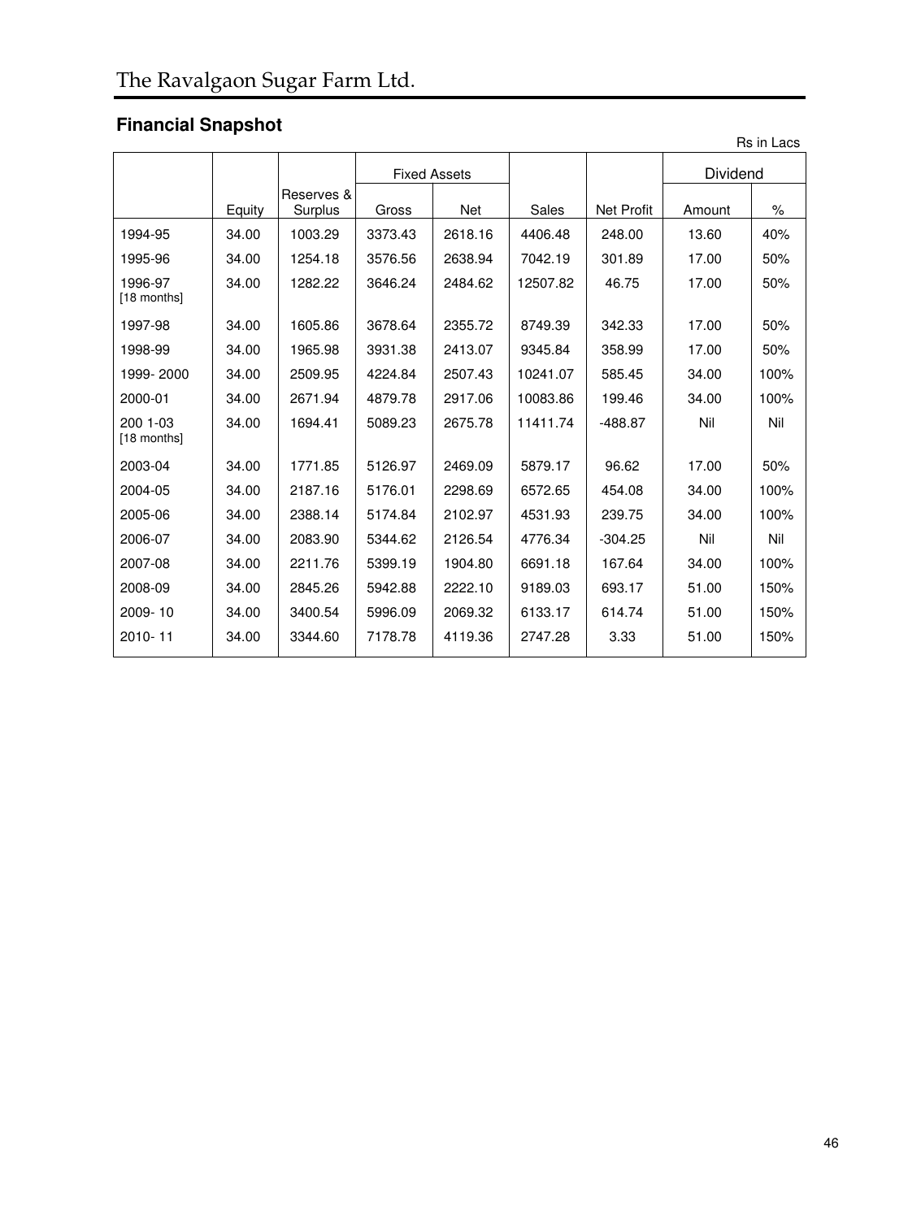## Financial Snapshot

Rs in Lacs

| | Equity | Reserves & Surplus | Fixed Assets | | Sales | Net Profit | Dividend | |
|---|---|---|---|---|---|---|---|---|
| | | | Gross | Net | | | Amount | % |
| 1994-95 | 34.00 | 1003.29 | 3373.43 | 2618.16 | 4406.48 | 248.00 | 13.60 | 40% |
| 1995-96 | 34.00 | 1254.18 | 3576.56 | 2638.94 | 7042.19 | 301.89 | 17.00 | 50% |
| 1996-97 [18 months] | 34.00 | 1282.22 | 3646.24 | 2484.62 | 12507.82 | 46.75 | 17.00 | 50% |
| 1997-98 | 34.00 | 1605.86 | 3678.64 | 2355.72 | 8749.39 | 342.33 | 17.00 | 50% |
| 1998-99 | 34.00 | 1965.98 | 3931.38 | 2413.07 | 9345.84 | 358.99 | 17.00 | 50% |
| 1999- 2000 | 34.00 | 2509.95 | 4224.84 | 2507.43 | 10241.07 | 585.45 | 34.00 | 100% |
| 2000-01 | 34.00 | 2671.94 | 4879.78 | 2917.06 | 10083.86 | 199.46 | 34.00 | 100% |
| 200 1-03 [18 months] | 34.00 | 1694.41 | 5089.23 | 2675.78 | 11411.74 | -488.87 | Nil | Nil |
| 2003-04 | 34.00 | 1771.85 | 5126.97 | 2469.09 | 5879.17 | 96.62 | 17.00 | 50% |
| 2004-05 | 34.00 | 2187.16 | 5176.01 | 2298.69 | 6572.65 | 454.08 | 34.00 | 100% |
| 2005-06 | 34.00 | 2388.14 | 5174.84 | 2102.97 | 4531.93 | 239.75 | 34.00 | 100% |
| 2006-07 | 34.00 | 2083.90 | 5344.62 | 2126.54 | 4776.34 | -304.25 | Nil | Nil |
| 2007-08 | 34.00 | 2211.76 | 5399.19 | 1904.80 | 6691.18 | 167.64 | 34.00 | 100% |
| 2008-09 | 34.00 | 2845.26 | 5942.88 | 2222.10 | 9189.03 | 693.17 | 51.00 | 150% |
| 2009- 10 | 34.00 | 3400.54 | 5996.09 | 2069.32 | 6133.17 | 614.74 | 51.00 | 150% |
| 2010- 11 | 34.00 | 3344.60 | 7178.78 | 4119.36 | 2747.28 | 3.33 | 51.00 | 150% |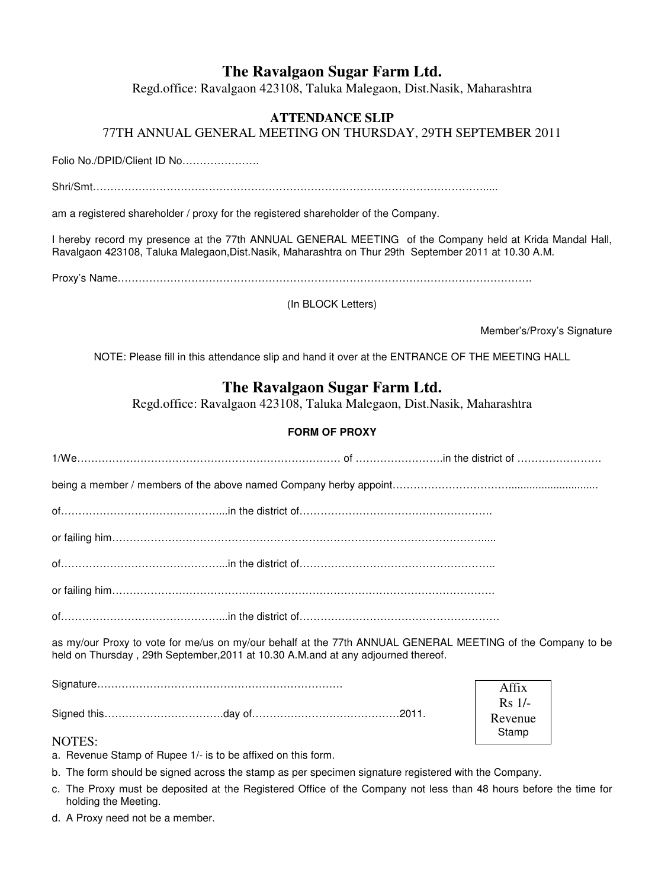# The Ravalgaon Sugar Farm Ltd.

Regd.office: Ravalgaon 423108, Taluka Malegaon, Dist.Nasik, Maharashtra

## ATTENDANCE SLIP

77TH ANNUAL GENERAL MEETING ON THURSDAY, 29TH SEPTEMBER 2011

Folio No./DPID/Client ID No………………….

Shri/Smt…………………………………………………………………………………………………......

am a registered shareholder / proxy for the registered shareholder of the Company.

I hereby record my presence at the 77th ANNUAL GENERAL MEETING of the Company held at Krida Mandal Hall, Ravalgaon 423108, Taluka Malegaon,Dist.Nasik, Maharashtra on Thur 29th September 2011 at 10.30 A.M.

Proxy's Name……………………………………………………………………………………………………….

(In BLOCK Letters)

Member's/Proxy's Signature

NOTE: Please fill in this attendance slip and hand it over at the ENTRANCE OF THE MEETING HALL

# The Ravalgaon Sugar Farm Ltd.

Regd.office: Ravalgaon 423108, Taluka Malegaon, Dist.Nasik, Maharashtra

## FORM OF PROXY

1/We………………………………………………………………… of …………………….in the district of ……………………

being a member / members of the above named Company herby appoint…………………………...............................

of………………………………………...in the district of……………………………………………….

or failing him…………………………………………………………………………………………......

of………………………………………...in the district of………………………………………………..

or failing him……………………………………………………………………………………………….

of………………………………………...in the district of…………………………………………………

as my/our Proxy to vote for me/us on my/our behalf at the 77th ANNUAL GENERAL MEETING of the Company to be held on Thursday , 29th September,2011 at 10.30 A.M.and at any adjourned thereof.

Signature……………………………………………………………

Signed this…………………………….day of……………………………………2011.

Affix Rs 1/- Revenue Stamp

NOTES:

a. Revenue Stamp of Rupee 1/- is to be affixed on this form.
b. The form should be signed across the stamp as per specimen signature registered with the Company.
c. The Proxy must be deposited at the Registered Office of the Company not less than 48 hours before the time for holding the Meeting.
d. A Proxy need not be a member.